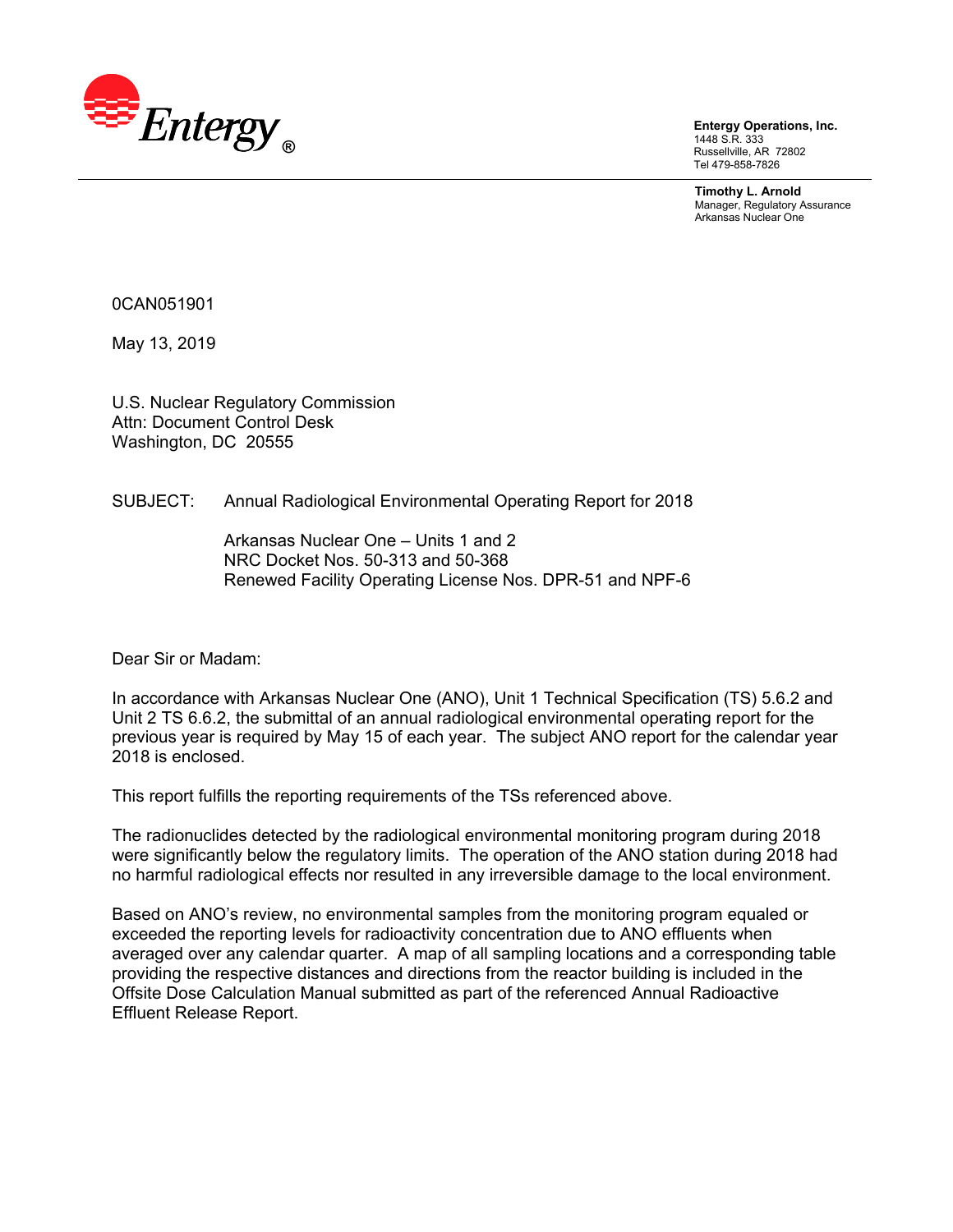Entergy®

**Entergy Operations, Inc.**
1448 S.R. 333
Russellville, AR 72802
Tel 479-858-7826

**Timothy L. Arnold**
Manager, Regulatory Assurance
Arkansas Nuclear One

0CAN051901

May 13, 2019

U.S. Nuclear Regulatory Commission
Attn: Document Control Desk
Washington, DC 20555

SUBJECT: Annual Radiological Environmental Operating Report for 2018

Arkansas Nuclear One – Units 1 and 2
NRC Docket Nos. 50-313 and 50-368
Renewed Facility Operating License Nos. DPR-51 and NPF-6

Dear Sir or Madam:

In accordance with Arkansas Nuclear One (ANO), Unit 1 Technical Specification (TS) 5.6.2 and Unit 2 TS 6.6.2, the submittal of an annual radiological environmental operating report for the previous year is required by May 15 of each year. The subject ANO report for the calendar year 2018 is enclosed.

This report fulfills the reporting requirements of the TSs referenced above.

The radionuclides detected by the radiological environmental monitoring program during 2018 were significantly below the regulatory limits. The operation of the ANO station during 2018 had no harmful radiological effects nor resulted in any irreversible damage to the local environment.

Based on ANO's review, no environmental samples from the monitoring program equaled or exceeded the reporting levels for radioactivity concentration due to ANO effluents when averaged over any calendar quarter. A map of all sampling locations and a corresponding table providing the respective distances and directions from the reactor building is included in the Offsite Dose Calculation Manual submitted as part of the referenced Annual Radioactive Effluent Release Report.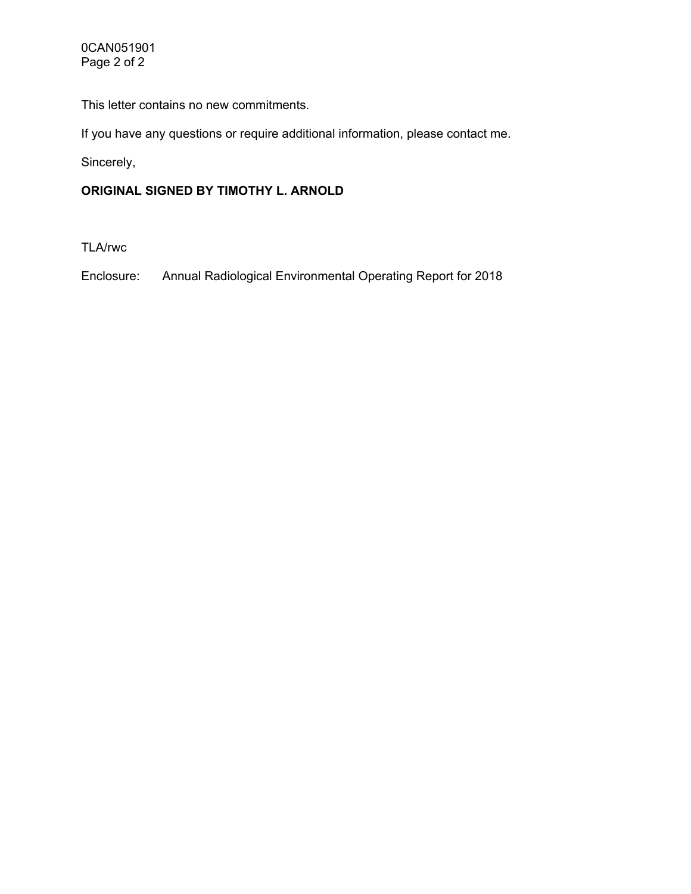This letter contains no new commitments.

If you have any questions or require additional information, please contact me.

Sincerely,

**ORIGINAL SIGNED BY TIMOTHY L. ARNOLD**

TLA/rwc

Enclosure: Annual Radiological Environmental Operating Report for 2018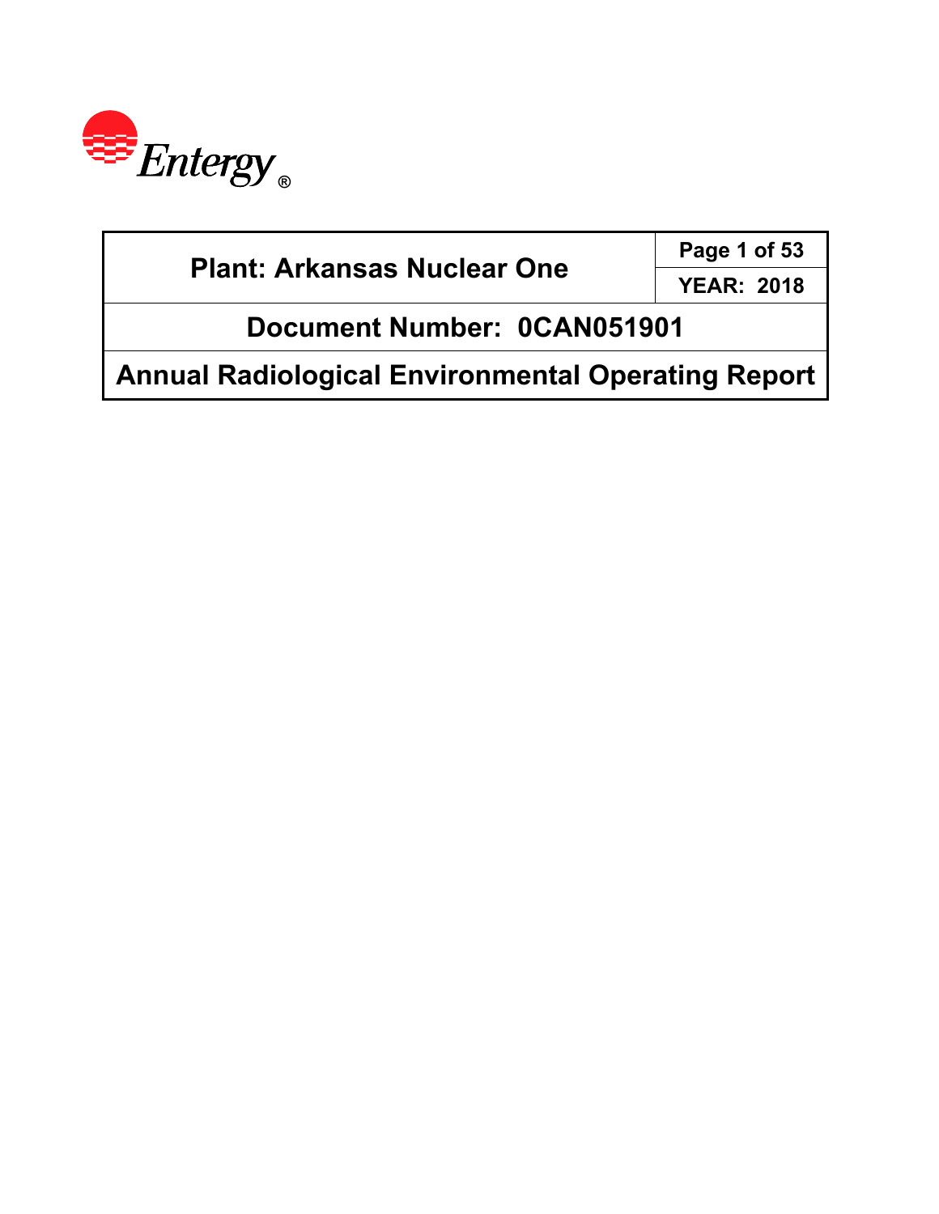Entergy®

| Plant: Arkansas Nuclear One | Page 1 of 53 |
| --- | --- |
| | YEAR: 2018 |
| Document Number: 0CAN051901 | |
| Annual Radiological Environmental Operating Report | |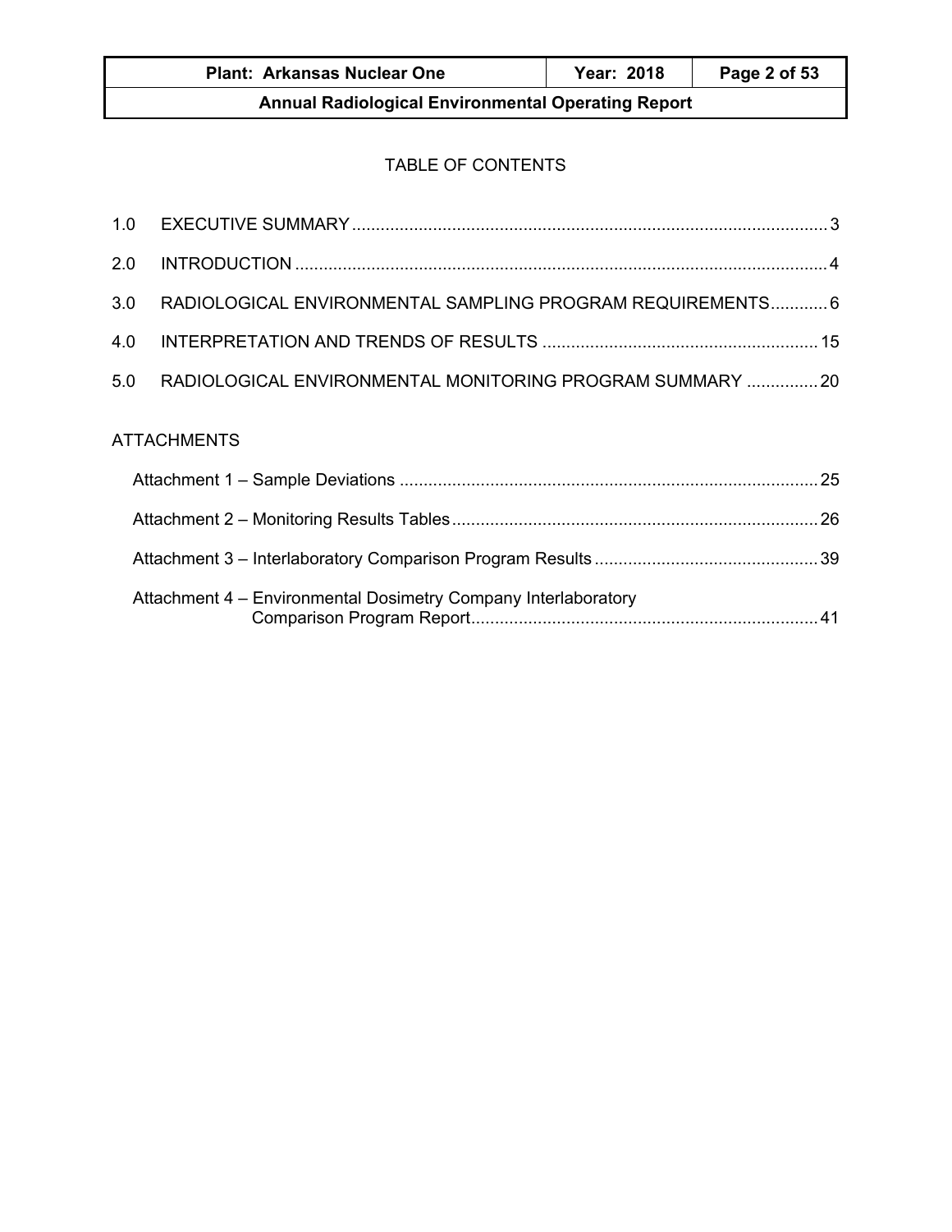# TABLE OF CONTENTS

| | | |
|---|---|---|
| 1.0 | EXECUTIVE SUMMARY | 3 |
| 2.0 | INTRODUCTION | 4 |
| 3.0 | RADIOLOGICAL ENVIRONMENTAL SAMPLING PROGRAM REQUIREMENTS | 6 |
| 4.0 | INTERPRETATION AND TRENDS OF RESULTS | 15 |
| 5.0 | RADIOLOGICAL ENVIRONMENTAL MONITORING PROGRAM SUMMARY | 20 |

## ATTACHMENTS

| | |
|---|---|
| Attachment 1 – Sample Deviations | 25 |
| Attachment 2 – Monitoring Results Tables | 26 |
| Attachment 3 – Interlaboratory Comparison Program Results | 39 |
| Attachment 4 – Environmental Dosimetry Company Interlaboratory Comparison Program Report | 41 |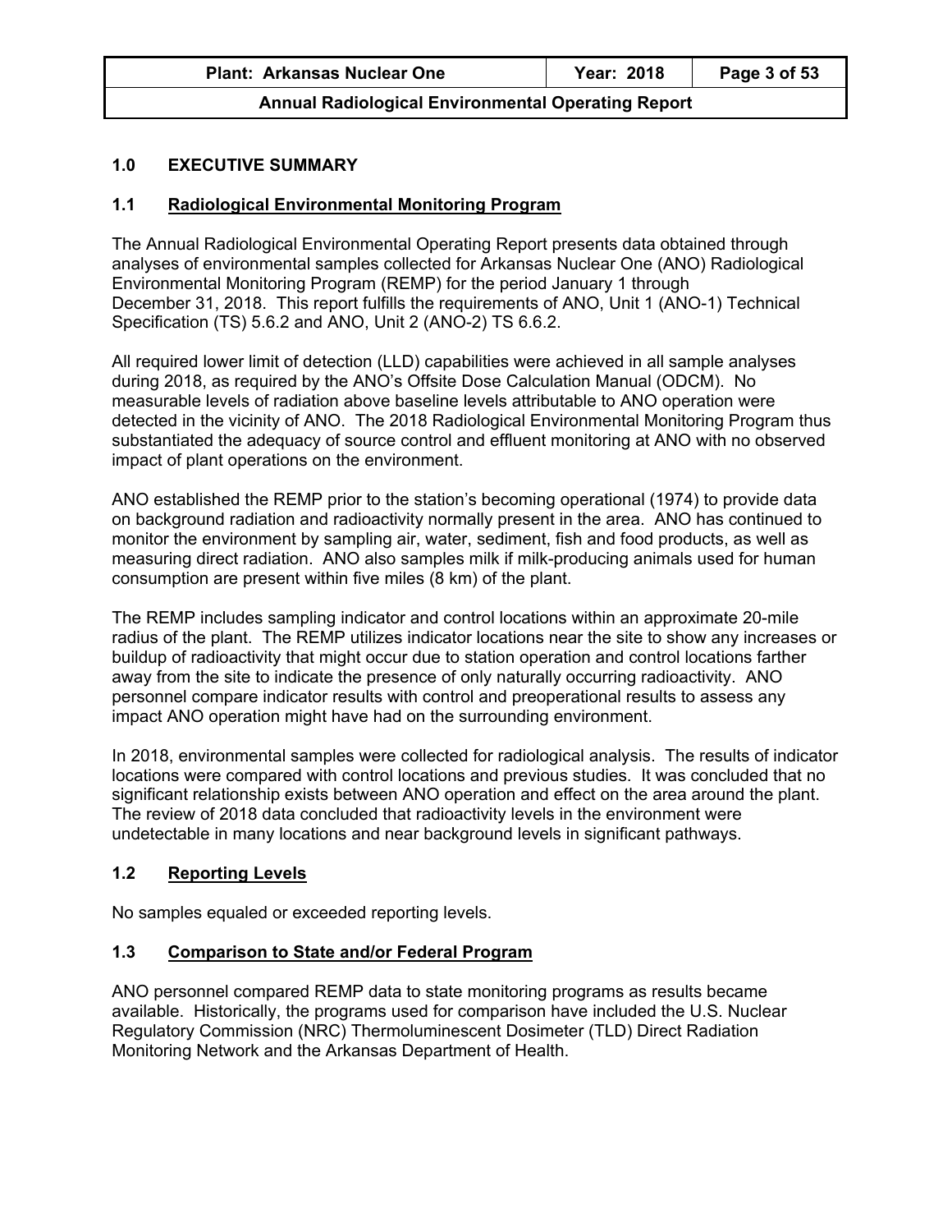# 1.0 EXECUTIVE SUMMARY

## 1.1 Radiological Environmental Monitoring Program

The Annual Radiological Environmental Operating Report presents data obtained through analyses of environmental samples collected for Arkansas Nuclear One (ANO) Radiological Environmental Monitoring Program (REMP) for the period January 1 through December 31, 2018. This report fulfills the requirements of ANO, Unit 1 (ANO-1) Technical Specification (TS) 5.6.2 and ANO, Unit 2 (ANO-2) TS 6.6.2.

All required lower limit of detection (LLD) capabilities were achieved in all sample analyses during 2018, as required by the ANO's Offsite Dose Calculation Manual (ODCM). No measurable levels of radiation above baseline levels attributable to ANO operation were detected in the vicinity of ANO. The 2018 Radiological Environmental Monitoring Program thus substantiated the adequacy of source control and effluent monitoring at ANO with no observed impact of plant operations on the environment.

ANO established the REMP prior to the station's becoming operational (1974) to provide data on background radiation and radioactivity normally present in the area. ANO has continued to monitor the environment by sampling air, water, sediment, fish and food products, as well as measuring direct radiation. ANO also samples milk if milk-producing animals used for human consumption are present within five miles (8 km) of the plant.

The REMP includes sampling indicator and control locations within an approximate 20-mile radius of the plant. The REMP utilizes indicator locations near the site to show any increases or buildup of radioactivity that might occur due to station operation and control locations farther away from the site to indicate the presence of only naturally occurring radioactivity. ANO personnel compare indicator results with control and preoperational results to assess any impact ANO operation might have had on the surrounding environment.

In 2018, environmental samples were collected for radiological analysis. The results of indicator locations were compared with control locations and previous studies. It was concluded that no significant relationship exists between ANO operation and effect on the area around the plant. The review of 2018 data concluded that radioactivity levels in the environment were undetectable in many locations and near background levels in significant pathways.

## 1.2 Reporting Levels

No samples equaled or exceeded reporting levels.

## 1.3 Comparison to State and/or Federal Program

ANO personnel compared REMP data to state monitoring programs as results became available. Historically, the programs used for comparison have included the U.S. Nuclear Regulatory Commission (NRC) Thermoluminescent Dosimeter (TLD) Direct Radiation Monitoring Network and the Arkansas Department of Health.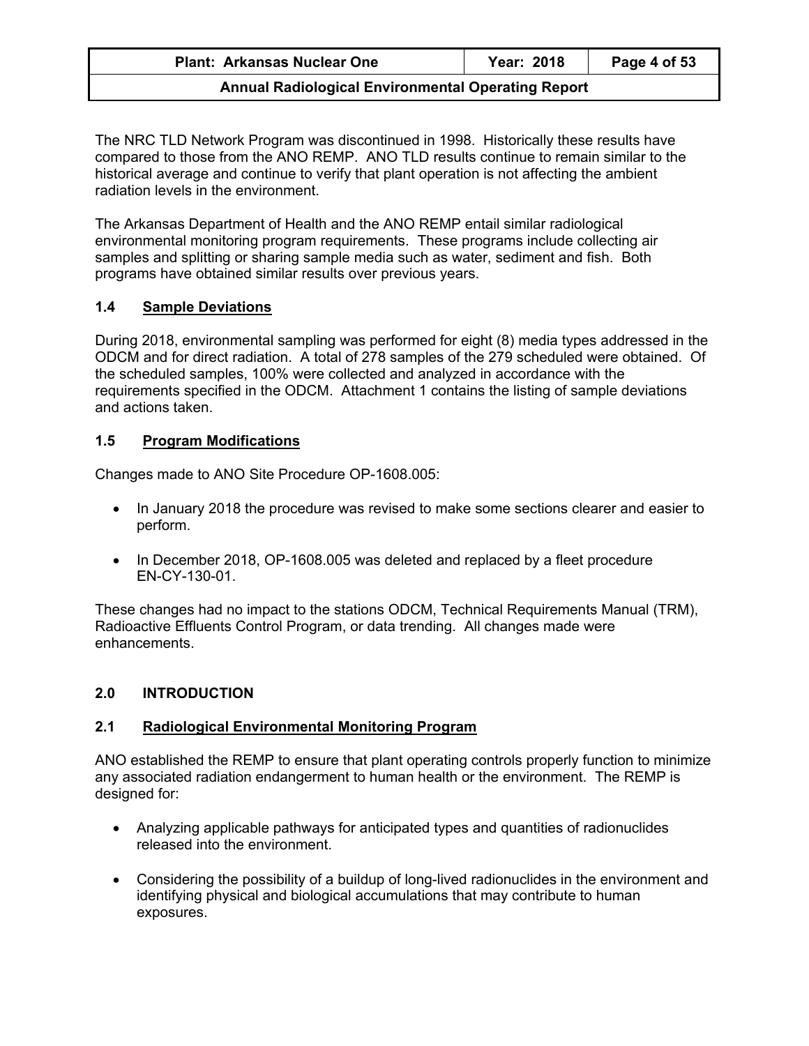The NRC TLD Network Program was discontinued in 1998. Historically these results have compared to those from the ANO REMP. ANO TLD results continue to remain similar to the historical average and continue to verify that plant operation is not affecting the ambient radiation levels in the environment.

The Arkansas Department of Health and the ANO REMP entail similar radiological environmental monitoring program requirements. These programs include collecting air samples and splitting or sharing sample media such as water, sediment and fish. Both programs have obtained similar results over previous years.

### 1.4 Sample Deviations

During 2018, environmental sampling was performed for eight (8) media types addressed in the ODCM and for direct radiation. A total of 278 samples of the 279 scheduled were obtained. Of the scheduled samples, 100% were collected and analyzed in accordance with the requirements specified in the ODCM. Attachment 1 contains the listing of sample deviations and actions taken.

### 1.5 Program Modifications

Changes made to ANO Site Procedure OP-1608.005:

- In January 2018 the procedure was revised to make some sections clearer and easier to perform.
- In December 2018, OP-1608.005 was deleted and replaced by a fleet procedure EN-CY-130-01.

These changes had no impact to the stations ODCM, Technical Requirements Manual (TRM), Radioactive Effluents Control Program, or data trending. All changes made were enhancements.

## 2.0 INTRODUCTION

### 2.1 Radiological Environmental Monitoring Program

ANO established the REMP to ensure that plant operating controls properly function to minimize any associated radiation endangerment to human health or the environment. The REMP is designed for:

- Analyzing applicable pathways for anticipated types and quantities of radionuclides released into the environment.
- Considering the possibility of a buildup of long-lived radionuclides in the environment and identifying physical and biological accumulations that may contribute to human exposures.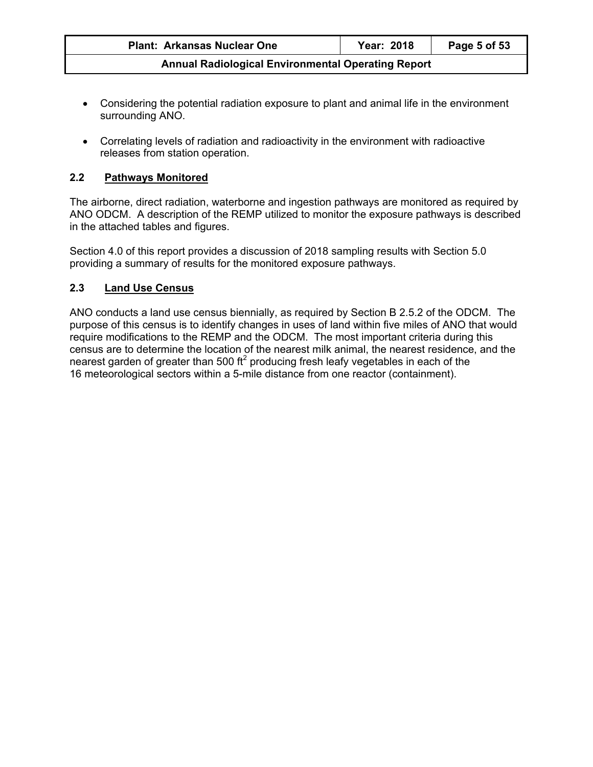- Considering the potential radiation exposure to plant and animal life in the environment surrounding ANO.
- Correlating levels of radiation and radioactivity in the environment with radioactive releases from station operation.

### 2.2 Pathways Monitored

The airborne, direct radiation, waterborne and ingestion pathways are monitored as required by ANO ODCM. A description of the REMP utilized to monitor the exposure pathways is described in the attached tables and figures.

Section 4.0 of this report provides a discussion of 2018 sampling results with Section 5.0 providing a summary of results for the monitored exposure pathways.

### 2.3 Land Use Census

ANO conducts a land use census biennially, as required by Section B 2.5.2 of the ODCM. The purpose of this census is to identify changes in uses of land within five miles of ANO that would require modifications to the REMP and the ODCM. The most important criteria during this census are to determine the location of the nearest milk animal, the nearest residence, and the nearest garden of greater than 500 $ft^2$ producing fresh leafy vegetables in each of the 16 meteorological sectors within a 5-mile distance from one reactor (containment).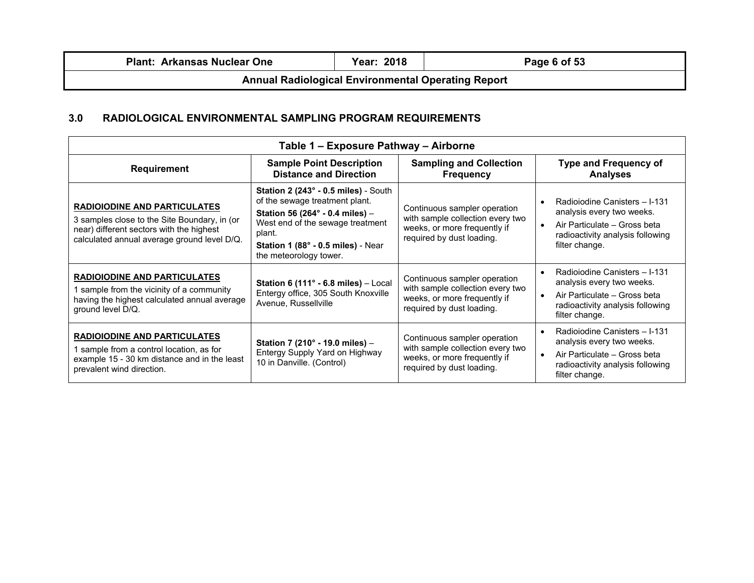## 3.0 RADIOLOGICAL ENVIRONMENTAL SAMPLING PROGRAM REQUIREMENTS

| Table 1 – Exposure Pathway – Airborne | | | |
|---|---|---|---|
| **Requirement** | **Sample Point Description Distance and Direction** | **Sampling and Collection Frequency** | **Type and Frequency of Analyses** |
| **RADIOIODINE AND PARTICULATES**<br>3 samples close to the Site Boundary, in (or near) different sectors with the highest calculated annual average ground level D/Q. | **Station 2 (243° - 0.5 miles)** - South of the sewage treatment plant.<br>**Station 56 (264° - 0.4 miles)** – West end of the sewage treatment plant.<br>**Station 1 (88° - 0.5 miles)** - Near the meteorology tower. | Continuous sampler operation with sample collection every two weeks, or more frequently if required by dust loading. | • Radioiodine Canisters – I-131 analysis every two weeks.<br>• Air Particulate – Gross beta radioactivity analysis following filter change. |
| **RADIOIODINE AND PARTICULATES**<br>1 sample from the vicinity of a community having the highest calculated annual average ground level D/Q. | **Station 6 (111° - 6.8 miles)** – Local Entergy office, 305 South Knoxville Avenue, Russellville | Continuous sampler operation with sample collection every two weeks, or more frequently if required by dust loading. | • Radioiodine Canisters – I-131 analysis every two weeks.<br>• Air Particulate – Gross beta radioactivity analysis following filter change. |
| **RADIOIODINE AND PARTICULATES**<br>1 sample from a control location, as for example 15 - 30 km distance and in the least prevalent wind direction. | **Station 7 (210° - 19.0 miles)** – Entergy Supply Yard on Highway 10 in Danville. (Control) | Continuous sampler operation with sample collection every two weeks, or more frequently if required by dust loading. | • Radioiodine Canisters – I-131 analysis every two weeks.<br>• Air Particulate – Gross beta radioactivity analysis following filter change. |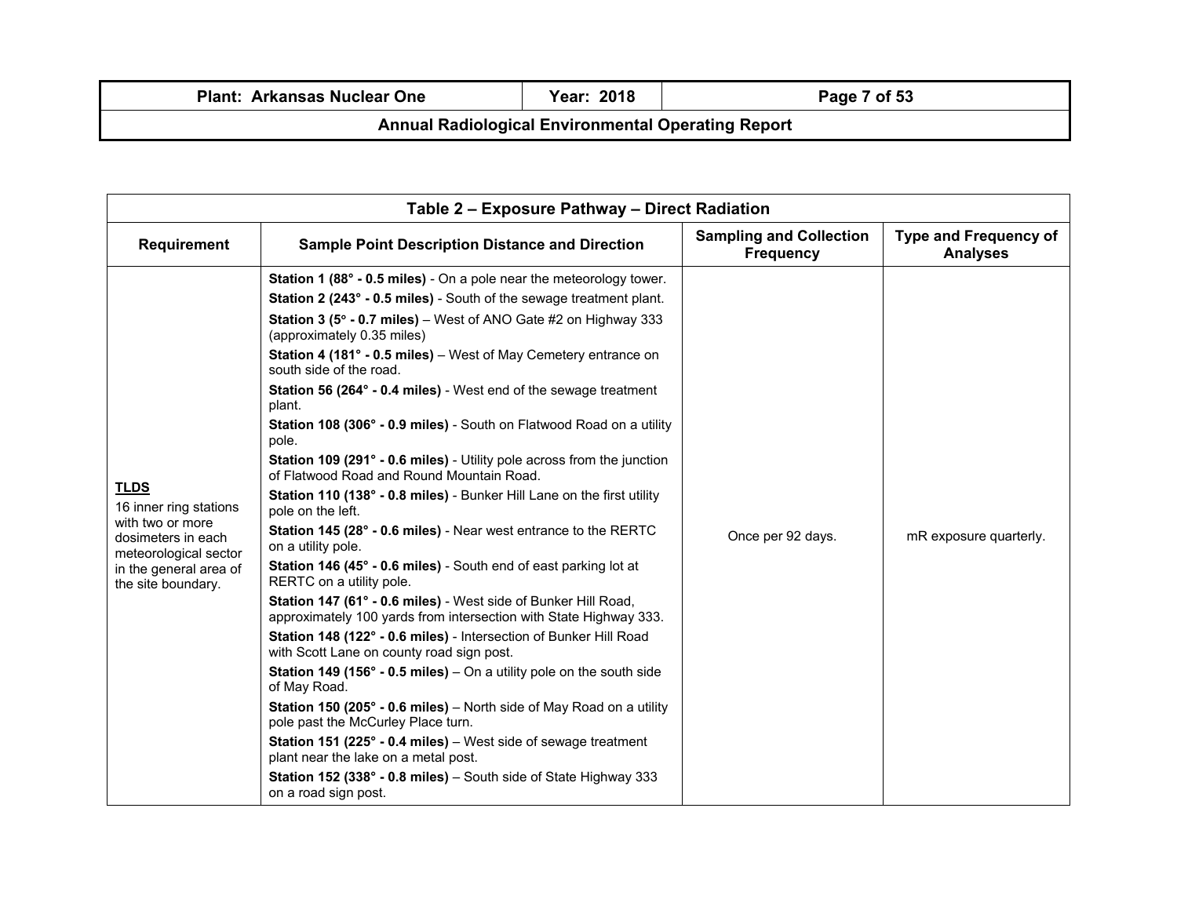| Table 2 – Exposure Pathway – Direct Radiation | | | |
|---|---|---|---|
| **Requirement** | **Sample Point Description Distance and Direction** | **Sampling and Collection Frequency** | **Type and Frequency of Analyses** |
| **TLDS**<br>16 inner ring stations with two or more dosimeters in each meteorological sector in the general area of the site boundary. | **Station 1 (88° - 0.5 miles)** - On a pole near the meteorology tower.<br>**Station 2 (243° - 0.5 miles)** - South of the sewage treatment plant.<br>**Station 3 (5° - 0.7 miles)** – West of ANO Gate #2 on Highway 333 (approximately 0.35 miles)<br>**Station 4 (181° - 0.5 miles)** – West of May Cemetery entrance on south side of the road.<br>**Station 56 (264° - 0.4 miles)** - West end of the sewage treatment plant.<br>**Station 108 (306° - 0.9 miles)** - South on Flatwood Road on a utility pole.<br>**Station 109 (291° - 0.6 miles)** - Utility pole across from the junction of Flatwood Road and Round Mountain Road.<br>**Station 110 (138° - 0.8 miles)** - Bunker Hill Lane on the first utility pole on the left.<br>**Station 145 (28° - 0.6 miles)** - Near west entrance to the RERTC on a utility pole.<br>**Station 146 (45° - 0.6 miles)** - South end of east parking lot at RERTC on a utility pole.<br>**Station 147 (61° - 0.6 miles)** - West side of Bunker Hill Road, approximately 100 yards from intersection with State Highway 333.<br>**Station 148 (122° - 0.6 miles)** - Intersection of Bunker Hill Road with Scott Lane on county road sign post.<br>**Station 149 (156° - 0.5 miles)** – On a utility pole on the south side of May Road.<br>**Station 150 (205° - 0.6 miles)** – North side of May Road on a utility pole past the McCurley Place turn.<br>**Station 151 (225° - 0.4 miles)** – West side of sewage treatment plant near the lake on a metal post.<br>**Station 152 (338° - 0.8 miles)** – South side of State Highway 333 on a road sign post. | Once per 92 days. | mR exposure quarterly. |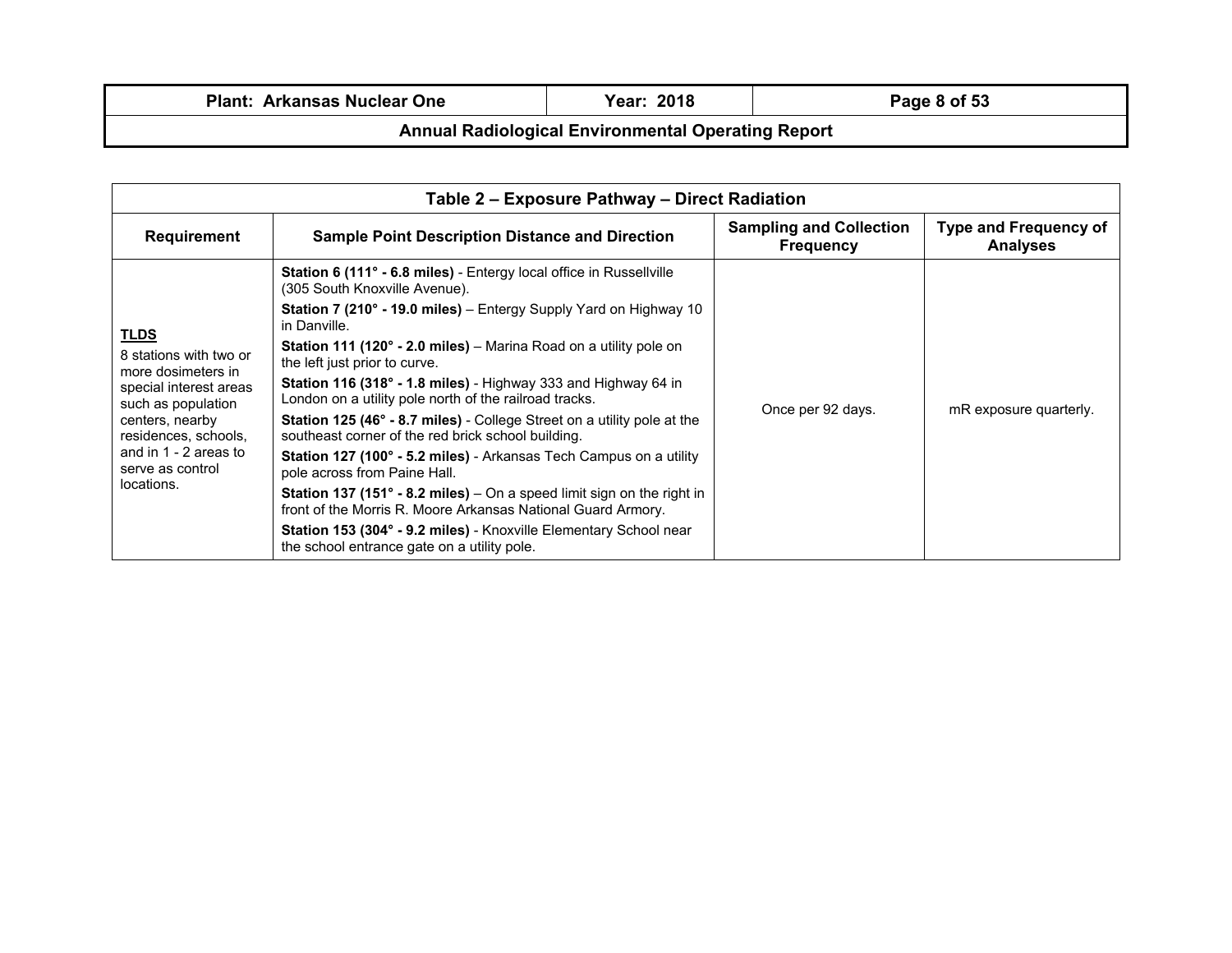| Table 2 – Exposure Pathway – Direct Radiation | | | |
|---|---|---|---|
| **Requirement** | **Sample Point Description Distance and Direction** | **Sampling and Collection Frequency** | **Type and Frequency of Analyses** |
| **TLDS**<br>8 stations with two or more dosimeters in special interest areas such as population centers, nearby residences, schools, and in 1 - 2 areas to serve as control locations. | **Station 6 (111° - 6.8 miles)** - Entergy local office in Russellville (305 South Knoxville Avenue).<br>**Station 7 (210° - 19.0 miles)** – Entergy Supply Yard on Highway 10 in Danville.<br>**Station 111 (120° - 2.0 miles)** – Marina Road on a utility pole on the left just prior to curve.<br>**Station 116 (318° - 1.8 miles)** - Highway 333 and Highway 64 in London on a utility pole north of the railroad tracks.<br>**Station 125 (46° - 8.7 miles)** - College Street on a utility pole at the southeast corner of the red brick school building.<br>**Station 127 (100° - 5.2 miles)** - Arkansas Tech Campus on a utility pole across from Paine Hall.<br>**Station 137 (151° - 8.2 miles)** – On a speed limit sign on the right in front of the Morris R. Moore Arkansas National Guard Armory.<br>**Station 153 (304° - 9.2 miles)** - Knoxville Elementary School near the school entrance gate on a utility pole. | Once per 92 days. | mR exposure quarterly. |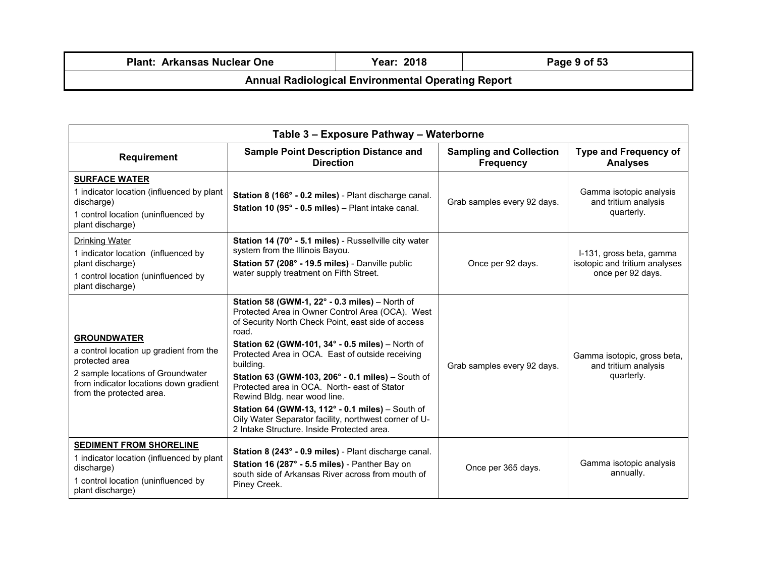| Table 3 – Exposure Pathway – Waterborne | | | |
|---|---|---|---|
| **Requirement** | **Sample Point Description Distance and Direction** | **Sampling and Collection Frequency** | **Type and Frequency of Analyses** |
| **SURFACE WATER**<br>1 indicator location (influenced by plant discharge)<br>1 control location (uninfluenced by plant discharge) | **Station 8 (166° - 0.2 miles)** - Plant discharge canal.<br>**Station 10 (95° - 0.5 miles)** – Plant intake canal. | Grab samples every 92 days. | Gamma isotopic analysis and tritium analysis quarterly. |
| Drinking Water<br>1 indicator location (influenced by plant discharge)<br>1 control location (uninfluenced by plant discharge) | **Station 14 (70° - 5.1 miles)** - Russellville city water system from the Illinois Bayou.<br>**Station 57 (208° - 19.5 miles)** - Danville public water supply treatment on Fifth Street. | Once per 92 days. | I-131, gross beta, gamma isotopic and tritium analyses once per 92 days. |
| **GROUNDWATER**<br>a control location up gradient from the protected area<br>2 sample locations of Groundwater from indicator locations down gradient from the protected area. | **Station 58 (GWM-1, 22° - 0.3 miles)** – North of Protected Area in Owner Control Area (OCA). West of Security North Check Point, east side of access road.<br>**Station 62 (GWM-101, 34° - 0.5 miles)** – North of Protected Area in OCA. East of outside receiving building.<br>**Station 63 (GWM-103, 206° - 0.1 miles)** – South of Protected area in OCA. North- east of Stator Rewind Bldg. near wood line.<br>**Station 64 (GWM-13, 112° - 0.1 miles)** – South of Oily Water Separator facility, northwest corner of U-2 Intake Structure. Inside Protected area. | Grab samples every 92 days. | Gamma isotopic, gross beta, and tritium analysis quarterly. |
| **SEDIMENT FROM SHORELINE**<br>1 indicator location (influenced by plant discharge)<br>1 control location (uninfluenced by plant discharge) | **Station 8 (243° - 0.9 miles)** - Plant discharge canal.<br>**Station 16 (287° - 5.5 miles)** - Panther Bay on south side of Arkansas River across from mouth of Piney Creek. | Once per 365 days. | Gamma isotopic analysis annually. |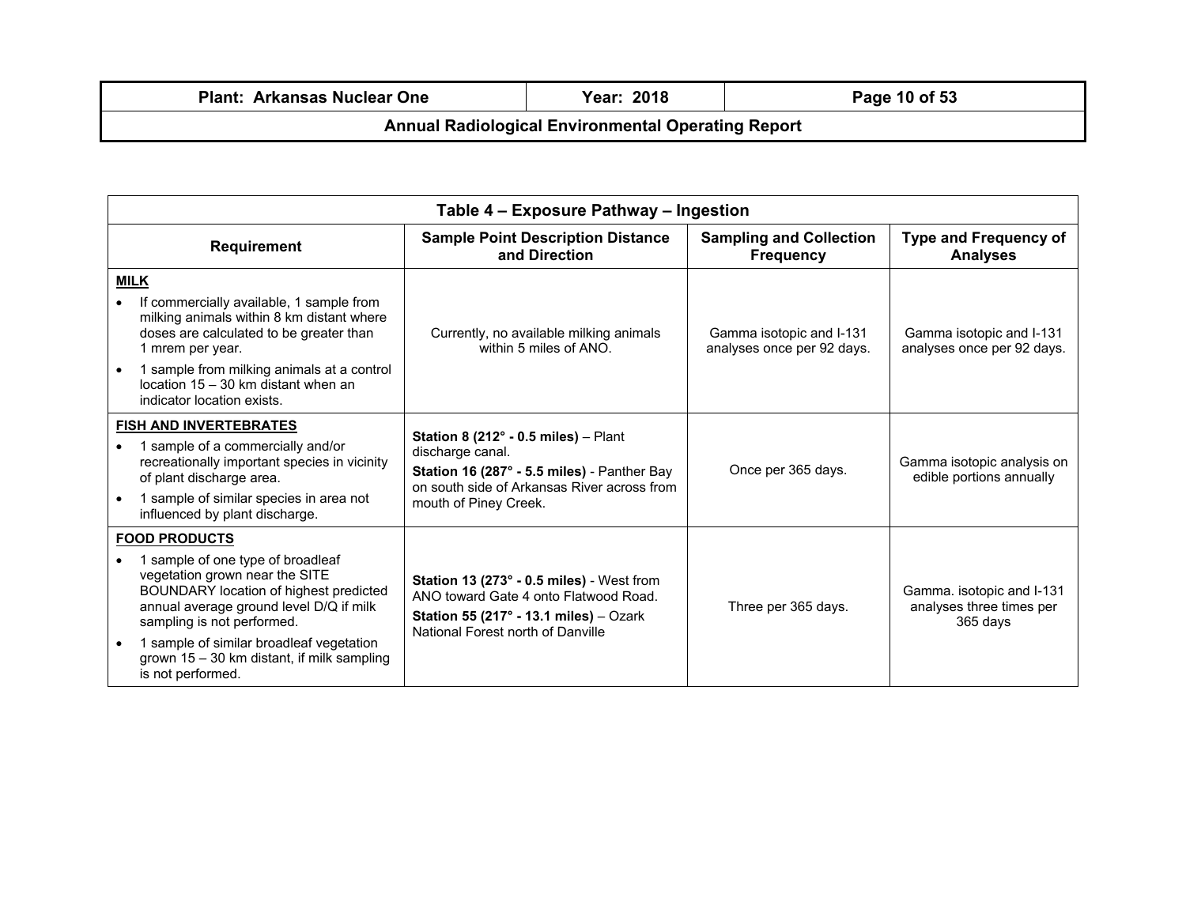| Table 4 – Exposure Pathway – Ingestion | | | |
|---|---|---|---|
| **Requirement** | **Sample Point Description Distance and Direction** | **Sampling and Collection Frequency** | **Type and Frequency of Analyses** |
| **MILK**<br>• If commercially available, 1 sample from milking animals within 8 km distant where doses are calculated to be greater than 1 mrem per year.<br>• 1 sample from milking animals at a control location 15 – 30 km distant when an indicator location exists. | Currently, no available milking animals within 5 miles of ANO. | Gamma isotopic and I-131 analyses once per 92 days. | Gamma isotopic and I-131 analyses once per 92 days. |
| **FISH AND INVERTEBRATES**<br>• 1 sample of a commercially and/or recreationally important species in vicinity of plant discharge area.<br>• 1 sample of similar species in area not influenced by plant discharge. | **Station 8 (212° - 0.5 miles)** – Plant discharge canal.<br>**Station 16 (287° - 5.5 miles)** - Panther Bay on south side of Arkansas River across from mouth of Piney Creek. | Once per 365 days. | Gamma isotopic analysis on edible portions annually |
| **FOOD PRODUCTS**<br>• 1 sample of one type of broadleaf vegetation grown near the SITE BOUNDARY location of highest predicted annual average ground level D/Q if milk sampling is not performed.<br>• 1 sample of similar broadleaf vegetation grown 15 – 30 km distant, if milk sampling is not performed. | **Station 13 (273° - 0.5 miles)** - West from ANO toward Gate 4 onto Flatwood Road.<br>**Station 55 (217° - 13.1 miles)** – Ozark National Forest north of Danville | Three per 365 days. | Gamma. isotopic and I-131 analyses three times per 365 days |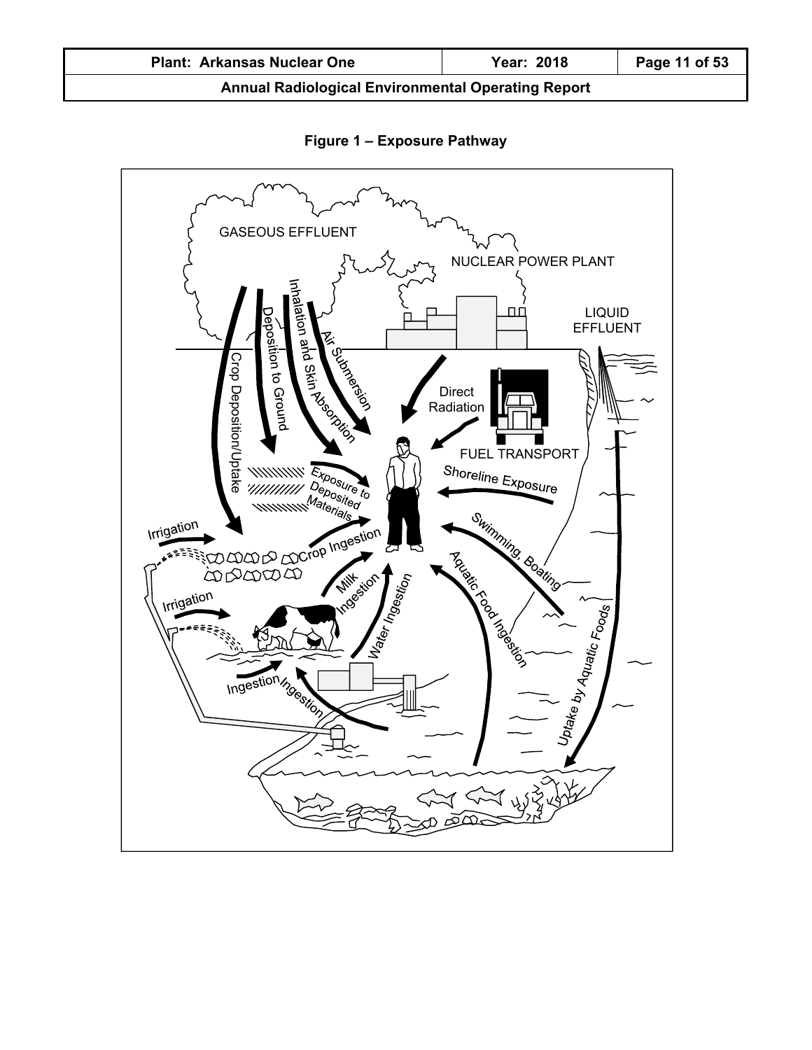**Figure 1 – Exposure Pathway**

GASEOUS EFFLUENT

NUCLEAR POWER PLANT

LIQUID EFFLUENT

Crop Deposition/Uptake

Deposition to Ground

Inhalation and Skin Absorption

Air Submersion

Direct Radiation

FUEL TRANSPORT

Exposure to Deposited Materials

Shoreline Exposure

Irrigation

Crop Ingestion

Swimming, Boating

Milk Ingestion

Water Ingestion

Aquatic Food Ingestion

Irrigation

Uptake by Aquatic Foods

Ingestion

Ingestion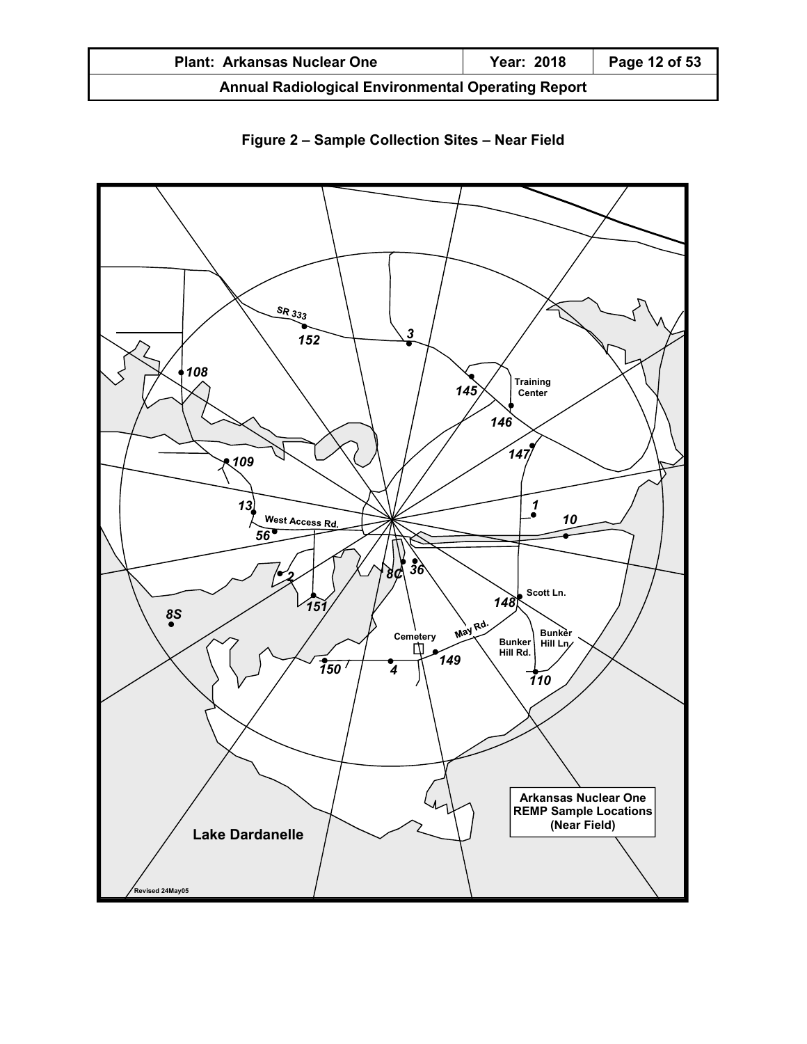**Figure 2 – Sample Collection Sites – Near Field**

SR 333

152

3

108

145

Training Center

146

147

109

1

13

10

West Access Rd.

56

2

8C

36

151

148

Scott Ln.

8S

Cemetery

May Rd.

Bunker Hill Rd.

Bunker Hill Ln.

150

4

149

110

Arkansas Nuclear One REMP Sample Locations (Near Field)

Lake Dardanelle

Revised 24May05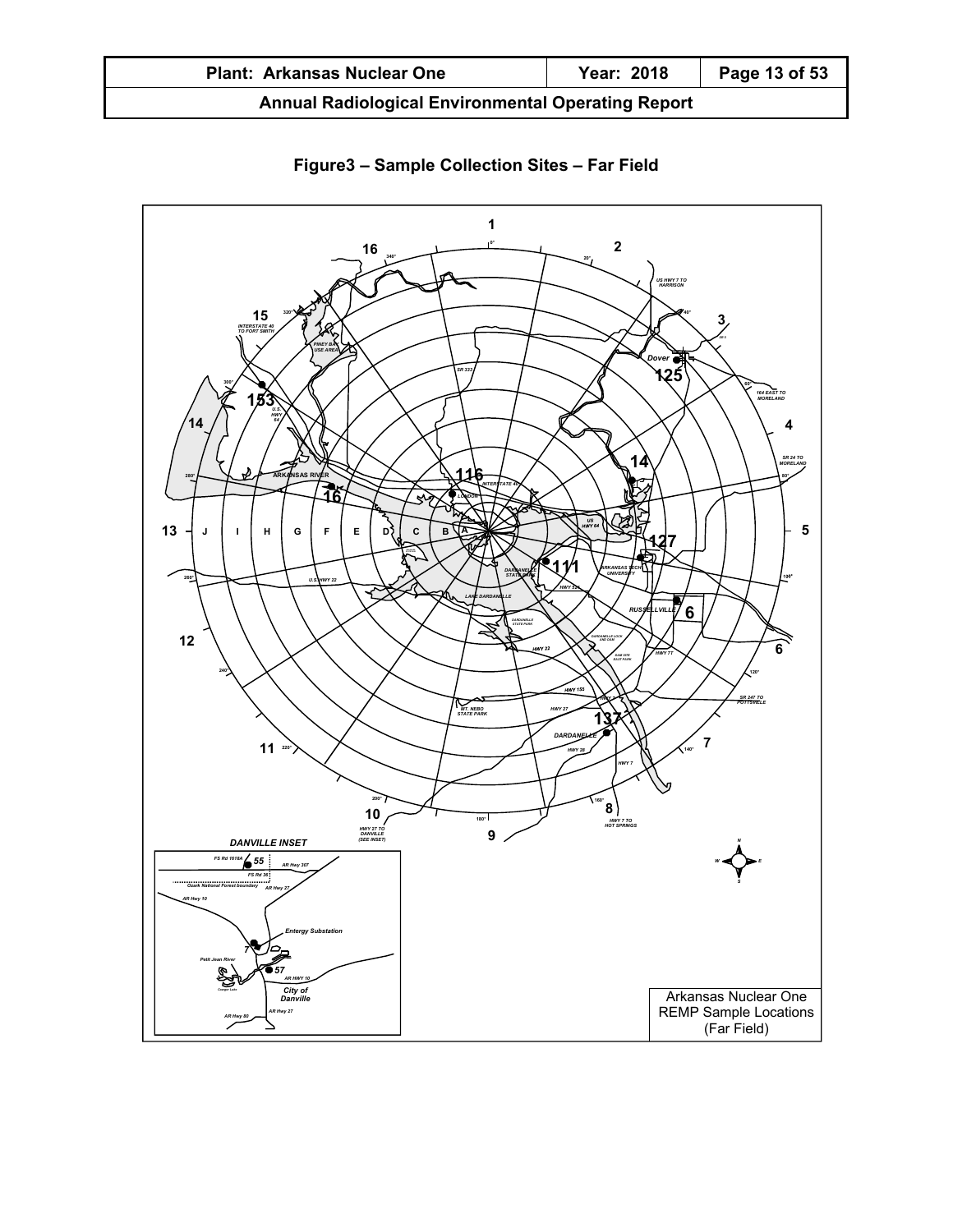# Figure3 – Sample Collection Sites – Far Field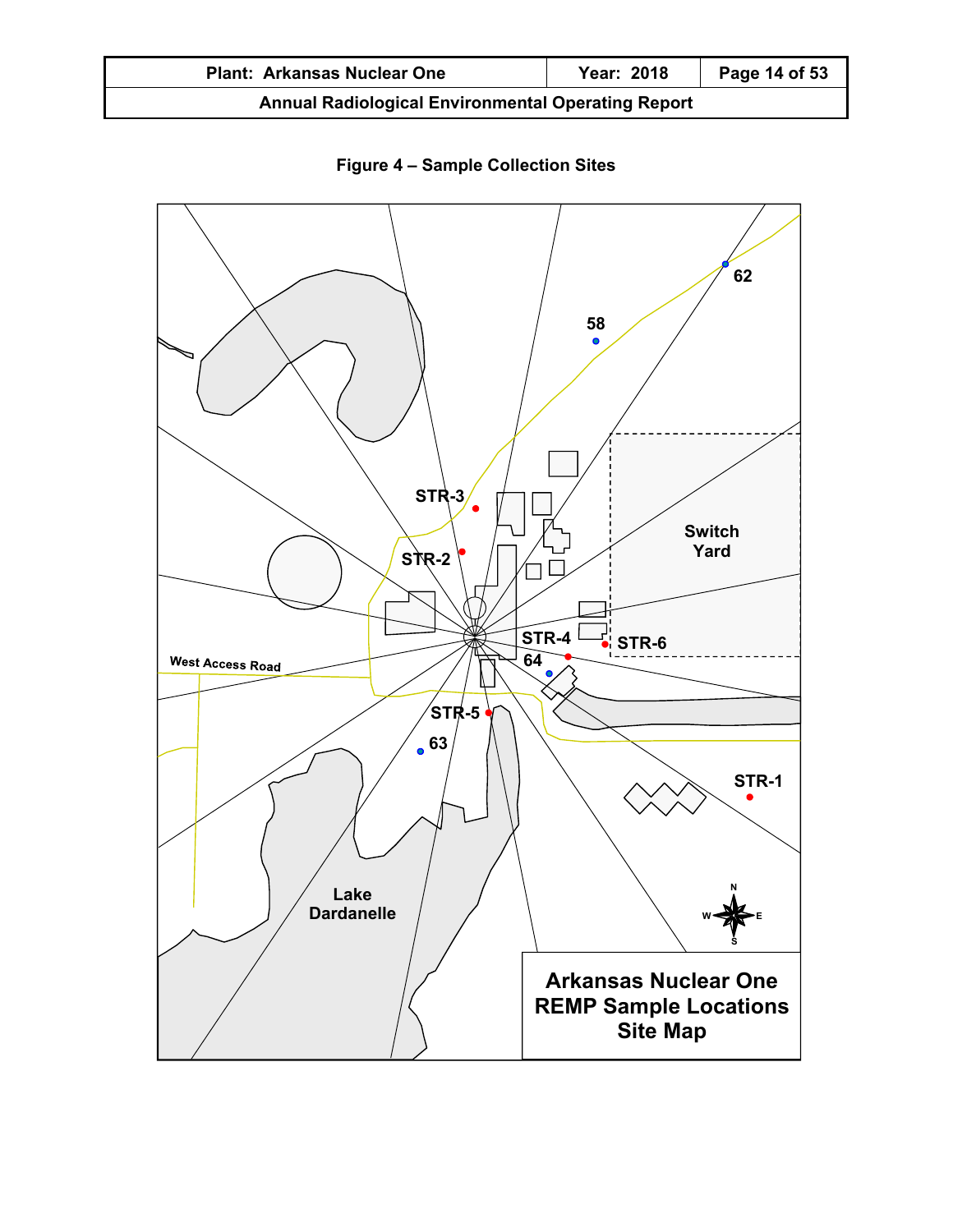**Figure 4 – Sample Collection Sites**

62

58

STR-3

STR-2

Switch Yard

STR-4

STR-6

64

West Access Road

STR-5

63

STR-1

Lake Dardanelle

N W E S

**Arkansas Nuclear One REMP Sample Locations Site Map**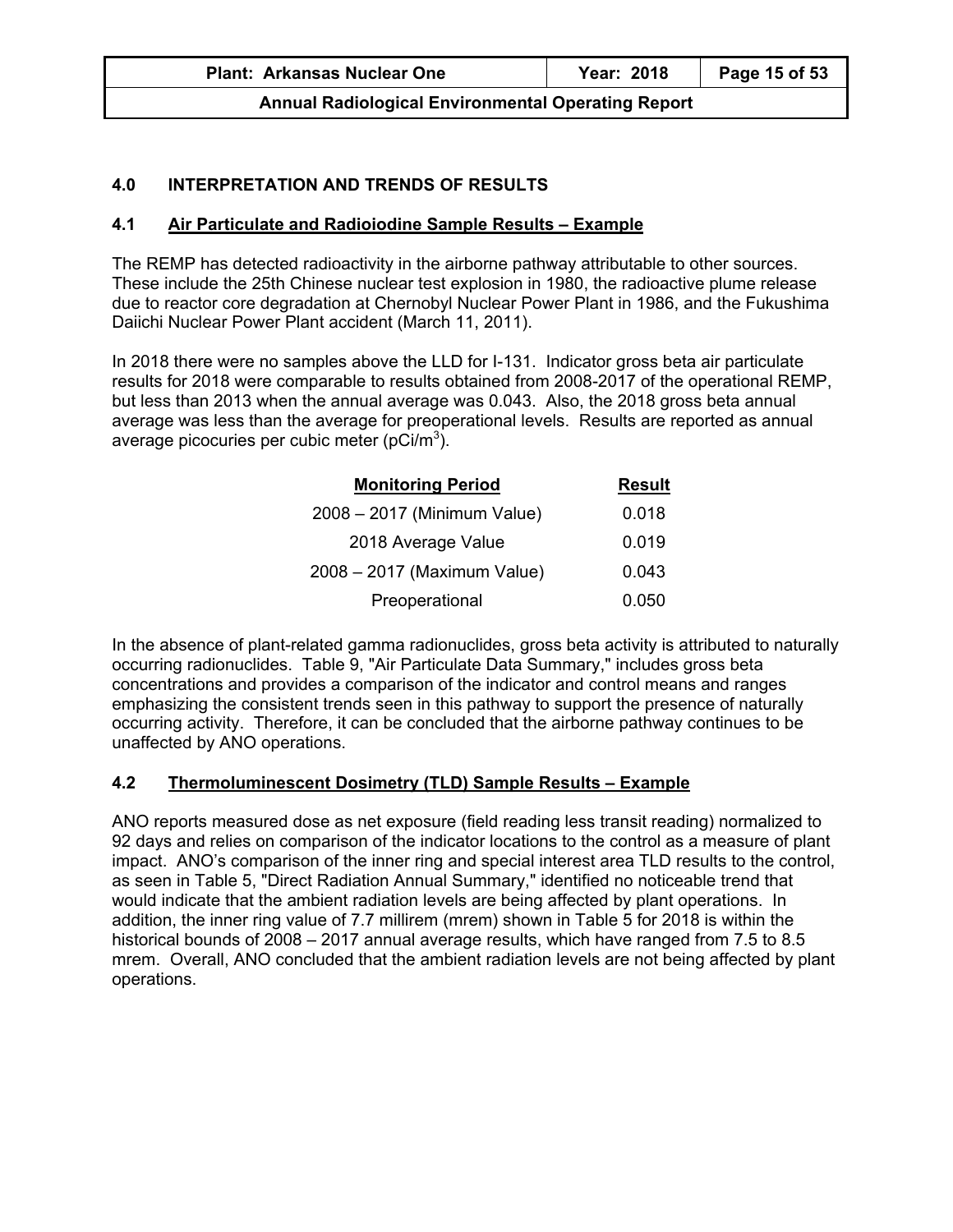## 4.0 INTERPRETATION AND TRENDS OF RESULTS

### 4.1 Air Particulate and Radioiodine Sample Results – Example

The REMP has detected radioactivity in the airborne pathway attributable to other sources. These include the 25th Chinese nuclear test explosion in 1980, the radioactive plume release due to reactor core degradation at Chernobyl Nuclear Power Plant in 1986, and the Fukushima Daiichi Nuclear Power Plant accident (March 11, 2011).

In 2018 there were no samples above the LLD for I-131. Indicator gross beta air particulate results for 2018 were comparable to results obtained from 2008-2017 of the operational REMP, but less than 2013 when the annual average was 0.043. Also, the 2018 gross beta annual average was less than the average for preoperational levels. Results are reported as annual average picocuries per cubic meter (pCi/$m^3$).

| Monitoring Period | Result |
|---|---|
| 2008 – 2017 (Minimum Value) | 0.018 |
| 2018 Average Value | 0.019 |
| 2008 – 2017 (Maximum Value) | 0.043 |
| Preoperational | 0.050 |

In the absence of plant-related gamma radionuclides, gross beta activity is attributed to naturally occurring radionuclides. Table 9, "Air Particulate Data Summary," includes gross beta concentrations and provides a comparison of the indicator and control means and ranges emphasizing the consistent trends seen in this pathway to support the presence of naturally occurring activity. Therefore, it can be concluded that the airborne pathway continues to be unaffected by ANO operations.

### 4.2 Thermoluminescent Dosimetry (TLD) Sample Results – Example

ANO reports measured dose as net exposure (field reading less transit reading) normalized to 92 days and relies on comparison of the indicator locations to the control as a measure of plant impact. ANO's comparison of the inner ring and special interest area TLD results to the control, as seen in Table 5, "Direct Radiation Annual Summary," identified no noticeable trend that would indicate that the ambient radiation levels are being affected by plant operations. In addition, the inner ring value of 7.7 millirem (mrem) shown in Table 5 for 2018 is within the historical bounds of 2008 – 2017 annual average results, which have ranged from 7.5 to 8.5 mrem. Overall, ANO concluded that the ambient radiation levels are not being affected by plant operations.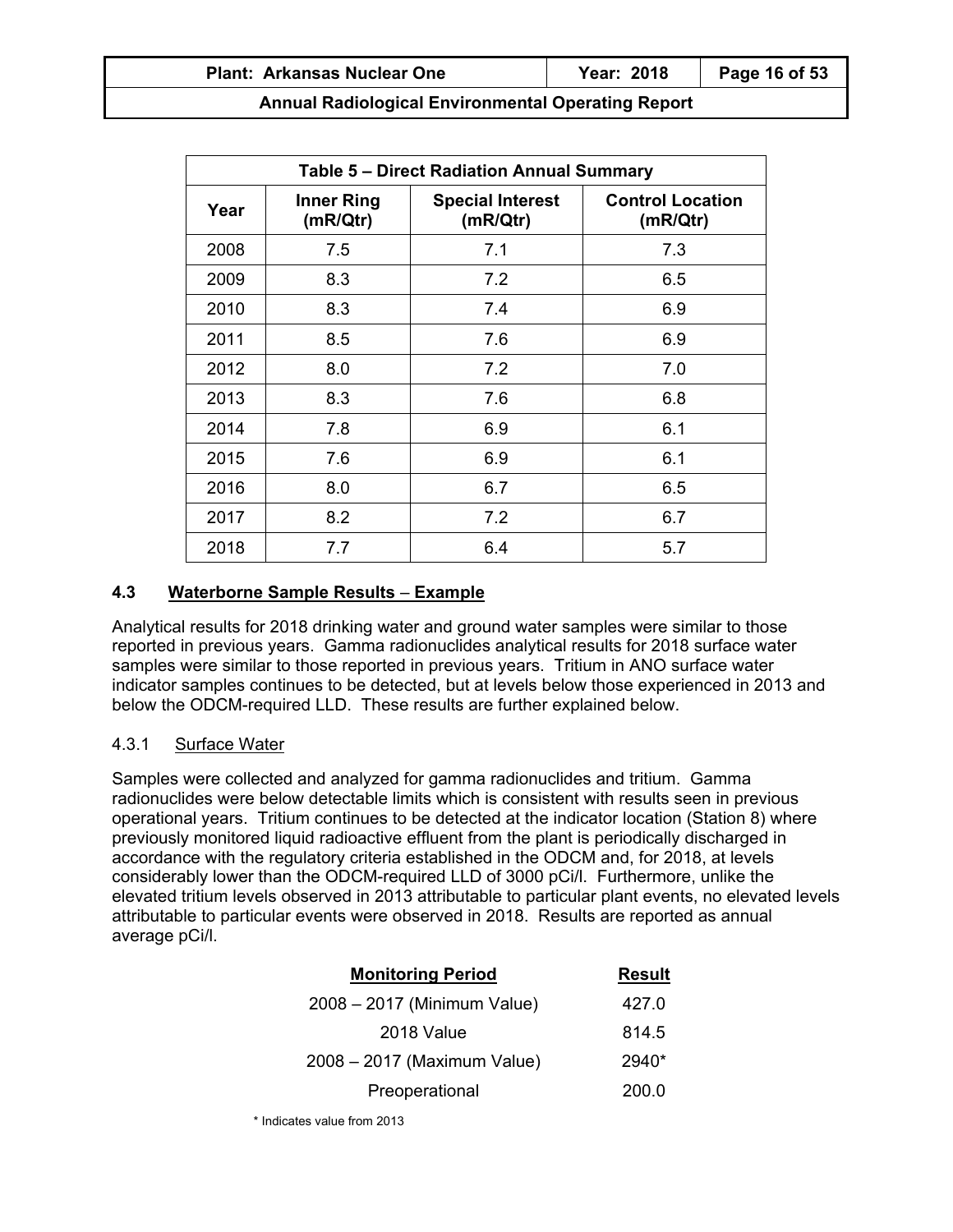| Table 5 – Direct Radiation Annual Summary | | | |
|---|---|---|---|
| Year | Inner Ring (mR/Qtr) | Special Interest (mR/Qtr) | Control Location (mR/Qtr) |
| 2008 | 7.5 | 7.1 | 7.3 |
| 2009 | 8.3 | 7.2 | 6.5 |
| 2010 | 8.3 | 7.4 | 6.9 |
| 2011 | 8.5 | 7.6 | 6.9 |
| 2012 | 8.0 | 7.2 | 7.0 |
| 2013 | 8.3 | 7.6 | 6.8 |
| 2014 | 7.8 | 6.9 | 6.1 |
| 2015 | 7.6 | 6.9 | 6.1 |
| 2016 | 8.0 | 6.7 | 6.5 |
| 2017 | 8.2 | 7.2 | 6.7 |
| 2018 | 7.7 | 6.4 | 5.7 |

### 4.3 Waterborne Sample Results – Example

Analytical results for 2018 drinking water and ground water samples were similar to those reported in previous years. Gamma radionuclides analytical results for 2018 surface water samples were similar to those reported in previous years. Tritium in ANO surface water indicator samples continues to be detected, but at levels below those experienced in 2013 and below the ODCM-required LLD. These results are further explained below.

#### 4.3.1 Surface Water

Samples were collected and analyzed for gamma radionuclides and tritium. Gamma radionuclides were below detectable limits which is consistent with results seen in previous operational years. Tritium continues to be detected at the indicator location (Station 8) where previously monitored liquid radioactive effluent from the plant is periodically discharged in accordance with the regulatory criteria established in the ODCM and, for 2018, at levels considerably lower than the ODCM-required LLD of 3000 pCi/l. Furthermore, unlike the elevated tritium levels observed in 2013 attributable to particular plant events, no elevated levels attributable to particular events were observed in 2018. Results are reported as annual average pCi/l.

| Monitoring Period | Result |
|---|---|
| 2008 – 2017 (Minimum Value) | 427.0 |
| 2018 Value | 814.5 |
| 2008 – 2017 (Maximum Value) | 2940* |
| Preoperational | 200.0 |

* Indicates value from 2013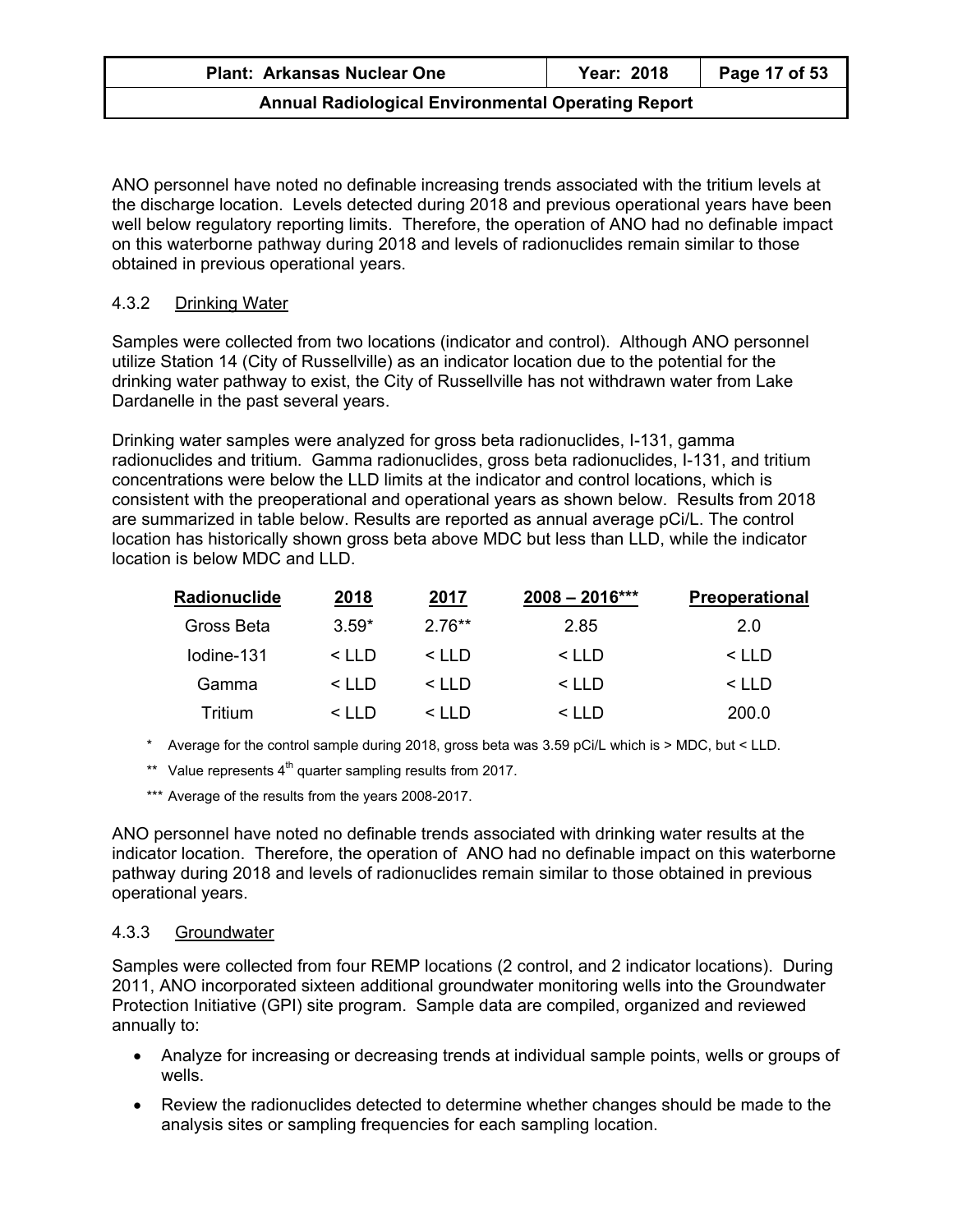ANO personnel have noted no definable increasing trends associated with the tritium levels at the discharge location. Levels detected during 2018 and previous operational years have been well below regulatory reporting limits. Therefore, the operation of ANO had no definable impact on this waterborne pathway during 2018 and levels of radionuclides remain similar to those obtained in previous operational years.

### 4.3.2 Drinking Water

Samples were collected from two locations (indicator and control). Although ANO personnel utilize Station 14 (City of Russellville) as an indicator location due to the potential for the drinking water pathway to exist, the City of Russellville has not withdrawn water from Lake Dardanelle in the past several years.

Drinking water samples were analyzed for gross beta radionuclides, I-131, gamma radionuclides and tritium. Gamma radionuclides, gross beta radionuclides, I-131, and tritium concentrations were below the LLD limits at the indicator and control locations, which is consistent with the preoperational and operational years as shown below. Results from 2018 are summarized in table below. Results are reported as annual average pCi/L. The control location has historically shown gross beta above MDC but less than LLD, while the indicator location is below MDC and LLD.

| Radionuclide | 2018 | 2017 | 2008 – 2016*** | Preoperational |
|---|---|---|---|---|
| Gross Beta | 3.59* | 2.76** | 2.85 | 2.0 |
| Iodine-131 | < LLD | < LLD | < LLD | < LLD |
| Gamma | < LLD | < LLD | < LLD | < LLD |
| Tritium | < LLD | < LLD | < LLD | 200.0 |

\* Average for the control sample during 2018, gross beta was 3.59 pCi/L which is > MDC, but < LLD.

\** Value represents 4th quarter sampling results from 2017.

\*** Average of the results from the years 2008-2017.

ANO personnel have noted no definable trends associated with drinking water results at the indicator location. Therefore, the operation of ANO had no definable impact on this waterborne pathway during 2018 and levels of radionuclides remain similar to those obtained in previous operational years.

### 4.3.3 Groundwater

Samples were collected from four REMP locations (2 control, and 2 indicator locations). During 2011, ANO incorporated sixteen additional groundwater monitoring wells into the Groundwater Protection Initiative (GPI) site program. Sample data are compiled, organized and reviewed annually to:

- Analyze for increasing or decreasing trends at individual sample points, wells or groups of wells.
- Review the radionuclides detected to determine whether changes should be made to the analysis sites or sampling frequencies for each sampling location.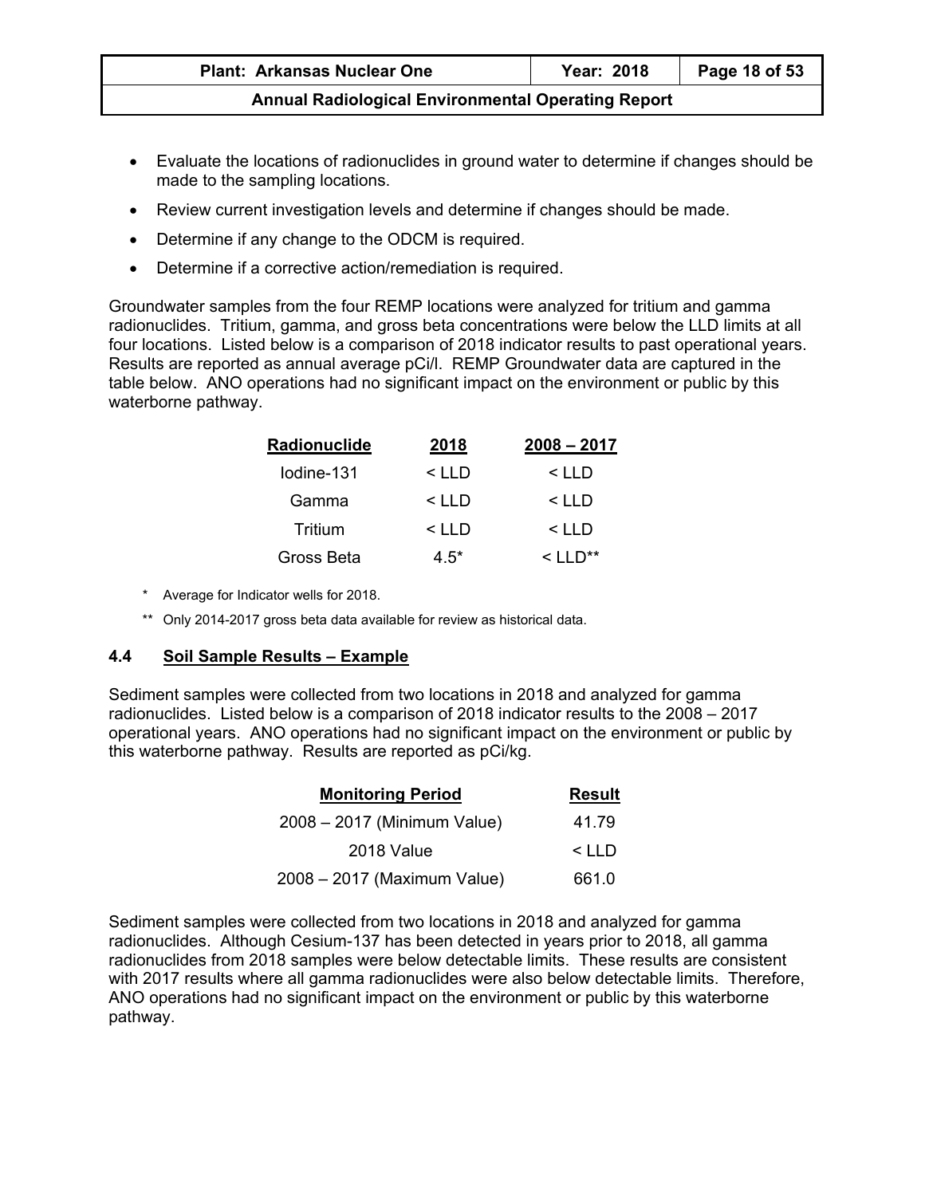- Evaluate the locations of radionuclides in ground water to determine if changes should be made to the sampling locations.
- Review current investigation levels and determine if changes should be made.
- Determine if any change to the ODCM is required.
- Determine if a corrective action/remediation is required.

Groundwater samples from the four REMP locations were analyzed for tritium and gamma radionuclides. Tritium, gamma, and gross beta concentrations were below the LLD limits at all four locations. Listed below is a comparison of 2018 indicator results to past operational years. Results are reported as annual average pCi/l. REMP Groundwater data are captured in the table below. ANO operations had no significant impact on the environment or public by this waterborne pathway.

| Radionuclide | 2018 | 2008 – 2017 |
|---|---|---|
| Iodine-131 | < LLD | < LLD |
| Gamma | < LLD | < LLD |
| Tritium | < LLD | < LLD |
| Gross Beta | 4.5* | < LLD** |

\* Average for Indicator wells for 2018.

\*\* Only 2014-2017 gross beta data available for review as historical data.

## 4.4 Soil Sample Results – Example

Sediment samples were collected from two locations in 2018 and analyzed for gamma radionuclides. Listed below is a comparison of 2018 indicator results to the 2008 – 2017 operational years. ANO operations had no significant impact on the environment or public by this waterborne pathway. Results are reported as pCi/kg.

| Monitoring Period | Result |
|---|---|
| 2008 – 2017 (Minimum Value) | 41.79 |
| 2018 Value | < LLD |
| 2008 – 2017 (Maximum Value) | 661.0 |

Sediment samples were collected from two locations in 2018 and analyzed for gamma radionuclides. Although Cesium-137 has been detected in years prior to 2018, all gamma radionuclides from 2018 samples were below detectable limits. These results are consistent with 2017 results where all gamma radionuclides were also below detectable limits. Therefore, ANO operations had no significant impact on the environment or public by this waterborne pathway.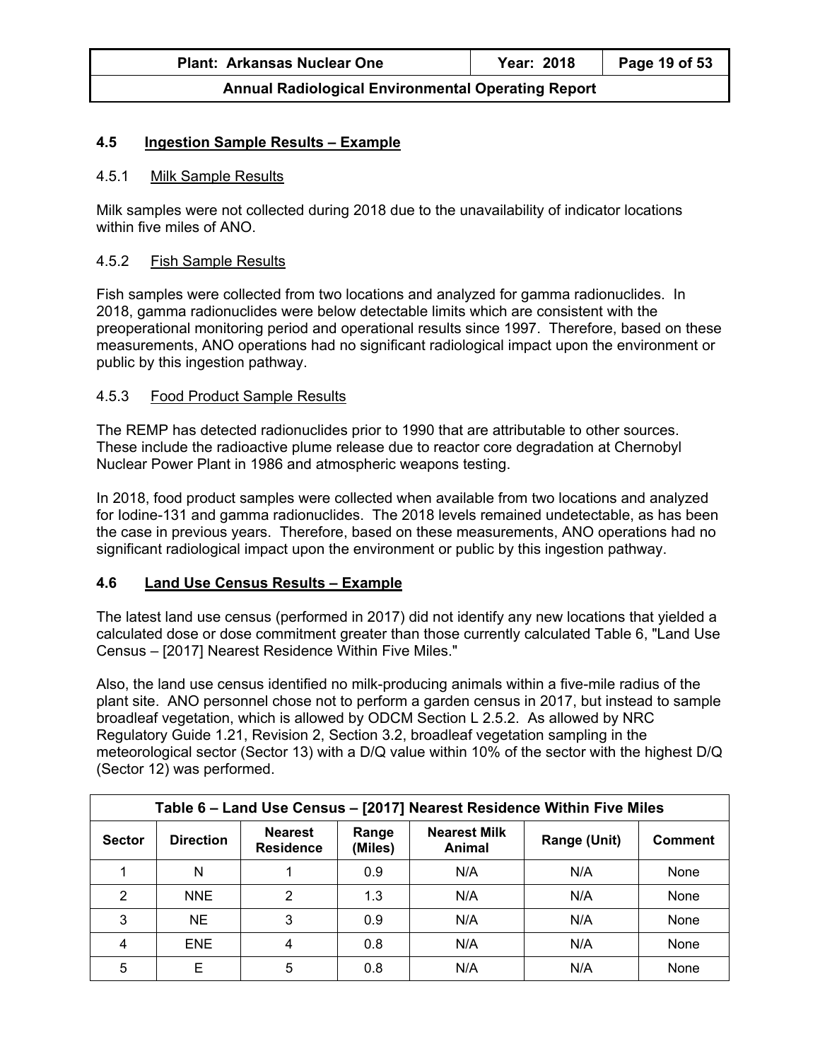## 4.5 Ingestion Sample Results – Example

### 4.5.1 Milk Sample Results

Milk samples were not collected during 2018 due to the unavailability of indicator locations within five miles of ANO.

### 4.5.2 Fish Sample Results

Fish samples were collected from two locations and analyzed for gamma radionuclides. In 2018, gamma radionuclides were below detectable limits which are consistent with the preoperational monitoring period and operational results since 1997. Therefore, based on these measurements, ANO operations had no significant radiological impact upon the environment or public by this ingestion pathway.

### 4.5.3 Food Product Sample Results

The REMP has detected radionuclides prior to 1990 that are attributable to other sources. These include the radioactive plume release due to reactor core degradation at Chernobyl Nuclear Power Plant in 1986 and atmospheric weapons testing.

In 2018, food product samples were collected when available from two locations and analyzed for Iodine-131 and gamma radionuclides. The 2018 levels remained undetectable, as has been the case in previous years. Therefore, based on these measurements, ANO operations had no significant radiological impact upon the environment or public by this ingestion pathway.

## 4.6 Land Use Census Results – Example

The latest land use census (performed in 2017) did not identify any new locations that yielded a calculated dose or dose commitment greater than those currently calculated Table 6, "Land Use Census – [2017] Nearest Residence Within Five Miles."

Also, the land use census identified no milk-producing animals within a five-mile radius of the plant site. ANO personnel chose not to perform a garden census in 2017, but instead to sample broadleaf vegetation, which is allowed by ODCM Section L 2.5.2. As allowed by NRC Regulatory Guide 1.21, Revision 2, Section 3.2, broadleaf vegetation sampling in the meteorological sector (Sector 13) with a D/Q value within 10% of the sector with the highest D/Q (Sector 12) was performed.

**Table 6 – Land Use Census – [2017] Nearest Residence Within Five Miles**

| Sector | Direction | Nearest Residence | Range (Miles) | Nearest Milk Animal | Range (Unit) | Comment |
|---|---|---|---|---|---|---|
| 1 | N | 1 | 0.9 | N/A | N/A | None |
| 2 | NNE | 2 | 1.3 | N/A | N/A | None |
| 3 | NE | 3 | 0.9 | N/A | N/A | None |
| 4 | ENE | 4 | 0.8 | N/A | N/A | None |
| 5 | E | 5 | 0.8 | N/A | N/A | None |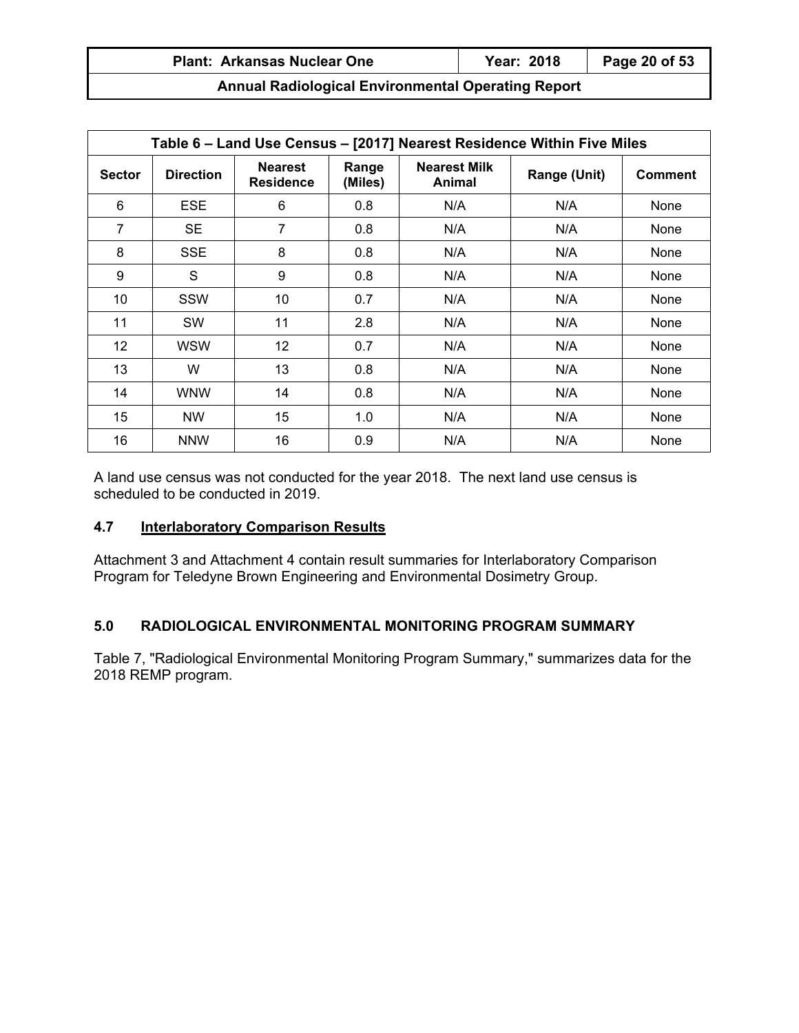| Table 6 – Land Use Census – [2017] Nearest Residence Within Five Miles | | | | | | |
|---|---|---|---|---|---|---|
| **Sector** | **Direction** | **Nearest Residence** | **Range (Miles)** | **Nearest Milk Animal** | **Range (Unit)** | **Comment** |
| 6 | ESE | 6 | 0.8 | N/A | N/A | None |
| 7 | SE | 7 | 0.8 | N/A | N/A | None |
| 8 | SSE | 8 | 0.8 | N/A | N/A | None |
| 9 | S | 9 | 0.8 | N/A | N/A | None |
| 10 | SSW | 10 | 0.7 | N/A | N/A | None |
| 11 | SW | 11 | 2.8 | N/A | N/A | None |
| 12 | WSW | 12 | 0.7 | N/A | N/A | None |
| 13 | W | 13 | 0.8 | N/A | N/A | None |
| 14 | WNW | 14 | 0.8 | N/A | N/A | None |
| 15 | NW | 15 | 1.0 | N/A | N/A | None |
| 16 | NNW | 16 | 0.9 | N/A | N/A | None |

A land use census was not conducted for the year 2018. The next land use census is scheduled to be conducted in 2019.

### 4.7 Interlaboratory Comparison Results

Attachment 3 and Attachment 4 contain result summaries for Interlaboratory Comparison Program for Teledyne Brown Engineering and Environmental Dosimetry Group.

## 5.0 RADIOLOGICAL ENVIRONMENTAL MONITORING PROGRAM SUMMARY

Table 7, "Radiological Environmental Monitoring Program Summary," summarizes data for the 2018 REMP program.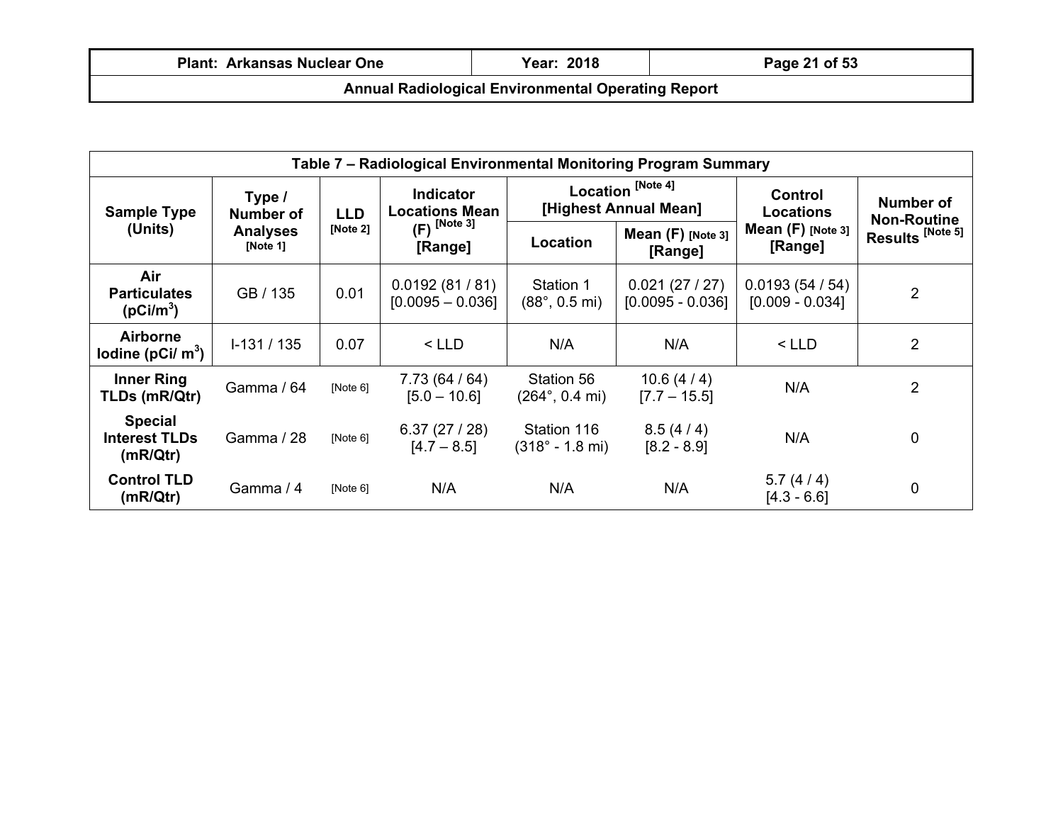| Table 7 – Radiological Environmental Monitoring Program Summary | | | | | | | |
|---|---|---|---|---|---|---|---|
| Sample Type (Units) | Type / Number of Analyses [Note 1] | LLD [Note 2] | Indicator Locations Mean (F) [Note 3] [Range] | Location [Note 4] [Highest Annual Mean] | | Control Locations Mean (F) [Note 3] [Range] | Number of Non-Routine Results [Note 5] |
| | | | | Location | Mean (F) [Note 3] [Range] | | |
| **Air Particulates ($pCi/m^3$)** | GB / 135 | 0.01 | 0.0192 (81 / 81) [0.0095 – 0.036] | Station 1 (88°, 0.5 mi) | 0.021 (27 / 27) [0.0095 - 0.036] | 0.0193 (54 / 54) [0.009 - 0.034] | 2 |
| **Airborne Iodine ($pCi/ m^3$)** | I-131 / 135 | 0.07 | < LLD | N/A | N/A | < LLD | 2 |
| **Inner Ring TLDs (mR/Qtr)** | Gamma / 64 | [Note 6] | 7.73 (64 / 64) [5.0 – 10.6] | Station 56 (264°, 0.4 mi) | 10.6 (4 / 4) [7.7 – 15.5] | N/A | 2 |
| **Special Interest TLDs (mR/Qtr)** | Gamma / 28 | [Note 6] | 6.37 (27 / 28) [4.7 – 8.5] | Station 116 (318° - 1.8 mi) | 8.5 (4 / 4) [8.2 - 8.9] | N/A | 0 |
| **Control TLD (mR/Qtr)** | Gamma / 4 | [Note 6] | N/A | N/A | N/A | 5.7 (4 / 4) [4.3 - 6.6] | 0 |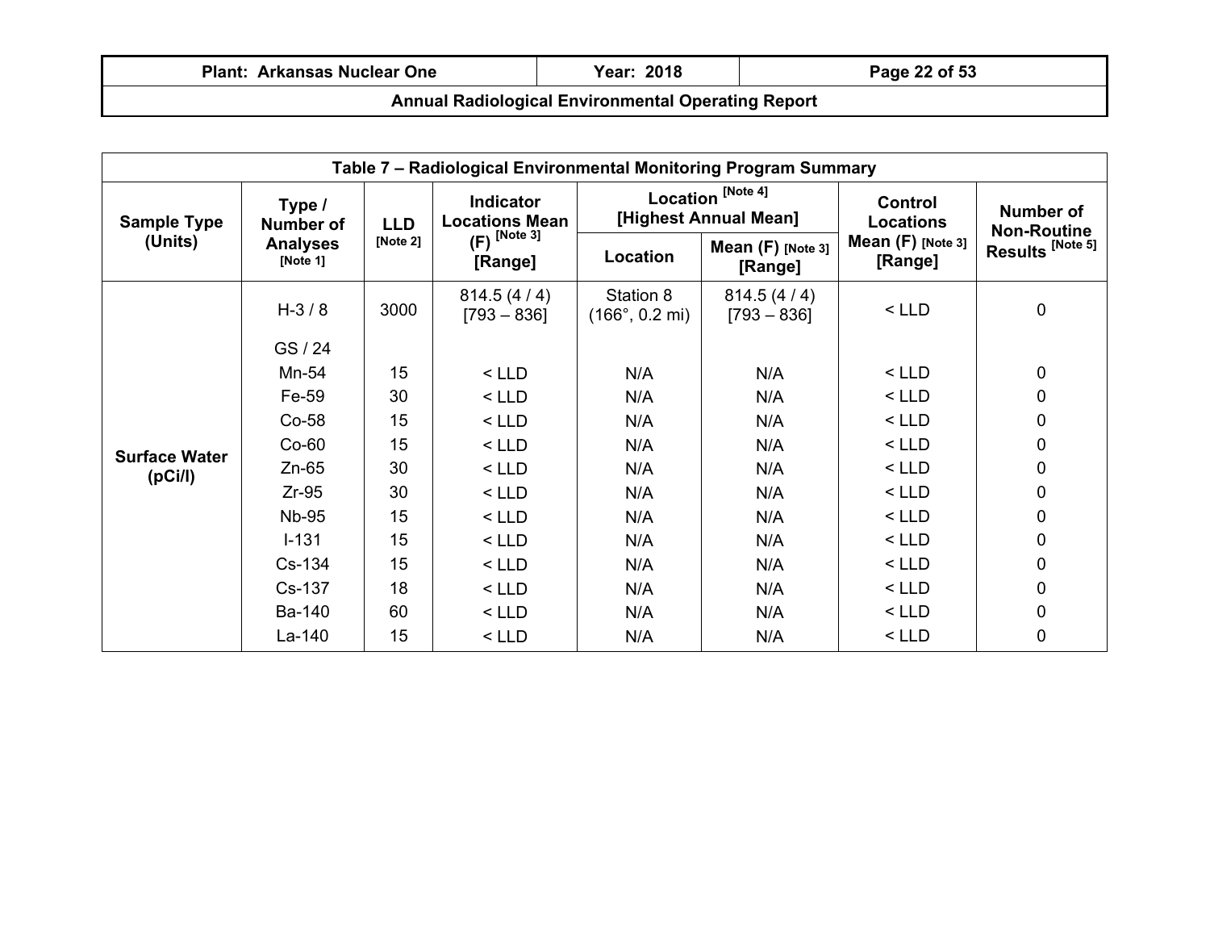| Table 7 – Radiological Environmental Monitoring Program Summary | | | | | | | |
|---|---|---|---|---|---|---|---|
| Sample Type (Units) | Type / Number of Analyses [Note 1] | LLD [Note 2] | Indicator Locations Mean (F) [Note 3] [Range] | Location [Note 4] [Highest Annual Mean] | | Control Locations Mean (F) [Note 3] [Range] | Number of Non-Routine Results [Note 5] |
| | | | | Location | Mean (F) [Note 3] [Range] | | |
| Surface Water (pCi/l) | H-3 / 8 | 3000 | 814.5 (4 / 4) [793 – 836] | Station 8 (166°, 0.2 mi) | 814.5 (4 / 4) [793 – 836] | < LLD | 0 |
| | GS / 24 | | | | | | |
| | Mn-54 | 15 | < LLD | N/A | N/A | < LLD | 0 |
| | Fe-59 | 30 | < LLD | N/A | N/A | < LLD | 0 |
| | Co-58 | 15 | < LLD | N/A | N/A | < LLD | 0 |
| | Co-60 | 15 | < LLD | N/A | N/A | < LLD | 0 |
| | Zn-65 | 30 | < LLD | N/A | N/A | < LLD | 0 |
| | Zr-95 | 30 | < LLD | N/A | N/A | < LLD | 0 |
| | Nb-95 | 15 | < LLD | N/A | N/A | < LLD | 0 |
| | I-131 | 15 | < LLD | N/A | N/A | < LLD | 0 |
| | Cs-134 | 15 | < LLD | N/A | N/A | < LLD | 0 |
| | Cs-137 | 18 | < LLD | N/A | N/A | < LLD | 0 |
| | Ba-140 | 60 | < LLD | N/A | N/A | < LLD | 0 |
| | La-140 | 15 | < LLD | N/A | N/A | < LLD | 0 |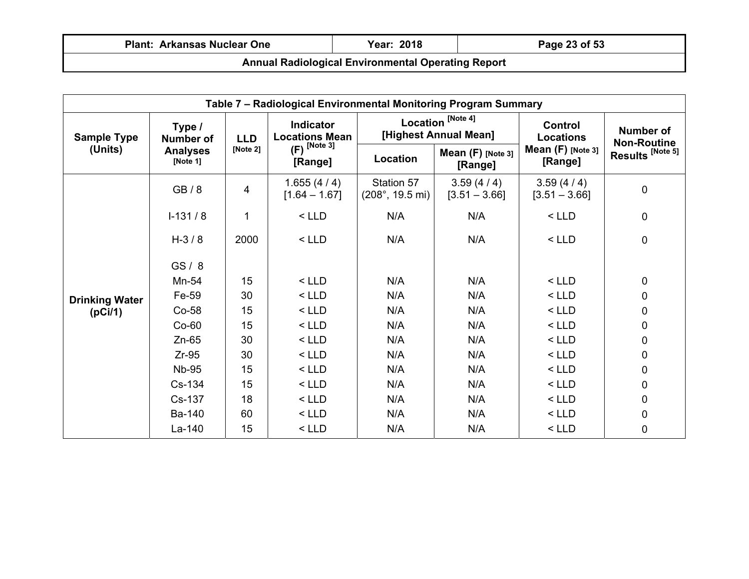**Table 7 – Radiological Environmental Monitoring Program Summary**

| Sample Type (Units) | Type / Number of Analyses [Note 1] | LLD [Note 2] | Indicator Locations Mean (F) [Note 3] [Range] | Location [Note 4] [Highest Annual Mean] | | Control Locations Mean (F) [Note 3] [Range] | Number of Non-Routine Results [Note 5] |
|---|---|---|---|---|---|---|---|
| | | | | Location | Mean (F) [Note 3] [Range] | | |
| Drinking Water (pCi/1) | GB / 8 | 4 | 1.655 (4 / 4) [1.64 – 1.67] | Station 57 (208°, 19.5 mi) | 3.59 (4 / 4) [3.51 – 3.66] | 3.59 (4 / 4) [3.51 – 3.66] | 0 |
| | I-131 / 8 | 1 | < LLD | N/A | N/A | < LLD | 0 |
| | H-3 / 8 | 2000 | < LLD | N/A | N/A | < LLD | 0 |
| | GS / 8 | | | | | | |
| | Mn-54 | 15 | < LLD | N/A | N/A | < LLD | 0 |
| | Fe-59 | 30 | < LLD | N/A | N/A | < LLD | 0 |
| | Co-58 | 15 | < LLD | N/A | N/A | < LLD | 0 |
| | Co-60 | 15 | < LLD | N/A | N/A | < LLD | 0 |
| | Zn-65 | 30 | < LLD | N/A | N/A | < LLD | 0 |
| | Zr-95 | 30 | < LLD | N/A | N/A | < LLD | 0 |
| | Nb-95 | 15 | < LLD | N/A | N/A | < LLD | 0 |
| | Cs-134 | 15 | < LLD | N/A | N/A | < LLD | 0 |
| | Cs-137 | 18 | < LLD | N/A | N/A | < LLD | 0 |
| | Ba-140 | 60 | < LLD | N/A | N/A | < LLD | 0 |
| | La-140 | 15 | < LLD | N/A | N/A | < LLD | 0 |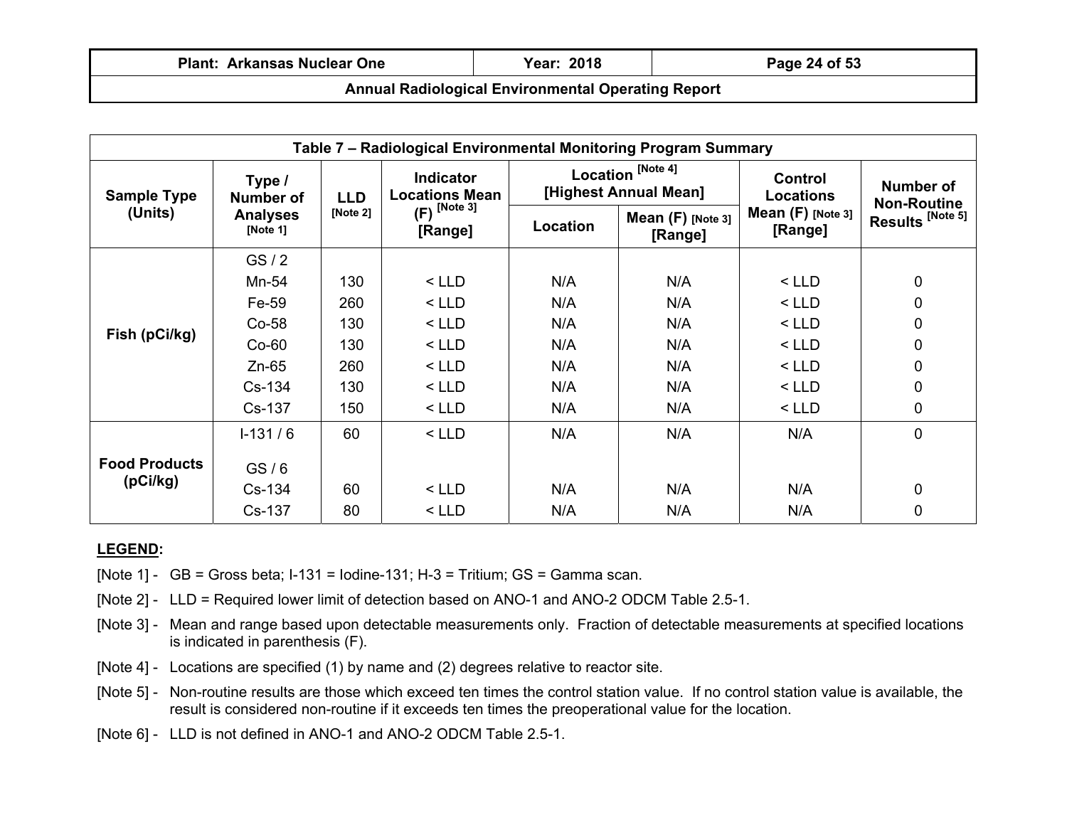| Table 7 – Radiological Environmental Monitoring Program Summary | | | | | | | |
|---|---|---|---|---|---|---|---|
| Sample Type (Units) | Type / Number of Analyses [Note 1] | LLD [Note 2] | Indicator Locations Mean (F) [Note 3] [Range] | Location [Note 4] [Highest Annual Mean] | | Control Locations Mean (F) [Note 3] [Range] | Number of Non-Routine Results [Note 5] |
| | | | | Location | Mean (F) [Note 3] [Range] | | |
| Fish (pCi/kg) | GS / 2 | | | | | | |
| | Mn-54 | 130 | < LLD | N/A | N/A | < LLD | 0 |
| | Fe-59 | 260 | < LLD | N/A | N/A | < LLD | 0 |
| | Co-58 | 130 | < LLD | N/A | N/A | < LLD | 0 |
| | Co-60 | 130 | < LLD | N/A | N/A | < LLD | 0 |
| | Zn-65 | 260 | < LLD | N/A | N/A | < LLD | 0 |
| | Cs-134 | 130 | < LLD | N/A | N/A | < LLD | 0 |
| | Cs-137 | 150 | < LLD | N/A | N/A | < LLD | 0 |
| Food Products (pCi/kg) | I-131 / 6 | 60 | < LLD | N/A | N/A | N/A | 0 |
| | GS / 6 | | | | | | |
| | Cs-134 | 60 | < LLD | N/A | N/A | N/A | 0 |
| | Cs-137 | 80 | < LLD | N/A | N/A | N/A | 0 |

**LEGEND:**

[Note 1] - GB = Gross beta; I-131 = Iodine-131; H-3 = Tritium; GS = Gamma scan.

[Note 2] - LLD = Required lower limit of detection based on ANO-1 and ANO-2 ODCM Table 2.5-1.

[Note 3] - Mean and range based upon detectable measurements only. Fraction of detectable measurements at specified locations is indicated in parenthesis (F).

[Note 4] - Locations are specified (1) by name and (2) degrees relative to reactor site.

[Note 5] - Non-routine results are those which exceed ten times the control station value. If no control station value is available, the result is considered non-routine if it exceeds ten times the preoperational value for the location.

[Note 6] - LLD is not defined in ANO-1 and ANO-2 ODCM Table 2.5-1.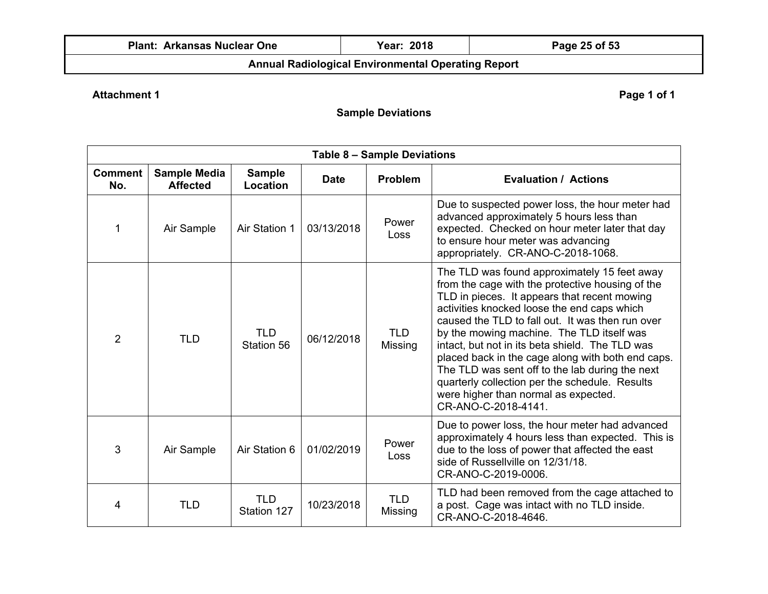**Attachment 1** **Page 1 of 1**

## Sample Deviations

| Table 8 – Sample Deviations | | | | | |
|---|---|---|---|---|---|
| **Comment No.** | **Sample Media Affected** | **Sample Location** | **Date** | **Problem** | **Evaluation / Actions** |
| 1 | Air Sample | Air Station 1 | 03/13/2018 | Power Loss | Due to suspected power loss, the hour meter had advanced approximately 5 hours less than expected. Checked on hour meter later that day to ensure hour meter was advancing appropriately. CR-ANO-C-2018-1068. |
| 2 | TLD | TLD Station 56 | 06/12/2018 | TLD Missing | The TLD was found approximately 15 feet away from the cage with the protective housing of the TLD in pieces. It appears that recent mowing activities knocked loose the end caps which caused the TLD to fall out. It was then run over by the mowing machine. The TLD itself was intact, but not in its beta shield. The TLD was placed back in the cage along with both end caps. The TLD was sent off to the lab during the next quarterly collection per the schedule. Results were higher than normal as expected. CR-ANO-C-2018-4141. |
| 3 | Air Sample | Air Station 6 | 01/02/2019 | Power Loss | Due to power loss, the hour meter had advanced approximately 4 hours less than expected. This is due to the loss of power that affected the east side of Russellville on 12/31/18. CR-ANO-C-2019-0006. |
| 4 | TLD | TLD Station 127 | 10/23/2018 | TLD Missing | TLD had been removed from the cage attached to a post. Cage was intact with no TLD inside. CR-ANO-C-2018-4646. |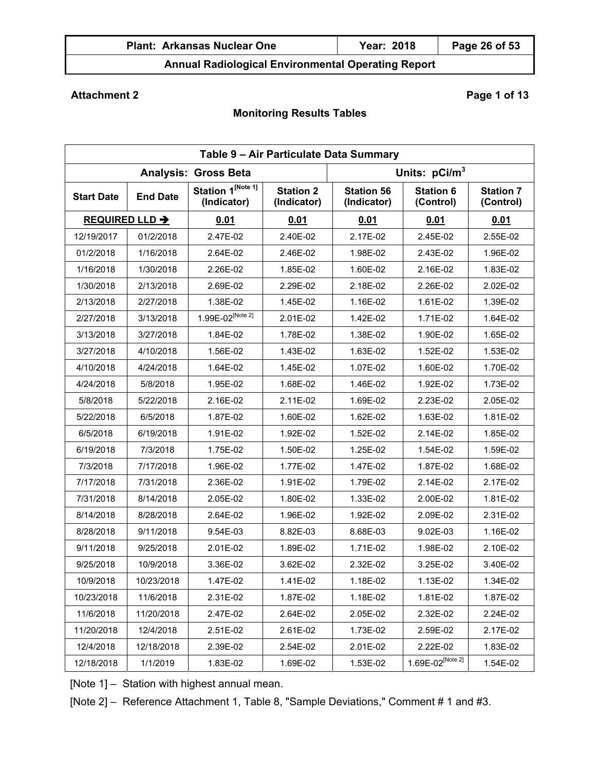**Attachment 2**

**Page 1 of 13**

## Monitoring Results Tables

| Table 9 – Air Particulate Data Summary | | | | | | |
|---|---|---|---|---|---|---|
| Analysis: Gross Beta | | | | Units: $pCi/m^3$ | | |
| Start Date | End Date | Station 1[Note 1] (Indicator) | Station 2 (Indicator) | Station 56 (Indicator) | Station 6 (Control) | Station 7 (Control) |
| REQUIRED LLD ➔ | | 0.01 | 0.01 | 0.01 | 0.01 | 0.01 |
| 12/19/2017 | 01/2/2018 | 2.47E-02 | 2.40E-02 | 2.17E-02 | 2.45E-02 | 2.55E-02 |
| 01/2/2018 | 1/16/2018 | 2.64E-02 | 2.46E-02 | 1.98E-02 | 2.43E-02 | 1.96E-02 |
| 1/16/2018 | 1/30/2018 | 2.26E-02 | 1.85E-02 | 1.60E-02 | 2.16E-02 | 1.83E-02 |
| 1/30/2018 | 2/13/2018 | 2.69E-02 | 2.29E-02 | 2.18E-02 | 2.26E-02 | 2.02E-02 |
| 2/13/2018 | 2/27/2018 | 1.38E-02 | 1.45E-02 | 1.16E-02 | 1.61E-02 | 1.39E-02 |
| 2/27/2018 | 3/13/2018 | 1.99E-02[Note 2] | 2.01E-02 | 1.42E-02 | 1.71E-02 | 1.64E-02 |
| 3/13/2018 | 3/27/2018 | 1.84E-02 | 1.78E-02 | 1.38E-02 | 1.90E-02 | 1.65E-02 |
| 3/27/2018 | 4/10/2018 | 1.56E-02 | 1.43E-02 | 1.63E-02 | 1.52E-02 | 1.53E-02 |
| 4/10/2018 | 4/24/2018 | 1.64E-02 | 1.45E-02 | 1.07E-02 | 1.60E-02 | 1.70E-02 |
| 4/24/2018 | 5/8/2018 | 1.95E-02 | 1.68E-02 | 1.46E-02 | 1.92E-02 | 1.73E-02 |
| 5/8/2018 | 5/22/2018 | 2.16E-02 | 2.11E-02 | 1.69E-02 | 2.23E-02 | 2.05E-02 |
| 5/22/2018 | 6/5/2018 | 1.87E-02 | 1.60E-02 | 1.62E-02 | 1.63E-02 | 1.81E-02 |
| 6/5/2018 | 6/19/2018 | 1.91E-02 | 1.92E-02 | 1.52E-02 | 2.14E-02 | 1.85E-02 |
| 6/19/2018 | 7/3/2018 | 1.75E-02 | 1.50E-02 | 1.25E-02 | 1.54E-02 | 1.59E-02 |
| 7/3/2018 | 7/17/2018 | 1.96E-02 | 1.77E-02 | 1.47E-02 | 1.87E-02 | 1.68E-02 |
| 7/17/2018 | 7/31/2018 | 2.36E-02 | 1.91E-02 | 1.79E-02 | 2.14E-02 | 2.17E-02 |
| 7/31/2018 | 8/14/2018 | 2.05E-02 | 1.80E-02 | 1.33E-02 | 2.00E-02 | 1.81E-02 |
| 8/14/2018 | 8/28/2018 | 2.64E-02 | 1.96E-02 | 1.92E-02 | 2.09E-02 | 2.31E-02 |
| 8/28/2018 | 9/11/2018 | 9.54E-03 | 8.82E-03 | 8.68E-03 | 9.02E-03 | 1.16E-02 |
| 9/11/2018 | 9/25/2018 | 2.01E-02 | 1.89E-02 | 1.71E-02 | 1.98E-02 | 2.10E-02 |
| 9/25/2018 | 10/9/2018 | 3.36E-02 | 3.62E-02 | 2.32E-02 | 3.25E-02 | 3.40E-02 |
| 10/9/2018 | 10/23/2018 | 1.47E-02 | 1.41E-02 | 1.18E-02 | 1.13E-02 | 1.34E-02 |
| 10/23/2018 | 11/6/2018 | 2.31E-02 | 1.87E-02 | 1.18E-02 | 1.81E-02 | 1.87E-02 |
| 11/6/2018 | 11/20/2018 | 2.47E-02 | 2.64E-02 | 2.05E-02 | 2.32E-02 | 2.24E-02 |
| 11/20/2018 | 12/4/2018 | 2.51E-02 | 2.61E-02 | 1.73E-02 | 2.59E-02 | 2.17E-02 |
| 12/4/2018 | 12/18/2018 | 2.39E-02 | 2.54E-02 | 2.01E-02 | 2.22E-02 | 1.83E-02 |
| 12/18/2018 | 1/1/2019 | 1.83E-02 | 1.69E-02 | 1.53E-02 | 1.69E-02[Note 2] | 1.54E-02 |

[Note 1] – Station with highest annual mean.

[Note 2] – Reference Attachment 1, Table 8, "Sample Deviations," Comment # 1 and #3.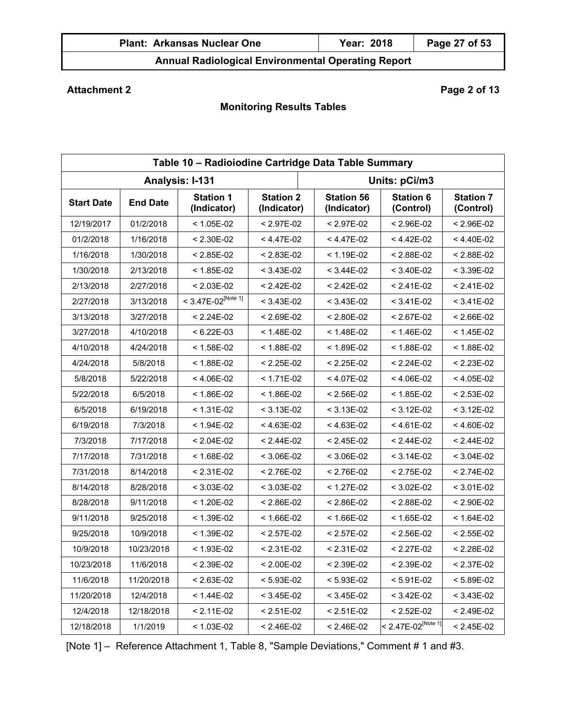**Attachment 2**

**Page 2 of 13**

**Monitoring Results Tables**

| Table 10 – Radioiodine Cartridge Data Table Summary | | | | | | |
|---|---|---|---|---|---|---|
| **Analysis: I-131** | | | | **Units: pCi/m3** | | |
| **Start Date** | **End Date** | **Station 1 (Indicator)** | **Station 2 (Indicator)** | **Station 56 (Indicator)** | **Station 6 (Control)** | **Station 7 (Control)** |
| 12/19/2017 | 01/2/2018 | < 1.05E-02 | < 2.97E-02 | < 2.97E-02 | < 2.96E-02 | < 2.96E-02 |
| 01/2/2018 | 1/16/2018 | < 2.30E-02 | < 4.47E-02 | < 4.47E-02 | < 4.42E-02 | < 4.40E-02 |
| 1/16/2018 | 1/30/2018 | < 2.85E-02 | < 2.83E-02 | < 1.19E-02 | < 2.88E-02 | < 2.88E-02 |
| 1/30/2018 | 2/13/2018 | < 1.85E-02 | < 3.43E-02 | < 3.44E-02 | < 3.40E-02 | < 3.39E-02 |
| 2/13/2018 | 2/27/2018 | < 2.03E-02 | < 2.42E-02 | < 2.42E-02 | < 2.41E-02 | < 2.41E-02 |
| 2/27/2018 | 3/13/2018 | < 3.47E-02 [Note 1] | < 3.43E-02 | < 3.43E-02 | < 3.41E-02 | < 3.41E-02 |
| 3/13/2018 | 3/27/2018 | < 2.24E-02 | < 2.69E-02 | < 2.80E-02 | < 2.67E-02 | < 2.66E-02 |
| 3/27/2018 | 4/10/2018 | < 6.22E-03 | < 1.48E-02 | < 1.48E-02 | < 1.46E-02 | < 1.45E-02 |
| 4/10/2018 | 4/24/2018 | < 1.58E-02 | < 1.88E-02 | < 1.89E-02 | < 1.88E-02 | < 1.88E-02 |
| 4/24/2018 | 5/8/2018 | < 1.88E-02 | < 2.25E-02 | < 2.25E-02 | < 2.24E-02 | < 2.23E-02 |
| 5/8/2018 | 5/22/2018 | < 4.06E-02 | < 1.71E-02 | < 4.07E-02 | < 4.06E-02 | < 4.05E-02 |
| 5/22/2018 | 6/5/2018 | < 1.86E-02 | < 1.86E-02 | < 2.56E-02 | < 1.85E-02 | < 2.53E-02 |
| 6/5/2018 | 6/19/2018 | < 1.31E-02 | < 3.13E-02 | < 3.13E-02 | < 3.12E-02 | < 3.12E-02 |
| 6/19/2018 | 7/3/2018 | < 1.94E-02 | < 4.63E-02 | < 4.63E-02 | < 4.61E-02 | < 4.60E-02 |
| 7/3/2018 | 7/17/2018 | < 2.04E-02 | < 2.44E-02 | < 2.45E-02 | < 2.44E-02 | < 2.44E-02 |
| 7/17/2018 | 7/31/2018 | < 1.68E-02 | < 3.06E-02 | < 3.06E-02 | < 3.14E-02 | < 3.04E-02 |
| 7/31/2018 | 8/14/2018 | < 2.31E-02 | < 2.76E-02 | < 2.76E-02 | < 2.75E-02 | < 2.74E-02 |
| 8/14/2018 | 8/28/2018 | < 3.03E-02 | < 3.03E-02 | < 1.27E-02 | < 3.02E-02 | < 3.01E-02 |
| 8/28/2018 | 9/11/2018 | < 1.20E-02 | < 2.86E-02 | < 2.86E-02 | < 2.88E-02 | < 2.90E-02 |
| 9/11/2018 | 9/25/2018 | < 1.39E-02 | < 1.66E-02 | < 1.66E-02 | < 1.65E-02 | < 1.64E-02 |
| 9/25/2018 | 10/9/2018 | < 1.39E-02 | < 2.57E-02 | < 2.57E-02 | < 2.56E-02 | < 2.55E-02 |
| 10/9/2018 | 10/23/2018 | < 1.93E-02 | < 2.31E-02 | < 2.31E-02 | < 2.27E-02 | < 2.28E-02 |
| 10/23/2018 | 11/6/2018 | < 2.39E-02 | < 2.00E-02 | < 2.39E-02 | < 2.39E-02 | < 2.37E-02 |
| 11/6/2018 | 11/20/2018 | < 2.63E-02 | < 5.93E-02 | < 5.93E-02 | < 5.91E-02 | < 5.89E-02 |
| 11/20/2018 | 12/4/2018 | < 1.44E-02 | < 3.45E-02 | < 3.45E-02 | < 3.42E-02 | < 3.43E-02 |
| 12/4/2018 | 12/18/2018 | < 2.11E-02 | < 2.51E-02 | < 2.51E-02 | < 2.52E-02 | < 2.49E-02 |
| 12/18/2018 | 1/1/2019 | < 1.03E-02 | < 2.46E-02 | < 2.46E-02 | < 2.47E-02 [Note 1] | < 2.45E-02 |

[Note 1] – Reference Attachment 1, Table 8, "Sample Deviations," Comment # 1 and #3.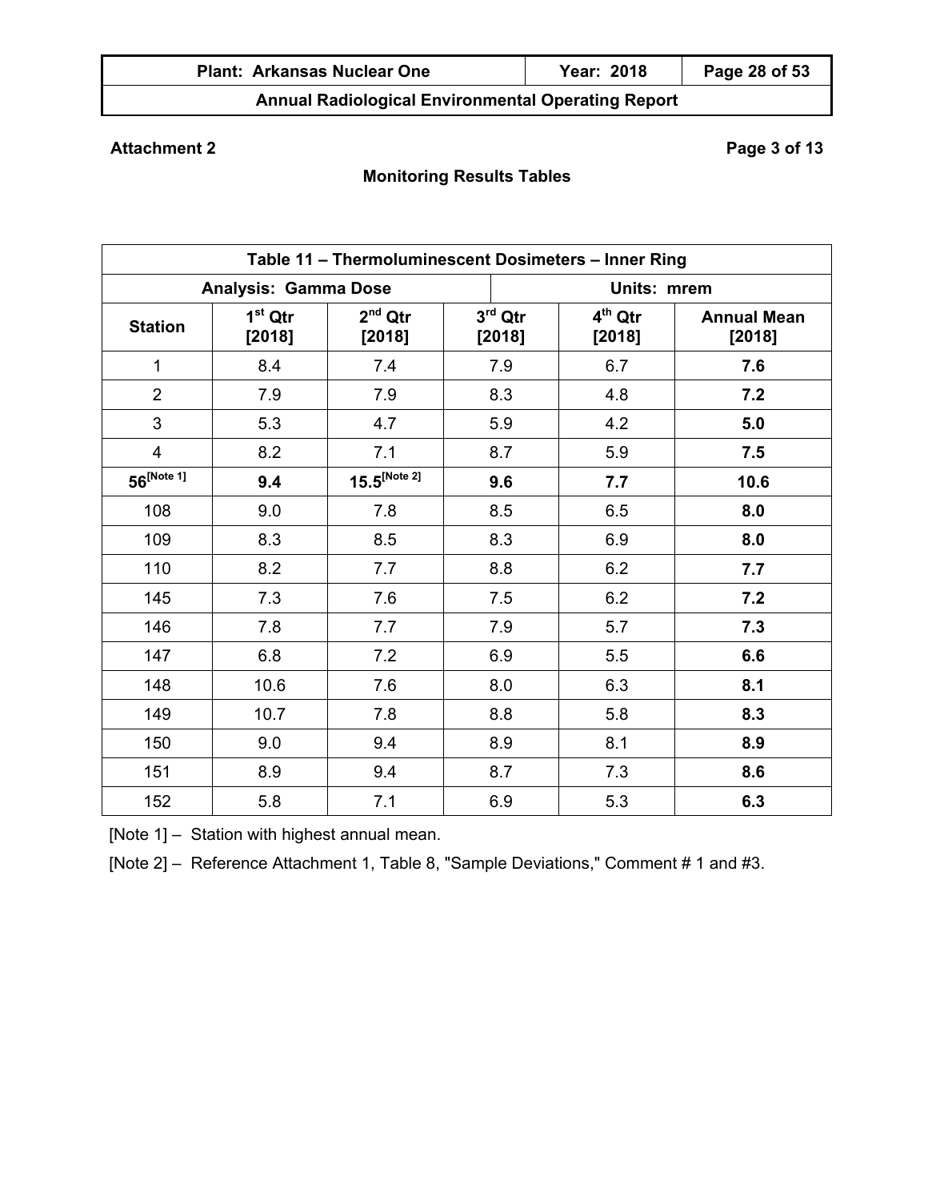**Attachment 2** **Page 3 of 13**

## Monitoring Results Tables

| Table 11 – Thermoluminescent Dosimeters – Inner Ring | | | | | |
|---|---|---|---|---|---|
| **Analysis: Gamma Dose** | | | **Units: mrem** | | |
| **Station** | **1st Qtr [2018]** | **2nd Qtr [2018]** | **3rd Qtr [2018]** | **4th Qtr [2018]** | **Annual Mean [2018]** |
| 1 | 8.4 | 7.4 | 7.9 | 6.7 | **7.6** |
| 2 | 7.9 | 7.9 | 8.3 | 4.8 | **7.2** |
| 3 | 5.3 | 4.7 | 5.9 | 4.2 | **5.0** |
| 4 | 8.2 | 7.1 | 8.7 | 5.9 | **7.5** |
| **56[Note 1]** | **9.4** | **15.5[Note 2]** | **9.6** | **7.7** | **10.6** |
| 108 | 9.0 | 7.8 | 8.5 | 6.5 | **8.0** |
| 109 | 8.3 | 8.5 | 8.3 | 6.9 | **8.0** |
| 110 | 8.2 | 7.7 | 8.8 | 6.2 | **7.7** |
| 145 | 7.3 | 7.6 | 7.5 | 6.2 | **7.2** |
| 146 | 7.8 | 7.7 | 7.9 | 5.7 | **7.3** |
| 147 | 6.8 | 7.2 | 6.9 | 5.5 | **6.6** |
| 148 | 10.6 | 7.6 | 8.0 | 6.3 | **8.1** |
| 149 | 10.7 | 7.8 | 8.8 | 5.8 | **8.3** |
| 150 | 9.0 | 9.4 | 8.9 | 8.1 | **8.9** |
| 151 | 8.9 | 9.4 | 8.7 | 7.3 | **8.6** |
| 152 | 5.8 | 7.1 | 6.9 | 5.3 | **6.3** |

[Note 1] – Station with highest annual mean.

[Note 2] – Reference Attachment 1, Table 8, "Sample Deviations," Comment # 1 and #3.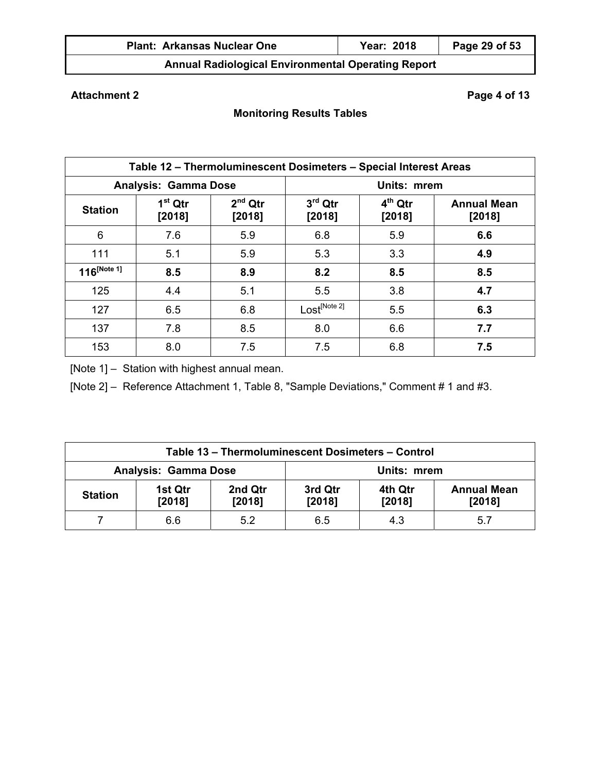**Attachment 2**

**Page 4 of 13**

**Monitoring Results Tables**

| **Table 12 – Thermoluminescent Dosimeters – Special Interest Areas** | | | | | |
|---|---|---|---|---|---|
| **Analysis: Gamma Dose** | | | **Units: mrem** | | |
| **Station** | **1st Qtr [2018]** | **2nd Qtr [2018]** | **3rd Qtr [2018]** | **4th Qtr [2018]** | **Annual Mean [2018]** |
| 6 | 7.6 | 5.9 | 6.8 | 5.9 | **6.6** |
| 111 | 5.1 | 5.9 | 5.3 | 3.3 | **4.9** |
| **116**[Note 1] | **8.5** | **8.9** | **8.2** | **8.5** | **8.5** |
| 125 | 4.4 | 5.1 | 5.5 | 3.8 | **4.7** |
| 127 | 6.5 | 6.8 | Lost[Note 2] | 5.5 | **6.3** |
| 137 | 7.8 | 8.5 | 8.0 | 6.6 | **7.7** |
| 153 | 8.0 | 7.5 | 7.5 | 6.8 | **7.5** |

[Note 1] – Station with highest annual mean.

[Note 2] – Reference Attachment 1, Table 8, "Sample Deviations," Comment # 1 and #3.

| **Table 13 – Thermoluminescent Dosimeters – Control** | | | | | |
|---|---|---|---|---|---|
| **Analysis: Gamma Dose** | | | **Units: mrem** | | |
| **Station** | **1st Qtr [2018]** | **2nd Qtr [2018]** | **3rd Qtr [2018]** | **4th Qtr [2018]** | **Annual Mean [2018]** |
| 7 | 6.6 | 5.2 | 6.5 | 4.3 | 5.7 |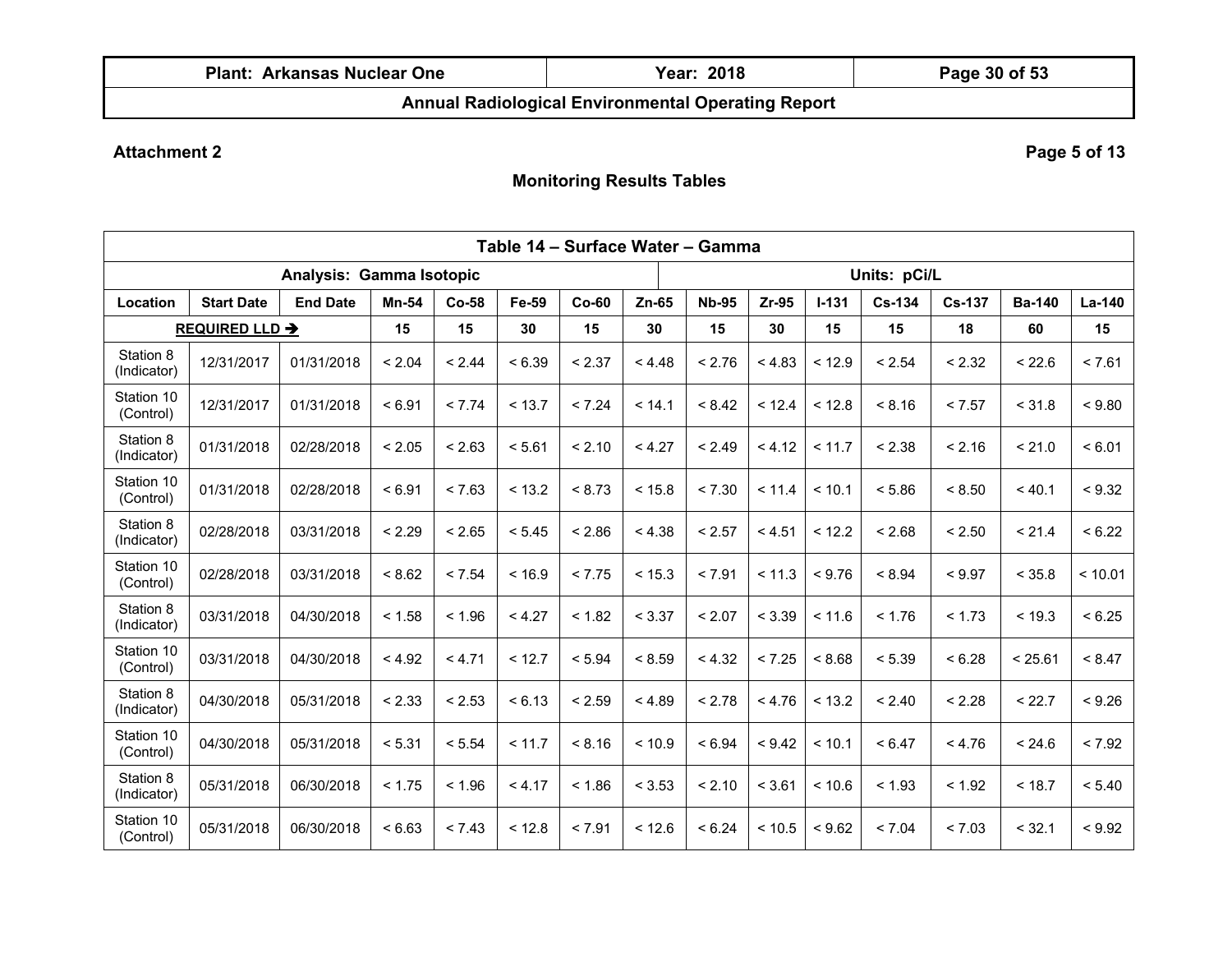**Attachment 2** **Page 5 of 13**

**Monitoring Results Tables**

| Table 14 – Surface Water – Gamma | | | | | | | | | | | | | | |
|---|---|---|---|---|---|---|---|---|---|---|---|---|---|---|
| Analysis: Gamma Isotopic | | | | | | | Units: pCi/L | | | | | | | |
| Location | Start Date | End Date | Mn-54 | Co-58 | Fe-59 | Co-60 | Zn-65 | Nb-95 | Zr-95 | I-131 | Cs-134 | Cs-137 | Ba-140 | La-140 |
| REQUIRED LLD ➔ | | | 15 | 15 | 30 | 15 | 30 | 15 | 30 | 15 | 15 | 18 | 60 | 15 |
| Station 8 (Indicator) | 12/31/2017 | 01/31/2018 | < 2.04 | < 2.44 | < 6.39 | < 2.37 | < 4.48 | < 2.76 | < 4.83 | < 12.9 | < 2.54 | < 2.32 | < 22.6 | < 7.61 |
| Station 10 (Control) | 12/31/2017 | 01/31/2018 | < 6.91 | < 7.74 | < 13.7 | < 7.24 | < 14.1 | < 8.42 | < 12.4 | < 12.8 | < 8.16 | < 7.57 | < 31.8 | < 9.80 |
| Station 8 (Indicator) | 01/31/2018 | 02/28/2018 | < 2.05 | < 2.63 | < 5.61 | < 2.10 | < 4.27 | < 2.49 | < 4.12 | < 11.7 | < 2.38 | < 2.16 | < 21.0 | < 6.01 |
| Station 10 (Control) | 01/31/2018 | 02/28/2018 | < 6.91 | < 7.63 | < 13.2 | < 8.73 | < 15.8 | < 7.30 | < 11.4 | < 10.1 | < 5.86 | < 8.50 | < 40.1 | < 9.32 |
| Station 8 (Indicator) | 02/28/2018 | 03/31/2018 | < 2.29 | < 2.65 | < 5.45 | < 2.86 | < 4.38 | < 2.57 | < 4.51 | < 12.2 | < 2.68 | < 2.50 | < 21.4 | < 6.22 |
| Station 10 (Control) | 02/28/2018 | 03/31/2018 | < 8.62 | < 7.54 | < 16.9 | < 7.75 | < 15.3 | < 7.91 | < 11.3 | < 9.76 | < 8.94 | < 9.97 | < 35.8 | < 10.01 |
| Station 8 (Indicator) | 03/31/2018 | 04/30/2018 | < 1.58 | < 1.96 | < 4.27 | < 1.82 | < 3.37 | < 2.07 | < 3.39 | < 11.6 | < 1.76 | < 1.73 | < 19.3 | < 6.25 |
| Station 10 (Control) | 03/31/2018 | 04/30/2018 | < 4.92 | < 4.71 | < 12.7 | < 5.94 | < 8.59 | < 4.32 | < 7.25 | < 8.68 | < 5.39 | < 6.28 | < 25.61 | < 8.47 |
| Station 8 (Indicator) | 04/30/2018 | 05/31/2018 | < 2.33 | < 2.53 | < 6.13 | < 2.59 | < 4.89 | < 2.78 | < 4.76 | < 13.2 | < 2.40 | < 2.28 | < 22.7 | < 9.26 |
| Station 10 (Control) | 04/30/2018 | 05/31/2018 | < 5.31 | < 5.54 | < 11.7 | < 8.16 | < 10.9 | < 6.94 | < 9.42 | < 10.1 | < 6.47 | < 4.76 | < 24.6 | < 7.92 |
| Station 8 (Indicator) | 05/31/2018 | 06/30/2018 | < 1.75 | < 1.96 | < 4.17 | < 1.86 | < 3.53 | < 2.10 | < 3.61 | < 10.6 | < 1.93 | < 1.92 | < 18.7 | < 5.40 |
| Station 10 (Control) | 05/31/2018 | 06/30/2018 | < 6.63 | < 7.43 | < 12.8 | < 7.91 | < 12.6 | < 6.24 | < 10.5 | < 9.62 | < 7.04 | < 7.03 | < 32.1 | < 9.92 |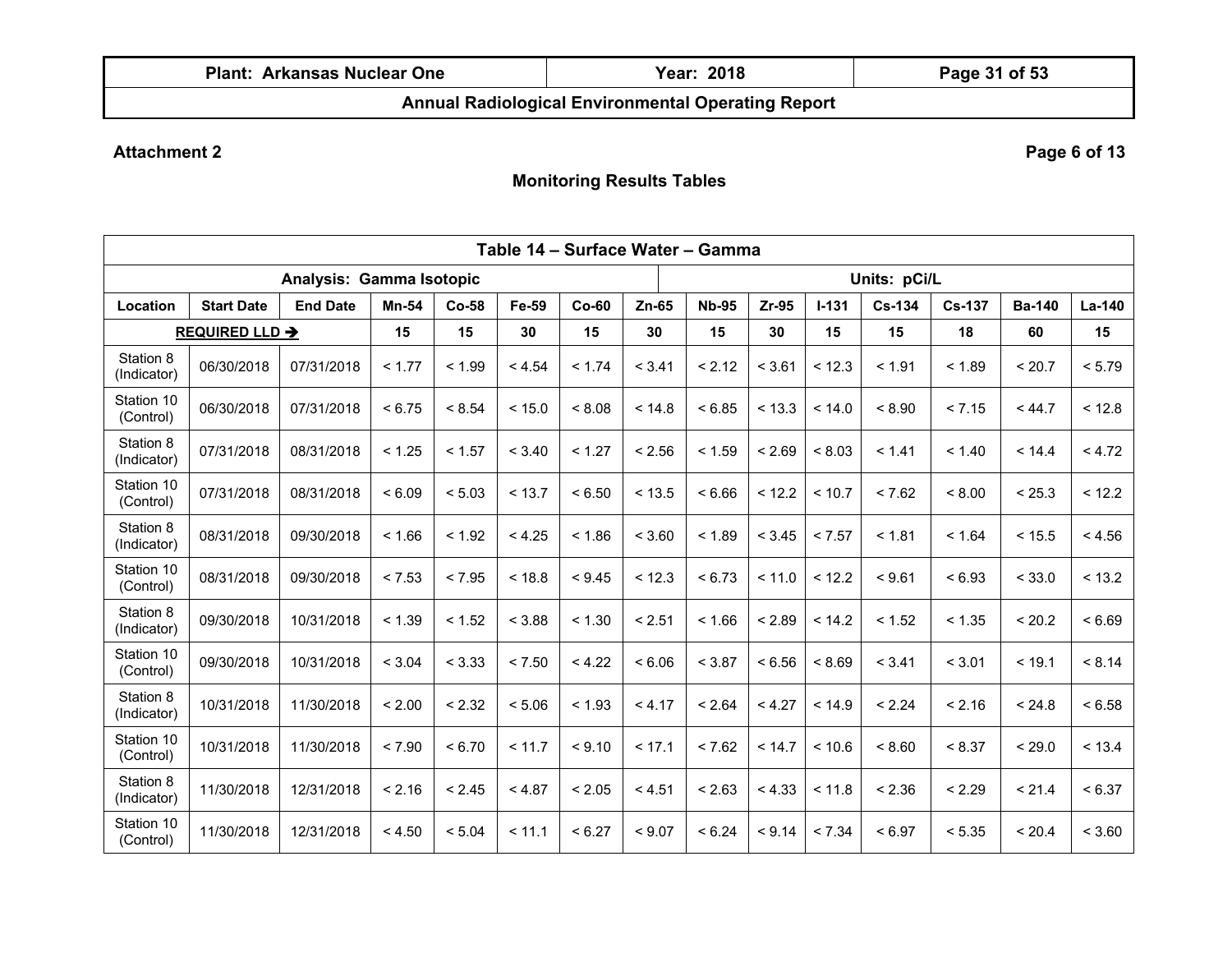**Attachment 2** **Page 6 of 13**

## Monitoring Results Tables

| Table 14 – Surface Water – Gamma | | | | | | | | | | | | | | | |
|---|---|---|---|---|---|---|---|---|---|---|---|---|---|---|---|
| Analysis: Gamma Isotopic | | | | | | | | Units: pCi/L | | | | | | | |
| **Location** | **Start Date** | **End Date** | **Mn-54** | **Co-58** | **Fe-59** | **Co-60** | **Zn-65** | **Nb-95** | **Zr-95** | **I-131** | **Cs-134** | **Cs-137** | **Ba-140** | **La-140** |
| **REQUIRED LLD →** | | | **15** | **15** | **30** | **15** | **30** | **15** | **30** | **15** | **15** | **18** | **60** | **15** |
| Station 8 (Indicator) | 06/30/2018 | 07/31/2018 | < 1.77 | < 1.99 | < 4.54 | < 1.74 | < 3.41 | < 2.12 | < 3.61 | < 12.3 | < 1.91 | < 1.89 | < 20.7 | < 5.79 |
| Station 10 (Control) | 06/30/2018 | 07/31/2018 | < 6.75 | < 8.54 | < 15.0 | < 8.08 | < 14.8 | < 6.85 | < 13.3 | < 14.0 | < 8.90 | < 7.15 | < 44.7 | < 12.8 |
| Station 8 (Indicator) | 07/31/2018 | 08/31/2018 | < 1.25 | < 1.57 | < 3.40 | < 1.27 | < 2.56 | < 1.59 | < 2.69 | < 8.03 | < 1.41 | < 1.40 | < 14.4 | < 4.72 |
| Station 10 (Control) | 07/31/2018 | 08/31/2018 | < 6.09 | < 5.03 | < 13.7 | < 6.50 | < 13.5 | < 6.66 | < 12.2 | < 10.7 | < 7.62 | < 8.00 | < 25.3 | < 12.2 |
| Station 8 (Indicator) | 08/31/2018 | 09/30/2018 | < 1.66 | < 1.92 | < 4.25 | < 1.86 | < 3.60 | < 1.89 | < 3.45 | < 7.57 | < 1.81 | < 1.64 | < 15.5 | < 4.56 |
| Station 10 (Control) | 08/31/2018 | 09/30/2018 | < 7.53 | < 7.95 | < 18.8 | < 9.45 | < 12.3 | < 6.73 | < 11.0 | < 12.2 | < 9.61 | < 6.93 | < 33.0 | < 13.2 |
| Station 8 (Indicator) | 09/30/2018 | 10/31/2018 | < 1.39 | < 1.52 | < 3.88 | < 1.30 | < 2.51 | < 1.66 | < 2.89 | < 14.2 | < 1.52 | < 1.35 | < 20.2 | < 6.69 |
| Station 10 (Control) | 09/30/2018 | 10/31/2018 | < 3.04 | < 3.33 | < 7.50 | < 4.22 | < 6.06 | < 3.87 | < 6.56 | < 8.69 | < 3.41 | < 3.01 | < 19.1 | < 8.14 |
| Station 8 (Indicator) | 10/31/2018 | 11/30/2018 | < 2.00 | < 2.32 | < 5.06 | < 1.93 | < 4.17 | < 2.64 | < 4.27 | < 14.9 | < 2.24 | < 2.16 | < 24.8 | < 6.58 |
| Station 10 (Control) | 10/31/2018 | 11/30/2018 | < 7.90 | < 6.70 | < 11.7 | < 9.10 | < 17.1 | < 7.62 | < 14.7 | < 10.6 | < 8.60 | < 8.37 | < 29.0 | < 13.4 |
| Station 8 (Indicator) | 11/30/2018 | 12/31/2018 | < 2.16 | < 2.45 | < 4.87 | < 2.05 | < 4.51 | < 2.63 | < 4.33 | < 11.8 | < 2.36 | < 2.29 | < 21.4 | < 6.37 |
| Station 10 (Control) | 11/30/2018 | 12/31/2018 | < 4.50 | < 5.04 | < 11.1 | < 6.27 | < 9.07 | < 6.24 | < 9.14 | < 7.34 | < 6.97 | < 5.35 | < 20.4 | < 3.60 |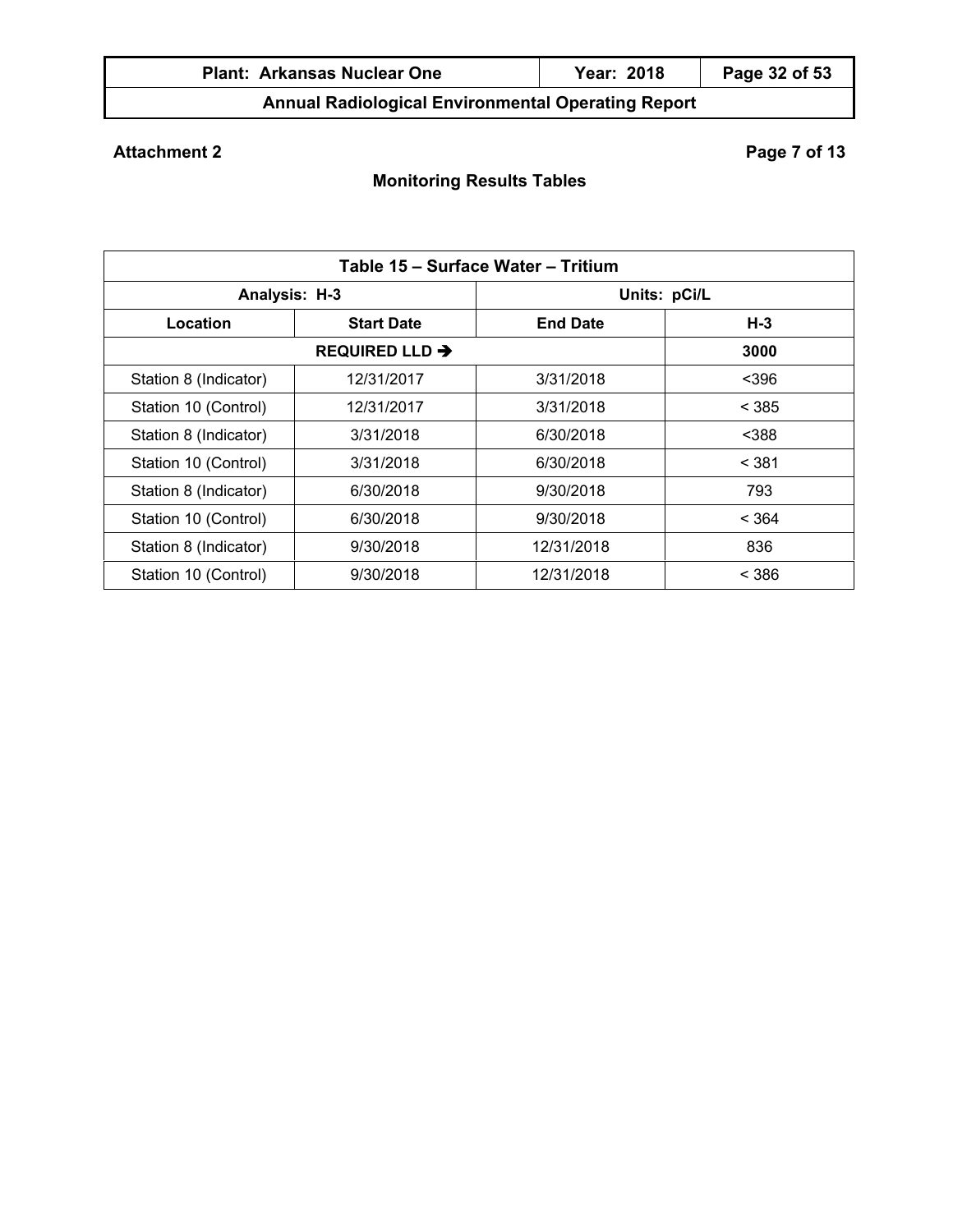**Attachment 2** **Page 7 of 13**

## Monitoring Results Tables

| Table 15 – Surface Water – Tritium | | | |
|---|---|---|---|
| **Analysis: H-3** | | **Units: pCi/L** | |
| **Location** | **Start Date** | **End Date** | **H-3** |
| **REQUIRED LLD ➔** | | | **3000** |
| Station 8 (Indicator) | 12/31/2017 | 3/31/2018 | <396 |
| Station 10 (Control) | 12/31/2017 | 3/31/2018 | < 385 |
| Station 8 (Indicator) | 3/31/2018 | 6/30/2018 | <388 |
| Station 10 (Control) | 3/31/2018 | 6/30/2018 | < 381 |
| Station 8 (Indicator) | 6/30/2018 | 9/30/2018 | 793 |
| Station 10 (Control) | 6/30/2018 | 9/30/2018 | < 364 |
| Station 8 (Indicator) | 9/30/2018 | 12/31/2018 | 836 |
| Station 10 (Control) | 9/30/2018 | 12/31/2018 | < 386 |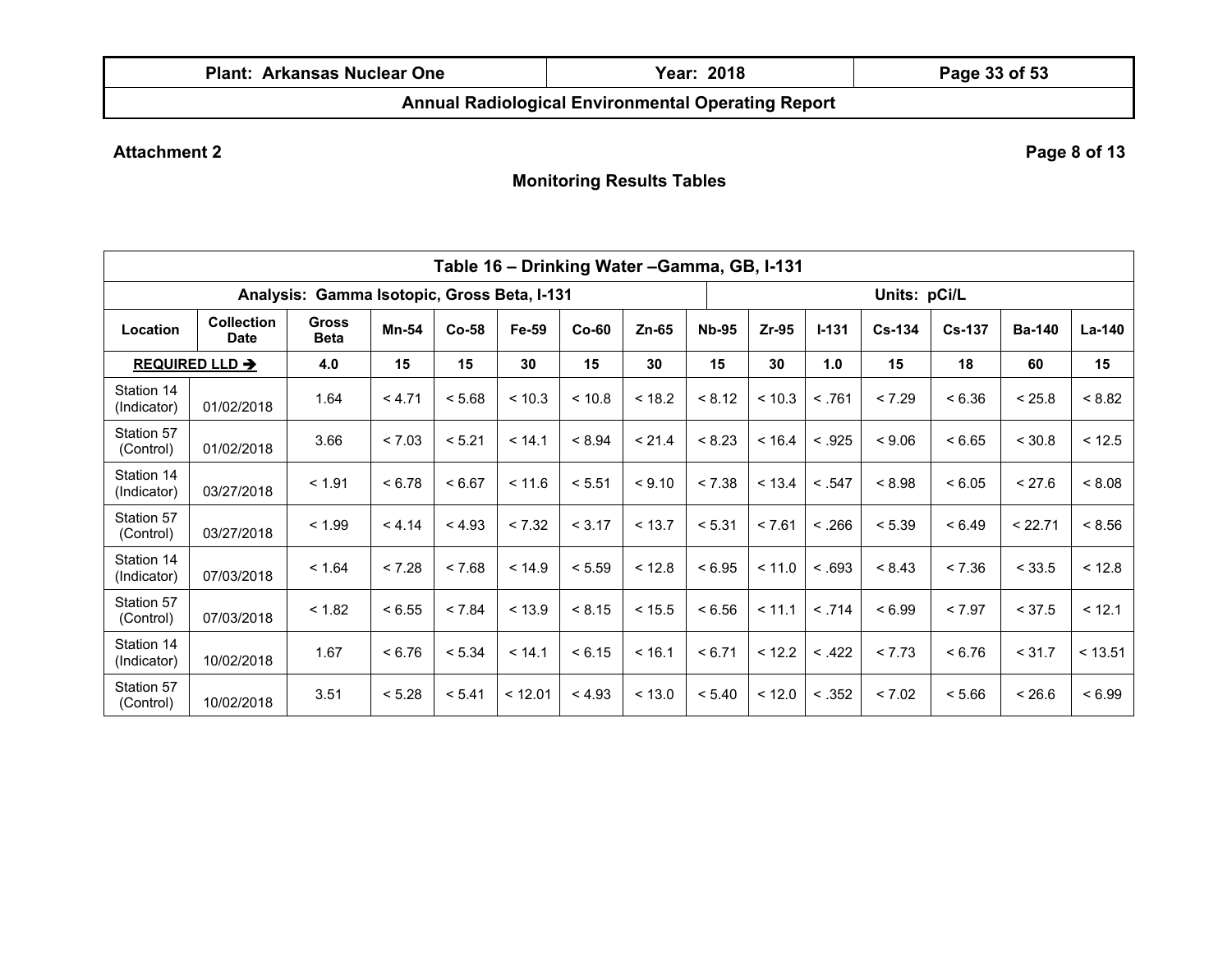**Attachment 2** **Page 8 of 13**

## Monitoring Results Tables

| Table 16 – Drinking Water –Gamma, GB, I-131 | | | | | | | | | | | | | | |
|---|---|---|---|---|---|---|---|---|---|---|---|---|---|---|
| Analysis: Gamma Isotopic, Gross Beta, I-131 | | | | | | | | Units: pCi/L | | | | | | |
| Location | Collection Date | Gross Beta | Mn-54 | Co-58 | Fe-59 | Co-60 | Zn-65 | Nb-95 | Zr-95 | I-131 | Cs-134 | Cs-137 | Ba-140 | La-140 |
| REQUIRED LLD ➔ | | 4.0 | 15 | 15 | 30 | 15 | 30 | 15 | 30 | 1.0 | 15 | 18 | 60 | 15 |
| Station 14 (Indicator) | 01/02/2018 | 1.64 | < 4.71 | < 5.68 | < 10.3 | < 10.8 | < 18.2 | < 8.12 | < 10.3 | < .761 | < 7.29 | < 6.36 | < 25.8 | < 8.82 |
| Station 57 (Control) | 01/02/2018 | 3.66 | < 7.03 | < 5.21 | < 14.1 | < 8.94 | < 21.4 | < 8.23 | < 16.4 | < .925 | < 9.06 | < 6.65 | < 30.8 | < 12.5 |
| Station 14 (Indicator) | 03/27/2018 | < 1.91 | < 6.78 | < 6.67 | < 11.6 | < 5.51 | < 9.10 | < 7.38 | < 13.4 | < .547 | < 8.98 | < 6.05 | < 27.6 | < 8.08 |
| Station 57 (Control) | 03/27/2018 | < 1.99 | < 4.14 | < 4.93 | < 7.32 | < 3.17 | < 13.7 | < 5.31 | < 7.61 | < .266 | < 5.39 | < 6.49 | < 22.71 | < 8.56 |
| Station 14 (Indicator) | 07/03/2018 | < 1.64 | < 7.28 | < 7.68 | < 14.9 | < 5.59 | < 12.8 | < 6.95 | < 11.0 | < .693 | < 8.43 | < 7.36 | < 33.5 | < 12.8 |
| Station 57 (Control) | 07/03/2018 | < 1.82 | < 6.55 | < 7.84 | < 13.9 | < 8.15 | < 15.5 | < 6.56 | < 11.1 | < .714 | < 6.99 | < 7.97 | < 37.5 | < 12.1 |
| Station 14 (Indicator) | 10/02/2018 | 1.67 | < 6.76 | < 5.34 | < 14.1 | < 6.15 | < 16.1 | < 6.71 | < 12.2 | < .422 | < 7.73 | < 6.76 | < 31.7 | < 13.51 |
| Station 57 (Control) | 10/02/2018 | 3.51 | < 5.28 | < 5.41 | < 12.01 | < 4.93 | < 13.0 | < 5.40 | < 12.0 | < .352 | < 7.02 | < 5.66 | < 26.6 | < 6.99 |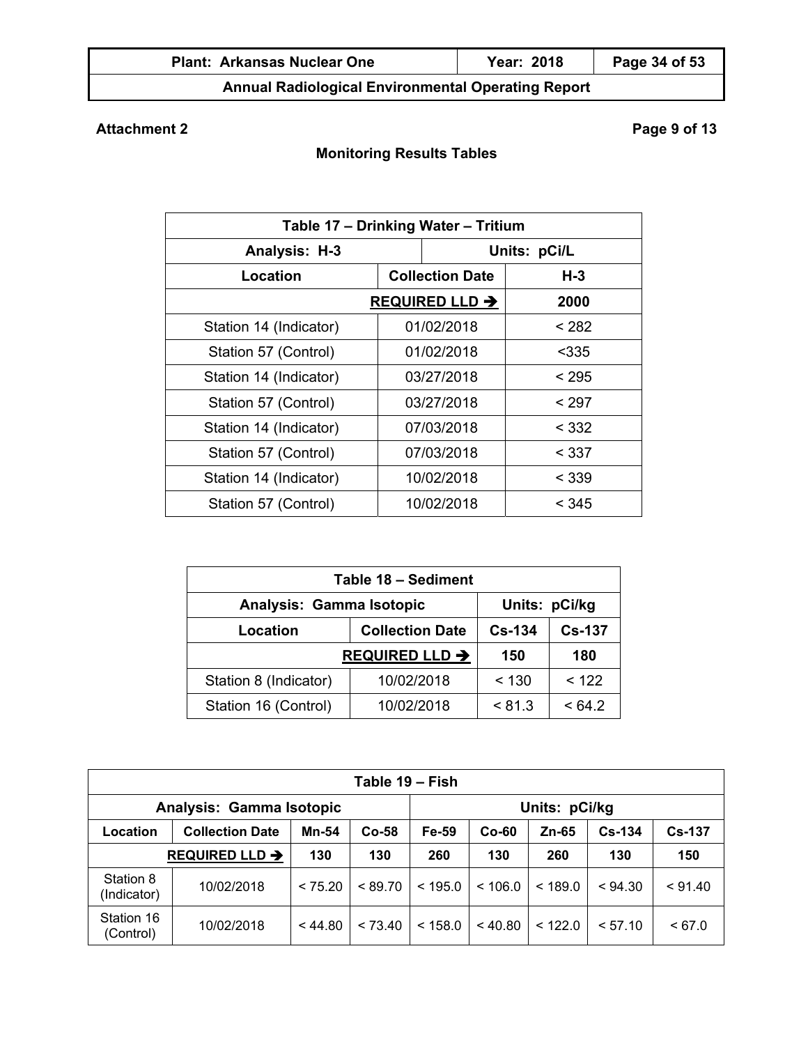**Attachment 2** **Page 9 of 13**

**Monitoring Results Tables**

| Table 17 – Drinking Water – Tritium | | |
|---|---|---|
| **Analysis: H-3** | | **Units: pCi/L** |
| **Location** | **Collection Date** | **H-3** |
| | **REQUIRED LLD →** | **2000** |
| Station 14 (Indicator) | 01/02/2018 | < 282 |
| Station 57 (Control) | 01/02/2018 | <335 |
| Station 14 (Indicator) | 03/27/2018 | < 295 |
| Station 57 (Control) | 03/27/2018 | < 297 |
| Station 14 (Indicator) | 07/03/2018 | < 332 |
| Station 57 (Control) | 07/03/2018 | < 337 |
| Station 14 (Indicator) | 10/02/2018 | < 339 |
| Station 57 (Control) | 10/02/2018 | < 345 |

| Table 18 – Sediment | | | |
|---|---|---|---|
| **Analysis: Gamma Isotopic** | | **Units: pCi/kg** | |
| **Location** | **Collection Date** | **Cs-134** | **Cs-137** |
| | **REQUIRED LLD →** | **150** | **180** |
| Station 8 (Indicator) | 10/02/2018 | < 130 | < 122 |
| Station 16 (Control) | 10/02/2018 | < 81.3 | < 64.2 |

| Table 19 – Fish | | | | | | | | |
|---|---|---|---|---|---|---|---|---|
| **Analysis: Gamma Isotopic** | | | | **Units: pCi/kg** | | | | |
| **Location** | **Collection Date** | **Mn-54** | **Co-58** | **Fe-59** | **Co-60** | **Zn-65** | **Cs-134** | **Cs-137** |
| | **REQUIRED LLD →** | **130** | **130** | **260** | **130** | **260** | **130** | **150** |
| Station 8 (Indicator) | 10/02/2018 | < 75.20 | < 89.70 | < 195.0 | < 106.0 | < 189.0 | < 94.30 | < 91.40 |
| Station 16 (Control) | 10/02/2018 | < 44.80 | < 73.40 | < 158.0 | < 40.80 | < 122.0 | < 57.10 | < 67.0 |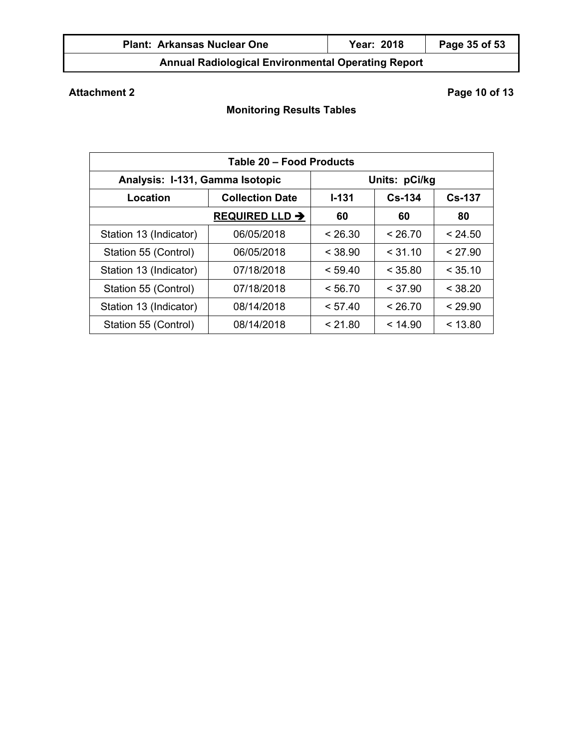**Attachment 2** **Page 10 of 13**

## Monitoring Results Tables

| Table 20 – Food Products | | | | |
|---|---|---|---|---|
| Analysis: I-131, Gamma Isotopic | | Units: pCi/kg | | |
| Location | Collection Date | I-131 | Cs-134 | Cs-137 |
| | REQUIRED LLD ➔ | 60 | 60 | 80 |
| Station 13 (Indicator) | 06/05/2018 | < 26.30 | < 26.70 | < 24.50 |
| Station 55 (Control) | 06/05/2018 | < 38.90 | < 31.10 | < 27.90 |
| Station 13 (Indicator) | 07/18/2018 | < 59.40 | < 35.80 | < 35.10 |
| Station 55 (Control) | 07/18/2018 | < 56.70 | < 37.90 | < 38.20 |
| Station 13 (Indicator) | 08/14/2018 | < 57.40 | < 26.70 | < 29.90 |
| Station 55 (Control) | 08/14/2018 | < 21.80 | < 14.90 | < 13.80 |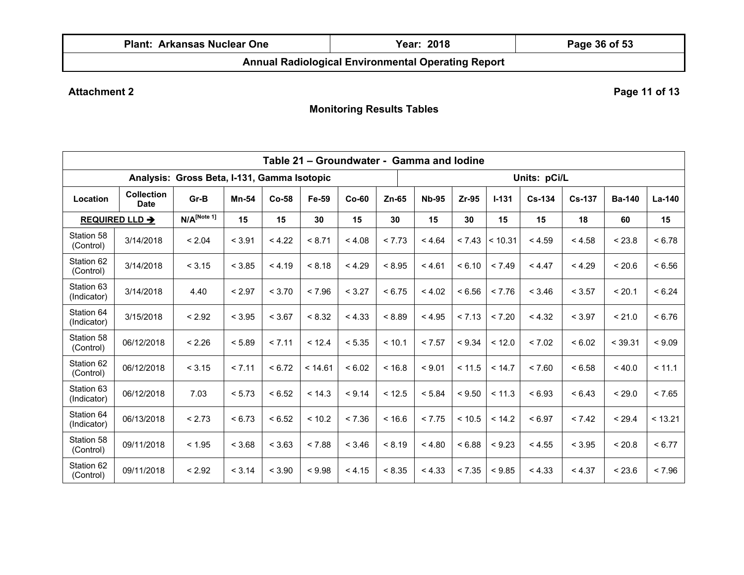**Attachment 2**

## Monitoring Results Tables

| Table 21 – Groundwater - Gamma and Iodine | | | | | | | | | | | | | | |
|---|---|---|---|---|---|---|---|---|---|---|---|---|---|---|
| Analysis: Gross Beta, I-131, Gamma Isotopic | | | | | | | | Units: pCi/L | | | | | | |
| **Location** | **Collection Date** | **Gr-B** | **Mn-54** | **Co-58** | **Fe-59** | **Co-60** | **Zn-65** | **Nb-95** | **Zr-95** | **I-131** | **Cs-134** | **Cs-137** | **Ba-140** | **La-140** |
| **REQUIRED LLD ➔** | | N/A[Note 1] | 15 | 15 | 30 | 15 | 30 | 15 | 30 | 15 | 15 | 18 | 60 | 15 |
| Station 58 (Control) | 3/14/2018 | < 2.04 | < 3.91 | < 4.22 | < 8.71 | < 4.08 | < 7.73 | < 4.64 | < 7.43 | < 10.31 | < 4.59 | < 4.58 | < 23.8 | < 6.78 |
| Station 62 (Control) | 3/14/2018 | < 3.15 | < 3.85 | < 4.19 | < 8.18 | < 4.29 | < 8.95 | < 4.61 | < 6.10 | < 7.49 | < 4.47 | < 4.29 | < 20.6 | < 6.56 |
| Station 63 (Indicator) | 3/14/2018 | 4.40 | < 2.97 | < 3.70 | < 7.96 | < 3.27 | < 6.75 | < 4.02 | < 6.56 | < 7.76 | < 3.46 | < 3.57 | < 20.1 | < 6.24 |
| Station 64 (Indicator) | 3/15/2018 | < 2.92 | < 3.95 | < 3.67 | < 8.32 | < 4.33 | < 8.89 | < 4.95 | < 7.13 | < 7.20 | < 4.32 | < 3.97 | < 21.0 | < 6.76 |
| Station 58 (Control) | 06/12/2018 | < 2.26 | < 5.89 | < 7.11 | < 12.4 | < 5.35 | < 10.1 | < 7.57 | < 9.34 | < 12.0 | < 7.02 | < 6.02 | < 39.31 | < 9.09 |
| Station 62 (Control) | 06/12/2018 | < 3.15 | < 7.11 | < 6.72 | < 14.61 | < 6.02 | < 16.8 | < 9.01 | < 11.5 | < 14.7 | < 7.60 | < 6.58 | < 40.0 | < 11.1 |
| Station 63 (Indicator) | 06/12/2018 | 7.03 | < 5.73 | < 6.52 | < 14.3 | < 9.14 | < 12.5 | < 5.84 | < 9.50 | < 11.3 | < 6.93 | < 6.43 | < 29.0 | < 7.65 |
| Station 64 (Indicator) | 06/13/2018 | < 2.73 | < 6.73 | < 6.52 | < 10.2 | < 7.36 | < 16.6 | < 7.75 | < 10.5 | < 14.2 | < 6.97 | < 7.42 | < 29.4 | < 13.21 |
| Station 58 (Control) | 09/11/2018 | < 1.95 | < 3.68 | < 3.63 | < 7.88 | < 3.46 | < 8.19 | < 4.80 | < 6.88 | < 9.23 | < 4.55 | < 3.95 | < 20.8 | < 6.77 |
| Station 62 (Control) | 09/11/2018 | < 2.92 | < 3.14 | < 3.90 | < 9.98 | < 4.15 | < 8.35 | < 4.33 | < 7.35 | < 9.85 | < 4.33 | < 4.37 | < 23.6 | < 7.96 |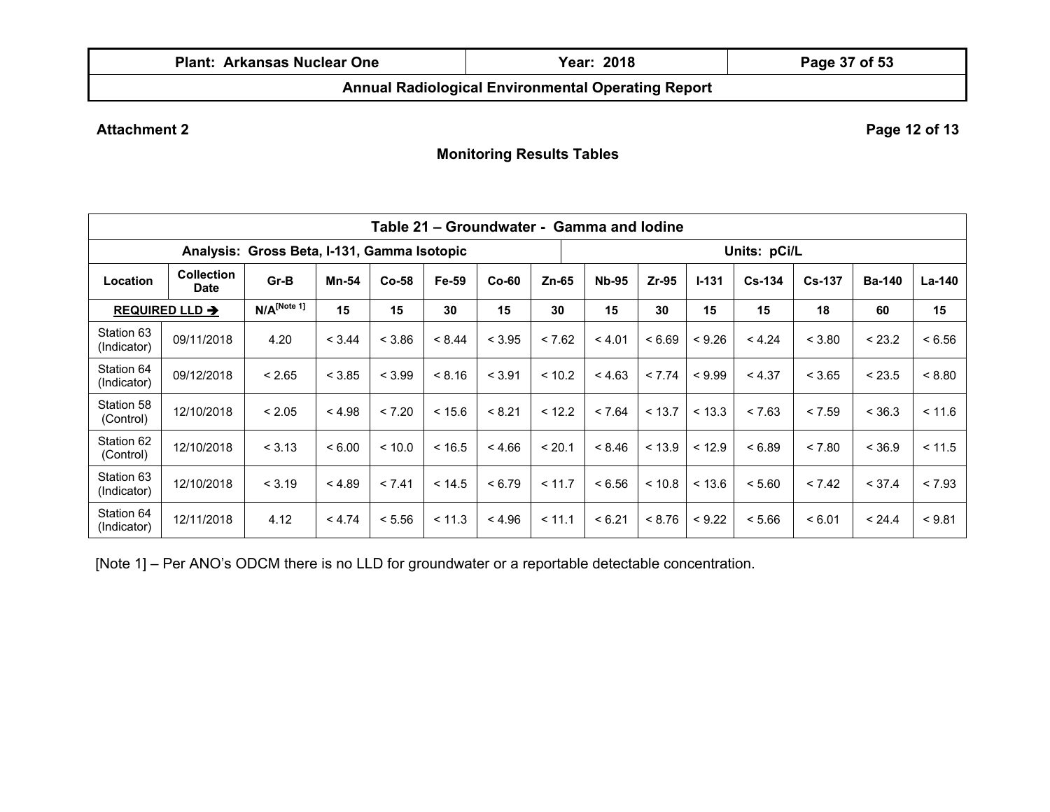**Attachment 2**

**Page 12 of 13**

## Monitoring Results Tables

| Table 21 – Groundwater - Gamma and Iodine | | | | | | | | | | | | | | |
|---|---|---|---|---|---|---|---|---|---|---|---|---|---|---|
| Analysis: Gross Beta, I-131, Gamma Isotopic | | | | | | | | Units: pCi/L | | | | | | |
| **Location** | **Collection Date** | **Gr-B** | **Mn-54** | **Co-58** | **Fe-59** | **Co-60** | **Zn-65** | **Nb-95** | **Zr-95** | **I-131** | **Cs-134** | **Cs-137** | **Ba-140** | **La-140** |
| **REQUIRED LLD ➔** | | N/A[Note 1] | 15 | 15 | 30 | 15 | 30 | 15 | 30 | 15 | 15 | 18 | 60 | 15 |
| Station 63 (Indicator) | 09/11/2018 | 4.20 | < 3.44 | < 3.86 | < 8.44 | < 3.95 | < 7.62 | < 4.01 | < 6.69 | < 9.26 | < 4.24 | < 3.80 | < 23.2 | < 6.56 |
| Station 64 (Indicator) | 09/12/2018 | < 2.65 | < 3.85 | < 3.99 | < 8.16 | < 3.91 | < 10.2 | < 4.63 | < 7.74 | < 9.99 | < 4.37 | < 3.65 | < 23.5 | < 8.80 |
| Station 58 (Control) | 12/10/2018 | < 2.05 | < 4.98 | < 7.20 | < 15.6 | < 8.21 | < 12.2 | < 7.64 | < 13.7 | < 13.3 | < 7.63 | < 7.59 | < 36.3 | < 11.6 |
| Station 62 (Control) | 12/10/2018 | < 3.13 | < 6.00 | < 10.0 | < 16.5 | < 4.66 | < 20.1 | < 8.46 | < 13.9 | < 12.9 | < 6.89 | < 7.80 | < 36.9 | < 11.5 |
| Station 63 (Indicator) | 12/10/2018 | < 3.19 | < 4.89 | < 7.41 | < 14.5 | < 6.79 | < 11.7 | < 6.56 | < 10.8 | < 13.6 | < 5.60 | < 7.42 | < 37.4 | < 7.93 |
| Station 64 (Indicator) | 12/11/2018 | 4.12 | < 4.74 | < 5.56 | < 11.3 | < 4.96 | < 11.1 | < 6.21 | < 8.76 | < 9.22 | < 5.66 | < 6.01 | < 24.4 | < 9.81 |

[Note 1] – Per ANO's ODCM there is no LLD for groundwater or a reportable detectable concentration.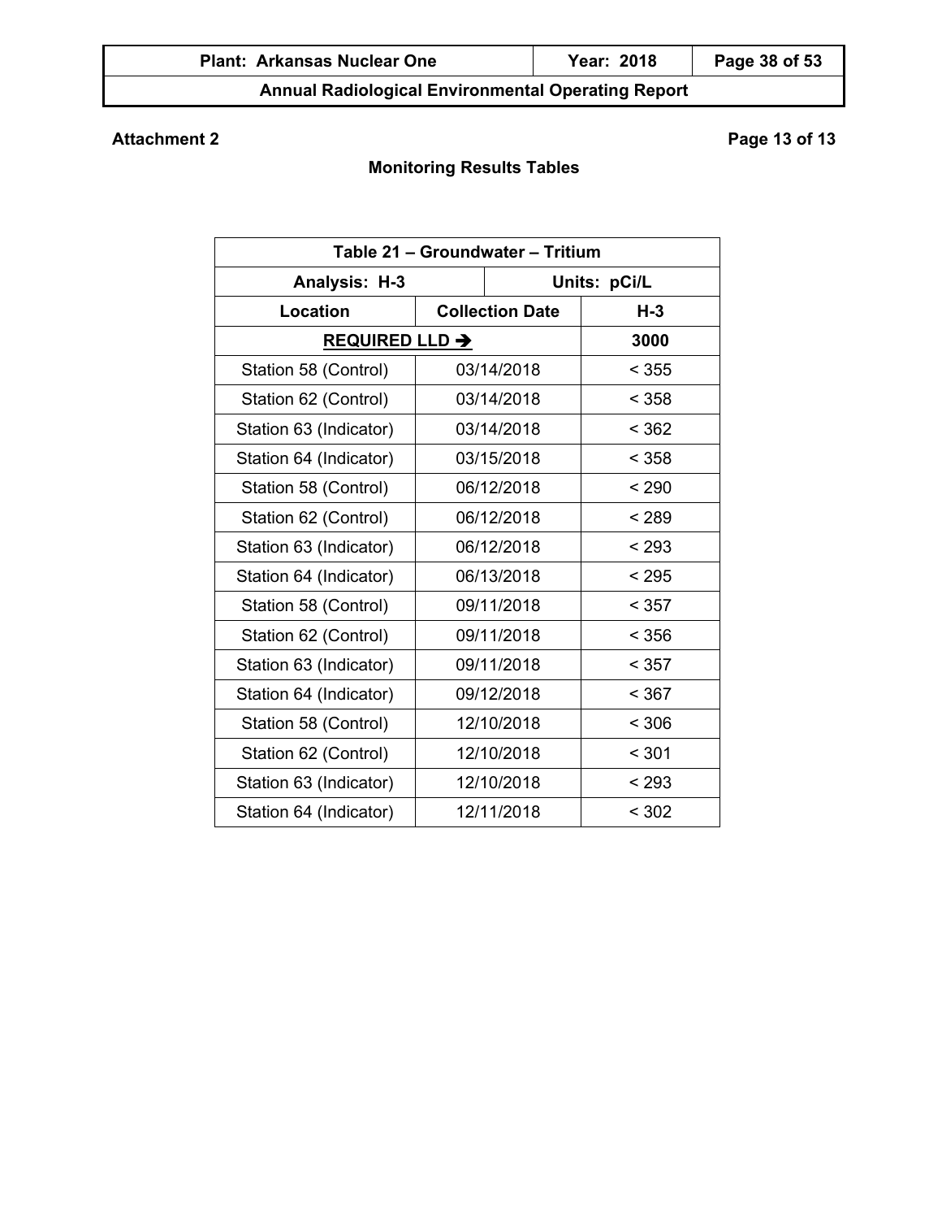**Attachment 2**

**Page 13 of 13**

**Monitoring Results Tables**

| Table 21 – Groundwater – Tritium | | |
|---|---|---|
| **Analysis: H-3** | | **Units: pCi/L** |
| **Location** | **Collection Date** | **H-3** |
| **REQUIRED LLD ➔** | | **3000** |
| Station 58 (Control) | 03/14/2018 | < 355 |
| Station 62 (Control) | 03/14/2018 | < 358 |
| Station 63 (Indicator) | 03/14/2018 | < 362 |
| Station 64 (Indicator) | 03/15/2018 | < 358 |
| Station 58 (Control) | 06/12/2018 | < 290 |
| Station 62 (Control) | 06/12/2018 | < 289 |
| Station 63 (Indicator) | 06/12/2018 | < 293 |
| Station 64 (Indicator) | 06/13/2018 | < 295 |
| Station 58 (Control) | 09/11/2018 | < 357 |
| Station 62 (Control) | 09/11/2018 | < 356 |
| Station 63 (Indicator) | 09/11/2018 | < 357 |
| Station 64 (Indicator) | 09/12/2018 | < 367 |
| Station 58 (Control) | 12/10/2018 | < 306 |
| Station 62 (Control) | 12/10/2018 | < 301 |
| Station 63 (Indicator) | 12/10/2018 | < 293 |
| Station 64 (Indicator) | 12/11/2018 | < 302 |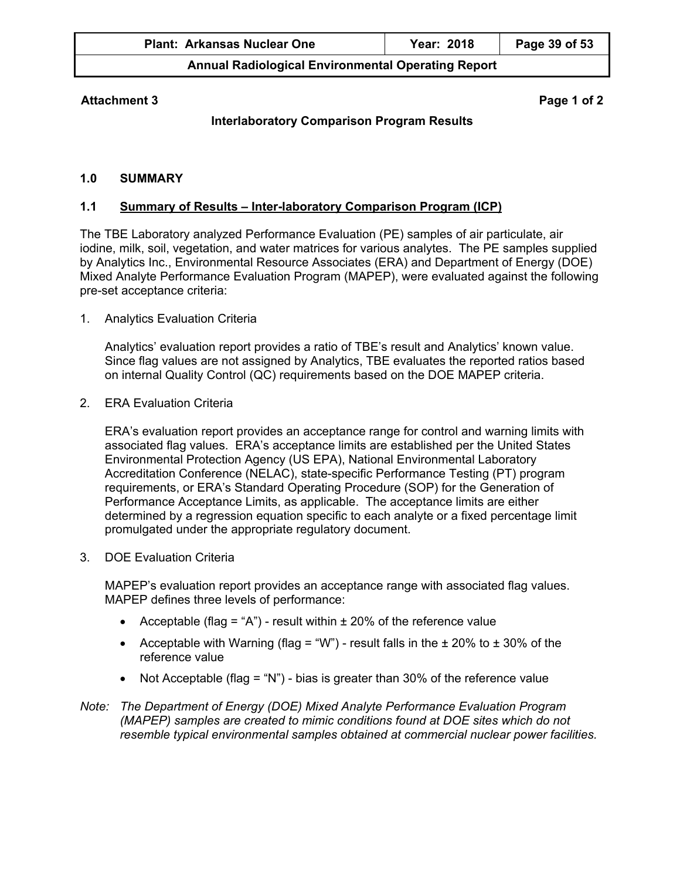**Attachment 3** **Page 1 of 2**

**Interlaboratory Comparison Program Results**

## 1.0 SUMMARY

### 1.1 <u>Summary of Results – Inter-laboratory Comparison Program (ICP)</u>

The TBE Laboratory analyzed Performance Evaluation (PE) samples of air particulate, air iodine, milk, soil, vegetation, and water matrices for various analytes. The PE samples supplied by Analytics Inc., Environmental Resource Associates (ERA) and Department of Energy (DOE) Mixed Analyte Performance Evaluation Program (MAPEP), were evaluated against the following pre-set acceptance criteria:

1. Analytics Evaluation Criteria

   Analytics' evaluation report provides a ratio of TBE's result and Analytics' known value. Since flag values are not assigned by Analytics, TBE evaluates the reported ratios based on internal Quality Control (QC) requirements based on the DOE MAPEP criteria.

2. ERA Evaluation Criteria

   ERA's evaluation report provides an acceptance range for control and warning limits with associated flag values. ERA's acceptance limits are established per the United States Environmental Protection Agency (US EPA), National Environmental Laboratory Accreditation Conference (NELAC), state-specific Performance Testing (PT) program requirements, or ERA's Standard Operating Procedure (SOP) for the Generation of Performance Acceptance Limits, as applicable. The acceptance limits are either determined by a regression equation specific to each analyte or a fixed percentage limit promulgated under the appropriate regulatory document.

3. DOE Evaluation Criteria

   MAPEP's evaluation report provides an acceptance range with associated flag values. MAPEP defines three levels of performance:

   - Acceptable (flag = "A") - result within ± 20% of the reference value
   - Acceptable with Warning (flag = "W") - result falls in the ± 20% to ± 30% of the reference value
   - Not Acceptable (flag = "N") - bias is greater than 30% of the reference value

*Note: The Department of Energy (DOE) Mixed Analyte Performance Evaluation Program (MAPEP) samples are created to mimic conditions found at DOE sites which do not resemble typical environmental samples obtained at commercial nuclear power facilities.*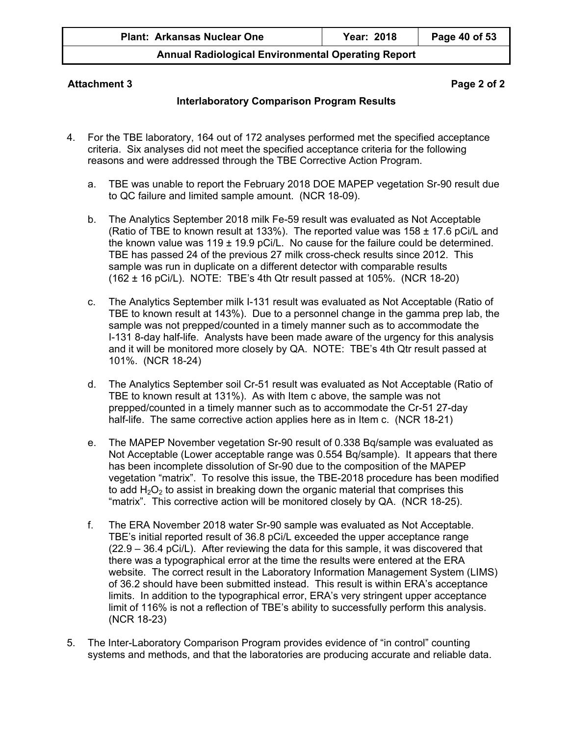**Attachment 3** **Page 2 of 2**

**Interlaboratory Comparison Program Results**

4. For the TBE laboratory, 164 out of 172 analyses performed met the specified acceptance criteria. Six analyses did not meet the specified acceptance criteria for the following reasons and were addressed through the TBE Corrective Action Program.

   a. TBE was unable to report the February 2018 DOE MAPEP vegetation Sr-90 result due to QC failure and limited sample amount. (NCR 18-09).

   b. The Analytics September 2018 milk Fe-59 result was evaluated as Not Acceptable (Ratio of TBE to known result at 133%). The reported value was 158 ± 17.6 pCi/L and the known value was 119 ± 19.9 pCi/L. No cause for the failure could be determined. TBE has passed 24 of the previous 27 milk cross-check results since 2012. This sample was run in duplicate on a different detector with comparable results (162 ± 16 pCi/L). NOTE: TBE's 4th Qtr result passed at 105%. (NCR 18-20)

   c. The Analytics September milk I-131 result was evaluated as Not Acceptable (Ratio of TBE to known result at 143%). Due to a personnel change in the gamma prep lab, the sample was not prepped/counted in a timely manner such as to accommodate the I-131 8-day half-life. Analysts have been made aware of the urgency for this analysis and it will be monitored more closely by QA. NOTE: TBE's 4th Qtr result passed at 101%. (NCR 18-24)

   d. The Analytics September soil Cr-51 result was evaluated as Not Acceptable (Ratio of TBE to known result at 131%). As with Item c above, the sample was not prepped/counted in a timely manner such as to accommodate the Cr-51 27-day half-life. The same corrective action applies here as in Item c. (NCR 18-21)

   e. The MAPEP November vegetation Sr-90 result of 0.338 Bq/sample was evaluated as Not Acceptable (Lower acceptable range was 0.554 Bq/sample). It appears that there has been incomplete dissolution of Sr-90 due to the composition of the MAPEP vegetation "matrix". To resolve this issue, the TBE-2018 procedure has been modified to add $H_2O_2$ to assist in breaking down the organic material that comprises this "matrix". This corrective action will be monitored closely by QA. (NCR 18-25).

   f. The ERA November 2018 water Sr-90 sample was evaluated as Not Acceptable. TBE's initial reported result of 36.8 pCi/L exceeded the upper acceptance range (22.9 – 36.4 pCi/L). After reviewing the data for this sample, it was discovered that there was a typographical error at the time the results were entered at the ERA website. The correct result in the Laboratory Information Management System (LIMS) of 36.2 should have been submitted instead. This result is within ERA's acceptance limits. In addition to the typographical error, ERA's very stringent upper acceptance limit of 116% is not a reflection of TBE's ability to successfully perform this analysis. (NCR 18-23)

5. The Inter-Laboratory Comparison Program provides evidence of "in control" counting systems and methods, and that the laboratories are producing accurate and reliable data.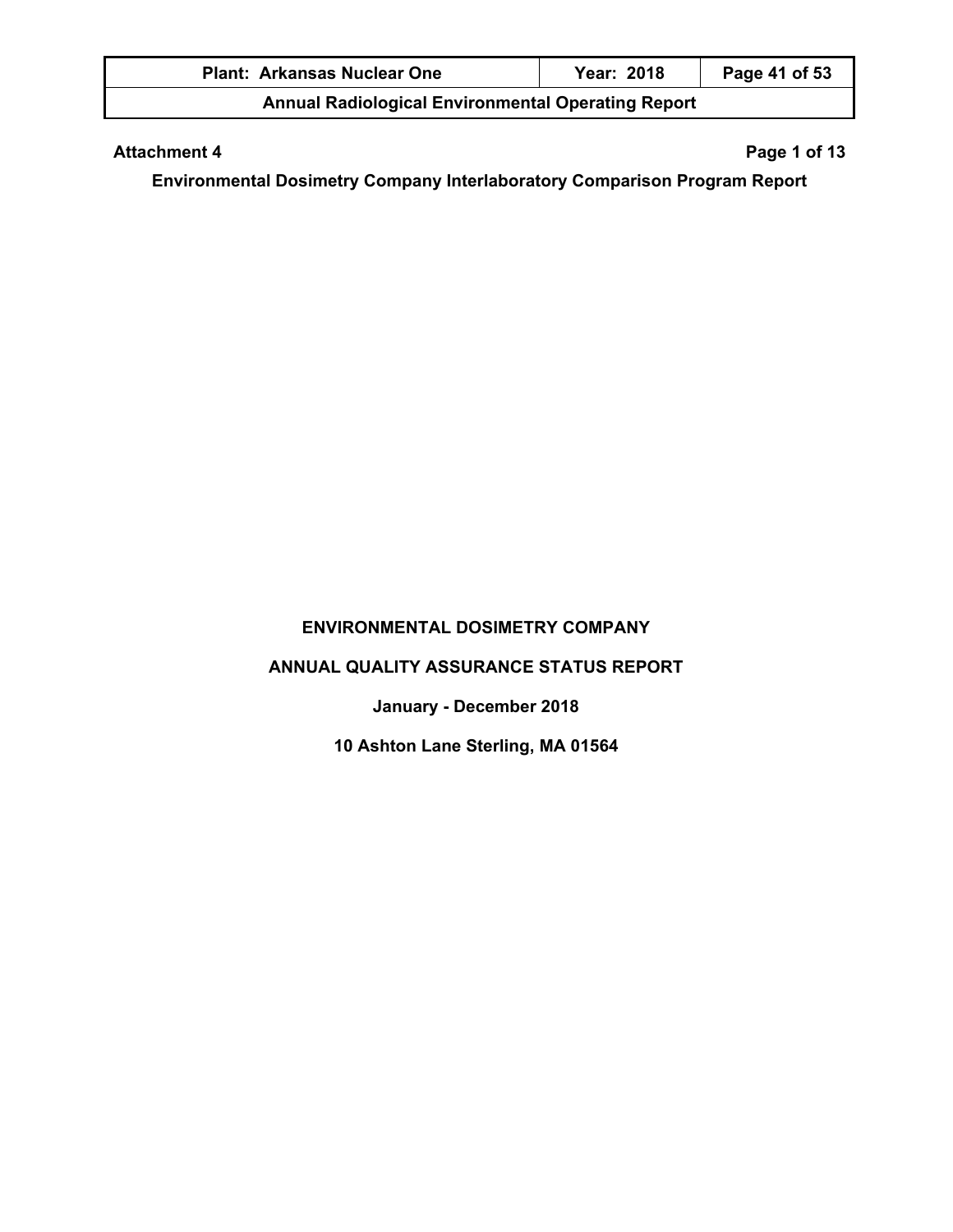**Attachment 4** **Page 1 of 13**

**Environmental Dosimetry Company Interlaboratory Comparison Program Report**

# ENVIRONMENTAL DOSIMETRY COMPANY

## ANNUAL QUALITY ASSURANCE STATUS REPORT

**January - December 2018**

**10 Ashton Lane Sterling, MA 01564**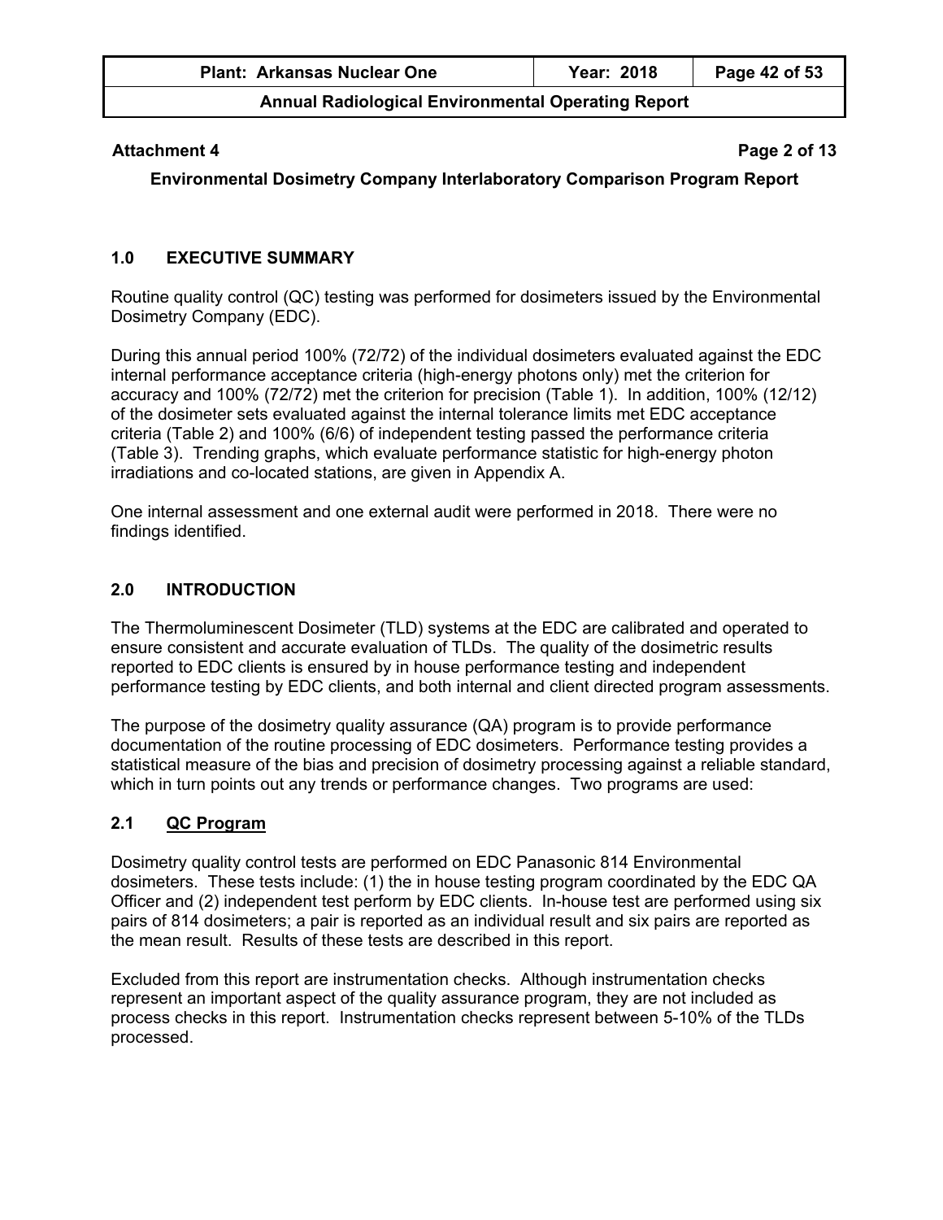**Attachment 4** **Page 2 of 13**

**Environmental Dosimetry Company Interlaboratory Comparison Program Report**

## 1.0 EXECUTIVE SUMMARY

Routine quality control (QC) testing was performed for dosimeters issued by the Environmental Dosimetry Company (EDC).

During this annual period 100% (72/72) of the individual dosimeters evaluated against the EDC internal performance acceptance criteria (high-energy photons only) met the criterion for accuracy and 100% (72/72) met the criterion for precision (Table 1). In addition, 100% (12/12) of the dosimeter sets evaluated against the internal tolerance limits met EDC acceptance criteria (Table 2) and 100% (6/6) of independent testing passed the performance criteria (Table 3). Trending graphs, which evaluate performance statistic for high-energy photon irradiations and co-located stations, are given in Appendix A.

One internal assessment and one external audit were performed in 2018. There were no findings identified.

## 2.0 INTRODUCTION

The Thermoluminescent Dosimeter (TLD) systems at the EDC are calibrated and operated to ensure consistent and accurate evaluation of TLDs. The quality of the dosimetric results reported to EDC clients is ensured by in house performance testing and independent performance testing by EDC clients, and both internal and client directed program assessments.

The purpose of the dosimetry quality assurance (QA) program is to provide performance documentation of the routine processing of EDC dosimeters. Performance testing provides a statistical measure of the bias and precision of dosimetry processing against a reliable standard, which in turn points out any trends or performance changes. Two programs are used:

### 2.1 <u>QC Program</u>

Dosimetry quality control tests are performed on EDC Panasonic 814 Environmental dosimeters. These tests include: (1) the in house testing program coordinated by the EDC QA Officer and (2) independent test perform by EDC clients. In-house test are performed using six pairs of 814 dosimeters; a pair is reported as an individual result and six pairs are reported as the mean result. Results of these tests are described in this report.

Excluded from this report are instrumentation checks. Although instrumentation checks represent an important aspect of the quality assurance program, they are not included as process checks in this report. Instrumentation checks represent between 5-10% of the TLDs processed.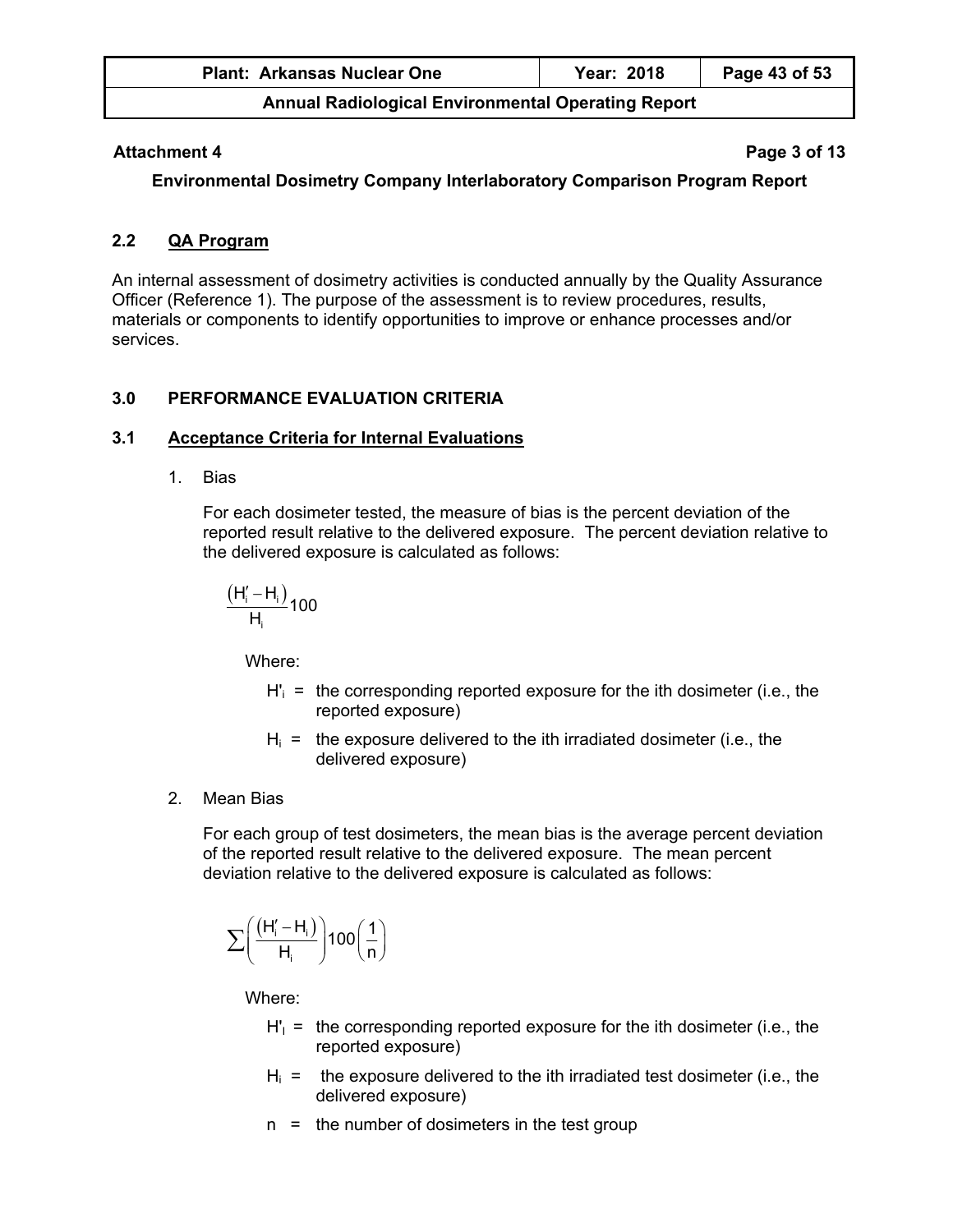**Attachment 4** **Page 3 of 13**

**Environmental Dosimetry Company Interlaboratory Comparison Program Report**

## 2.2 QA Program

An internal assessment of dosimetry activities is conducted annually by the Quality Assurance Officer (Reference 1). The purpose of the assessment is to review procedures, results, materials or components to identify opportunities to improve or enhance processes and/or services.

## 3.0 PERFORMANCE EVALUATION CRITERIA

### 3.1 Acceptance Criteria for Internal Evaluations

1. Bias

   For each dosimeter tested, the measure of bias is the percent deviation of the reported result relative to the delivered exposure. The percent deviation relative to the delivered exposure is calculated as follows:

   $$\frac{(H_i' - H_i)}{H_i}100$$

   Where:

   $H'_i$ = the corresponding reported exposure for the ith dosimeter (i.e., the reported exposure)

   $H_i$ = the exposure delivered to the ith irradiated dosimeter (i.e., the delivered exposure)

2. Mean Bias

   For each group of test dosimeters, the mean bias is the average percent deviation of the reported result relative to the delivered exposure. The mean percent deviation relative to the delivered exposure is calculated as follows:

   $$\sum\left(\frac{(H_i' - H_i)}{H_i}\right)100\left(\frac{1}{n}\right)$$

   Where:

   $H'_I$ = the corresponding reported exposure for the ith dosimeter (i.e., the reported exposure)

   $H_i$ = the exposure delivered to the ith irradiated test dosimeter (i.e., the delivered exposure)

   $n$ = the number of dosimeters in the test group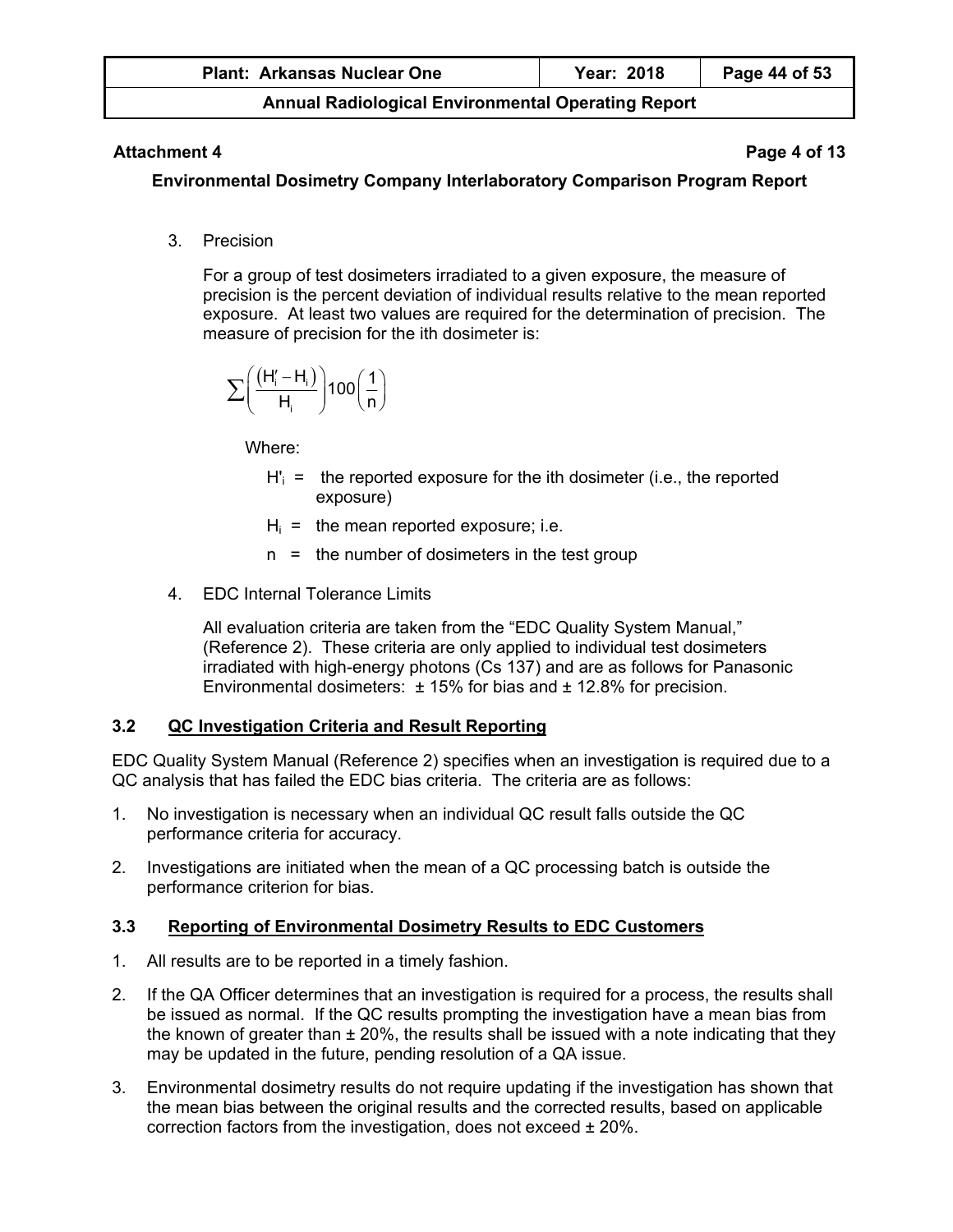**Attachment 4** **Page 4 of 13**

**Environmental Dosimetry Company Interlaboratory Comparison Program Report**

3. Precision

   For a group of test dosimeters irradiated to a given exposure, the measure of precision is the percent deviation of individual results relative to the mean reported exposure. At least two values are required for the determination of precision. The measure of precision for the ith dosimeter is:

$$\sum\left(\frac{(H_i' - H_i)}{H_i}\right)100\left(\frac{1}{n}\right)$$

   Where:

   $H'_i$ = the reported exposure for the ith dosimeter (i.e., the reported exposure)

   $H_i$ = the mean reported exposure; i.e.

   $n$ = the number of dosimeters in the test group

4. EDC Internal Tolerance Limits

   All evaluation criteria are taken from the "EDC Quality System Manual," (Reference 2). These criteria are only applied to individual test dosimeters irradiated with high-energy photons (Cs 137) and are as follows for Panasonic Environmental dosimeters: ± 15% for bias and ± 12.8% for precision.

### 3.2 QC Investigation Criteria and Result Reporting

EDC Quality System Manual (Reference 2) specifies when an investigation is required due to a QC analysis that has failed the EDC bias criteria. The criteria are as follows:

1. No investigation is necessary when an individual QC result falls outside the QC performance criteria for accuracy.
2. Investigations are initiated when the mean of a QC processing batch is outside the performance criterion for bias.

### 3.3 Reporting of Environmental Dosimetry Results to EDC Customers

1. All results are to be reported in a timely fashion.
2. If the QA Officer determines that an investigation is required for a process, the results shall be issued as normal. If the QC results prompting the investigation have a mean bias from the known of greater than ± 20%, the results shall be issued with a note indicating that they may be updated in the future, pending resolution of a QA issue.
3. Environmental dosimetry results do not require updating if the investigation has shown that the mean bias between the original results and the corrected results, based on applicable correction factors from the investigation, does not exceed ± 20%.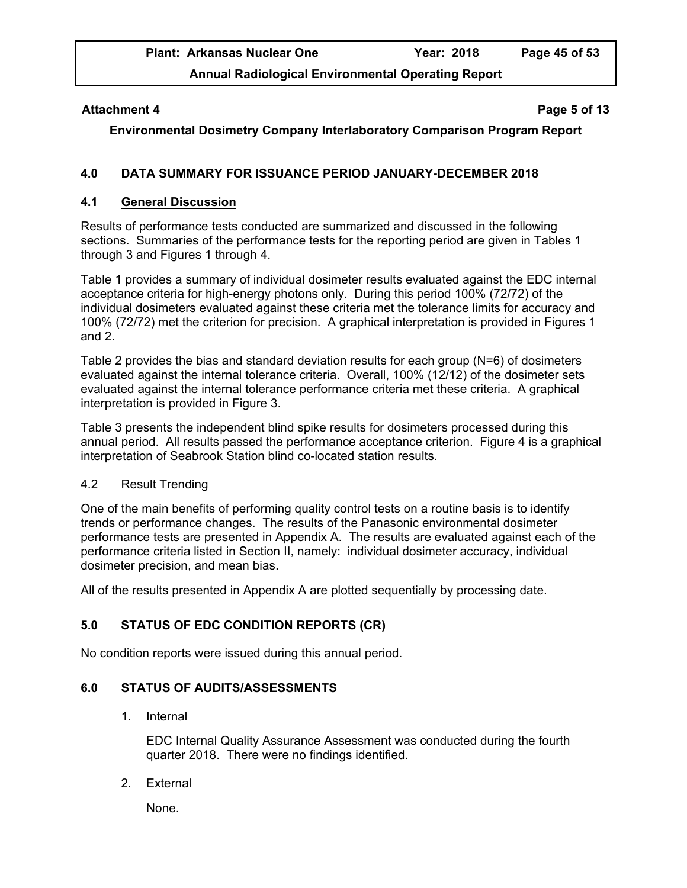**Attachment 4** **Page 5 of 13**

**Environmental Dosimetry Company Interlaboratory Comparison Program Report**

## 4.0 DATA SUMMARY FOR ISSUANCE PERIOD JANUARY-DECEMBER 2018

### 4.1 General Discussion

Results of performance tests conducted are summarized and discussed in the following sections. Summaries of the performance tests for the reporting period are given in Tables 1 through 3 and Figures 1 through 4.

Table 1 provides a summary of individual dosimeter results evaluated against the EDC internal acceptance criteria for high-energy photons only. During this period 100% (72/72) of the individual dosimeters evaluated against these criteria met the tolerance limits for accuracy and 100% (72/72) met the criterion for precision. A graphical interpretation is provided in Figures 1 and 2.

Table 2 provides the bias and standard deviation results for each group (N=6) of dosimeters evaluated against the internal tolerance criteria. Overall, 100% (12/12) of the dosimeter sets evaluated against the internal tolerance performance criteria met these criteria. A graphical interpretation is provided in Figure 3.

Table 3 presents the independent blind spike results for dosimeters processed during this annual period. All results passed the performance acceptance criterion. Figure 4 is a graphical interpretation of Seabrook Station blind co-located station results.

### 4.2 Result Trending

One of the main benefits of performing quality control tests on a routine basis is to identify trends or performance changes. The results of the Panasonic environmental dosimeter performance tests are presented in Appendix A. The results are evaluated against each of the performance criteria listed in Section II, namely: individual dosimeter accuracy, individual dosimeter precision, and mean bias.

All of the results presented in Appendix A are plotted sequentially by processing date.

## 5.0 STATUS OF EDC CONDITION REPORTS (CR)

No condition reports were issued during this annual period.

## 6.0 STATUS OF AUDITS/ASSESSMENTS

1. Internal

   EDC Internal Quality Assurance Assessment was conducted during the fourth quarter 2018. There were no findings identified.

2. External

   None.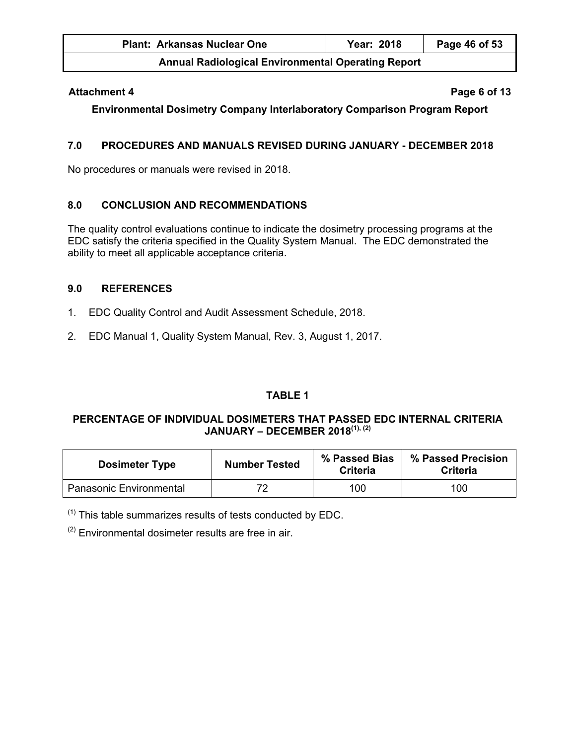**Attachment 4** **Page 6 of 13**

**Environmental Dosimetry Company Interlaboratory Comparison Program Report**

## 7.0 PROCEDURES AND MANUALS REVISED DURING JANUARY - DECEMBER 2018

No procedures or manuals were revised in 2018.

## 8.0 CONCLUSION AND RECOMMENDATIONS

The quality control evaluations continue to indicate the dosimetry processing programs at the EDC satisfy the criteria specified in the Quality System Manual. The EDC demonstrated the ability to meet all applicable acceptance criteria.

## 9.0 REFERENCES

1. EDC Quality Control and Audit Assessment Schedule, 2018.
2. EDC Manual 1, Quality System Manual, Rev. 3, August 1, 2017.

### TABLE 1

**PERCENTAGE OF INDIVIDUAL DOSIMETERS THAT PASSED EDC INTERNAL CRITERIA JANUARY – DECEMBER 2018(1), (2)**

| Dosimeter Type | Number Tested | % Passed Bias Criteria | % Passed Precision Criteria |
|---|---|---|---|
| Panasonic Environmental | 72 | 100 | 100 |

(1) This table summarizes results of tests conducted by EDC.

(2) Environmental dosimeter results are free in air.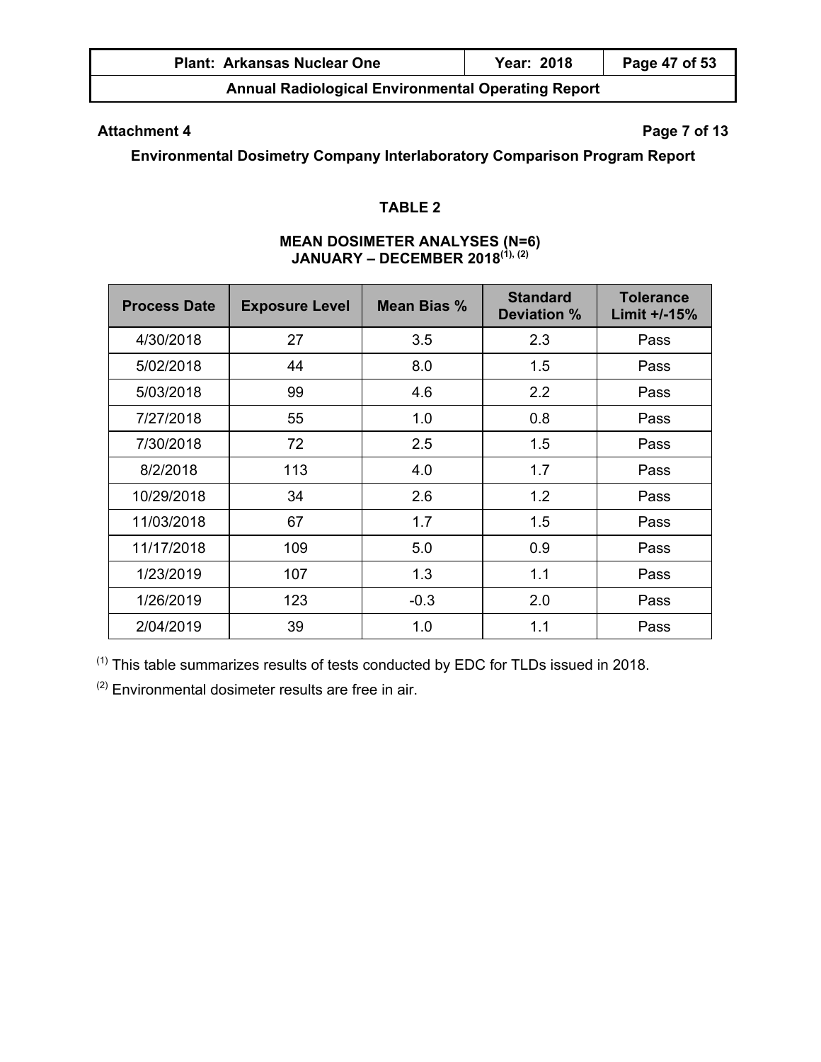**Attachment 4**

**Page 7 of 13**

**Environmental Dosimetry Company Interlaboratory Comparison Program Report**

**TABLE 2**

**MEAN DOSIMETER ANALYSES (N=6)**
**JANUARY – DECEMBER 2018[(1), (2)]**

| Process Date | Exposure Level | Mean Bias % | Standard Deviation % | Tolerance Limit +/-15% |
|---|---|---|---|---|
| 4/30/2018 | 27 | 3.5 | 2.3 | Pass |
| 5/02/2018 | 44 | 8.0 | 1.5 | Pass |
| 5/03/2018 | 99 | 4.6 | 2.2 | Pass |
| 7/27/2018 | 55 | 1.0 | 0.8 | Pass |
| 7/30/2018 | 72 | 2.5 | 1.5 | Pass |
| 8/2/2018 | 113 | 4.0 | 1.7 | Pass |
| 10/29/2018 | 34 | 2.6 | 1.2 | Pass |
| 11/03/2018 | 67 | 1.7 | 1.5 | Pass |
| 11/17/2018 | 109 | 5.0 | 0.9 | Pass |
| 1/23/2019 | 107 | 1.3 | 1.1 | Pass |
| 1/26/2019 | 123 | -0.3 | 2.0 | Pass |
| 2/04/2019 | 39 | 1.0 | 1.1 | Pass |

[(1)] This table summarizes results of tests conducted by EDC for TLDs issued in 2018.

[(2)] Environmental dosimeter results are free in air.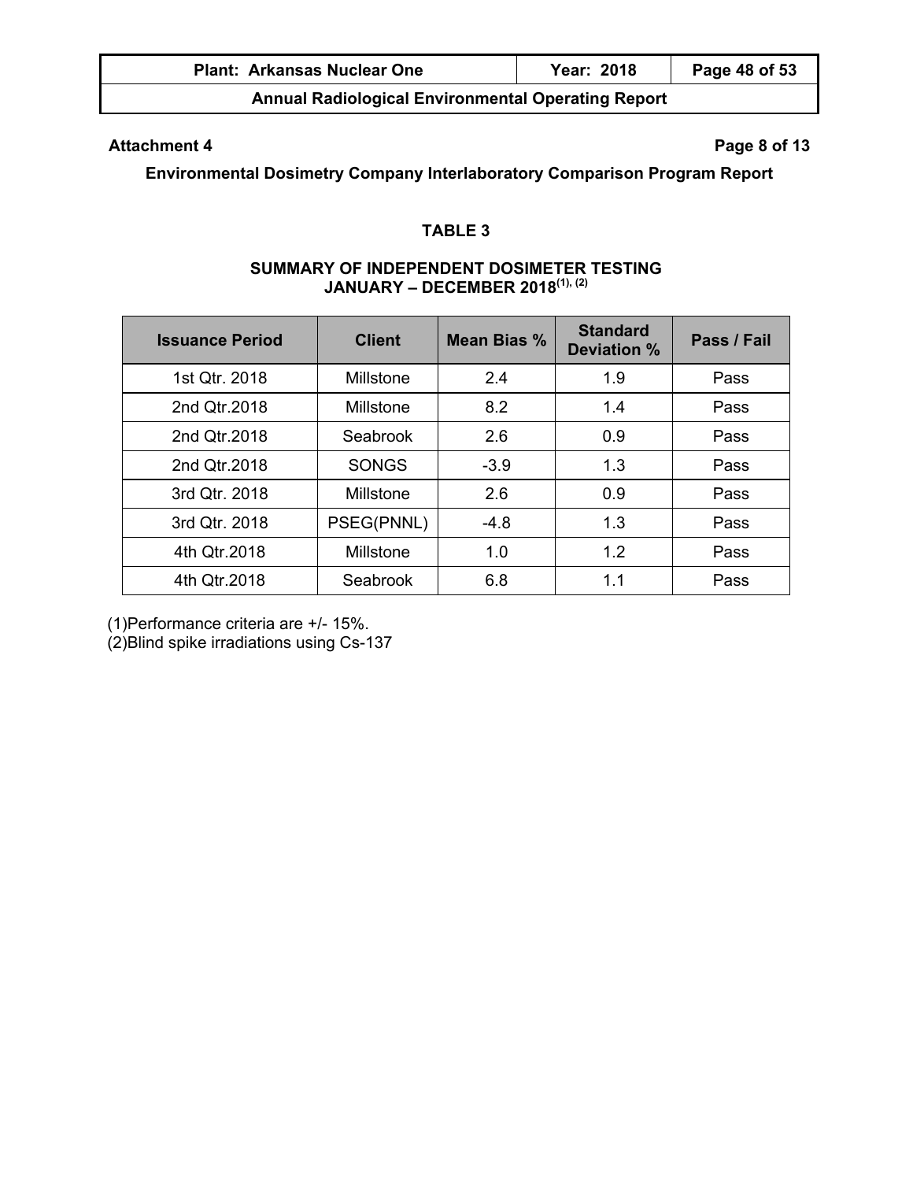**Attachment 4**

**Page 8 of 13**

**Environmental Dosimetry Company Interlaboratory Comparison Program Report**

## TABLE 3

### SUMMARY OF INDEPENDENT DOSIMETER TESTING JANUARY – DECEMBER 2018[(1), (2)]

| Issuance Period | Client | Mean Bias % | Standard Deviation % | Pass / Fail |
|---|---|---|---|---|
| 1st Qtr. 2018 | Millstone | 2.4 | 1.9 | Pass |
| 2nd Qtr.2018 | Millstone | 8.2 | 1.4 | Pass |
| 2nd Qtr.2018 | Seabrook | 2.6 | 0.9 | Pass |
| 2nd Qtr.2018 | SONGS | -3.9 | 1.3 | Pass |
| 3rd Qtr. 2018 | Millstone | 2.6 | 0.9 | Pass |
| 3rd Qtr. 2018 | PSEG(PNNL) | -4.8 | 1.3 | Pass |
| 4th Qtr.2018 | Millstone | 1.0 | 1.2 | Pass |
| 4th Qtr.2018 | Seabrook | 6.8 | 1.1 | Pass |

(1)Performance criteria are +/- 15%.
(2)Blind spike irradiations using Cs-137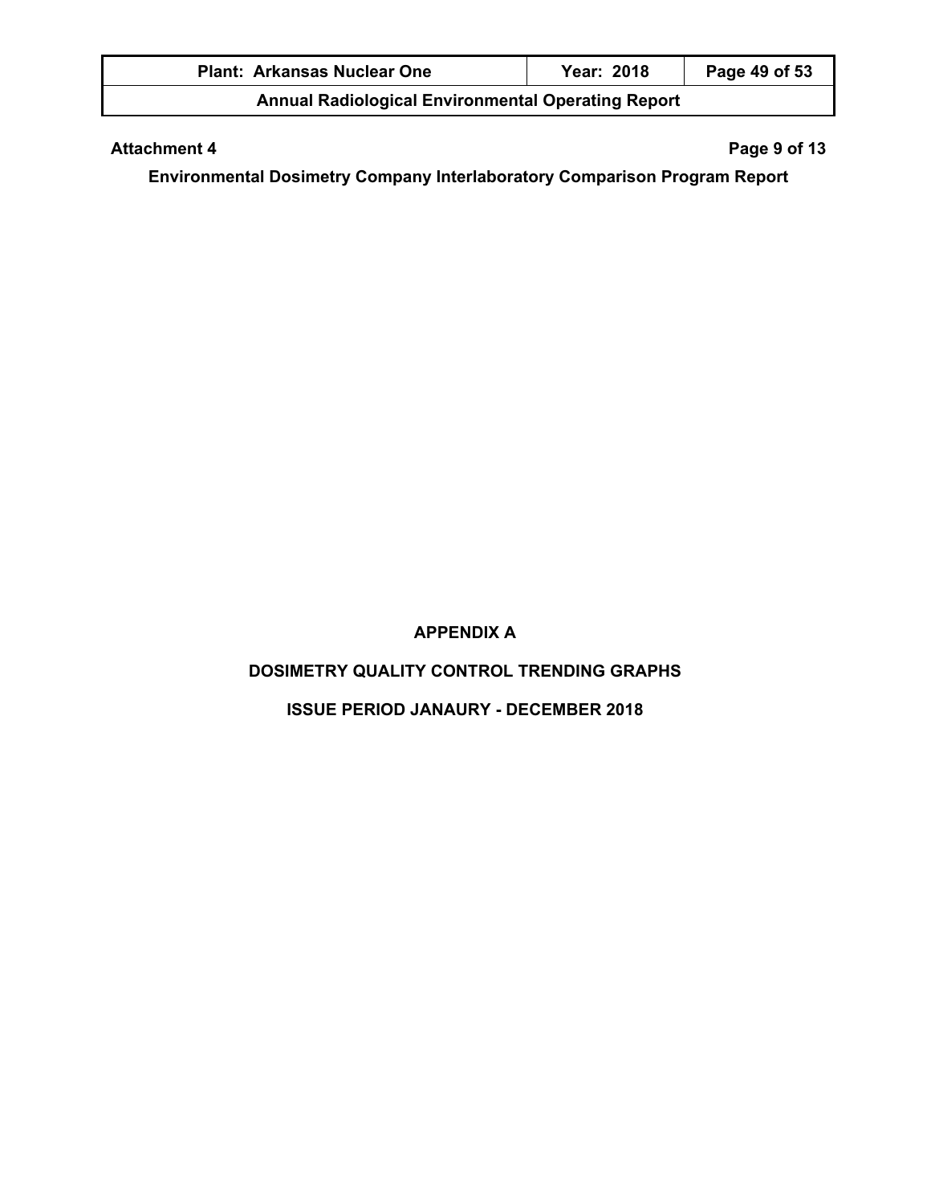**Attachment 4**

**Environmental Dosimetry Company Interlaboratory Comparison Program Report**

## APPENDIX A

## DOSIMETRY QUALITY CONTROL TRENDING GRAPHS

## ISSUE PERIOD JANAURY - DECEMBER 2018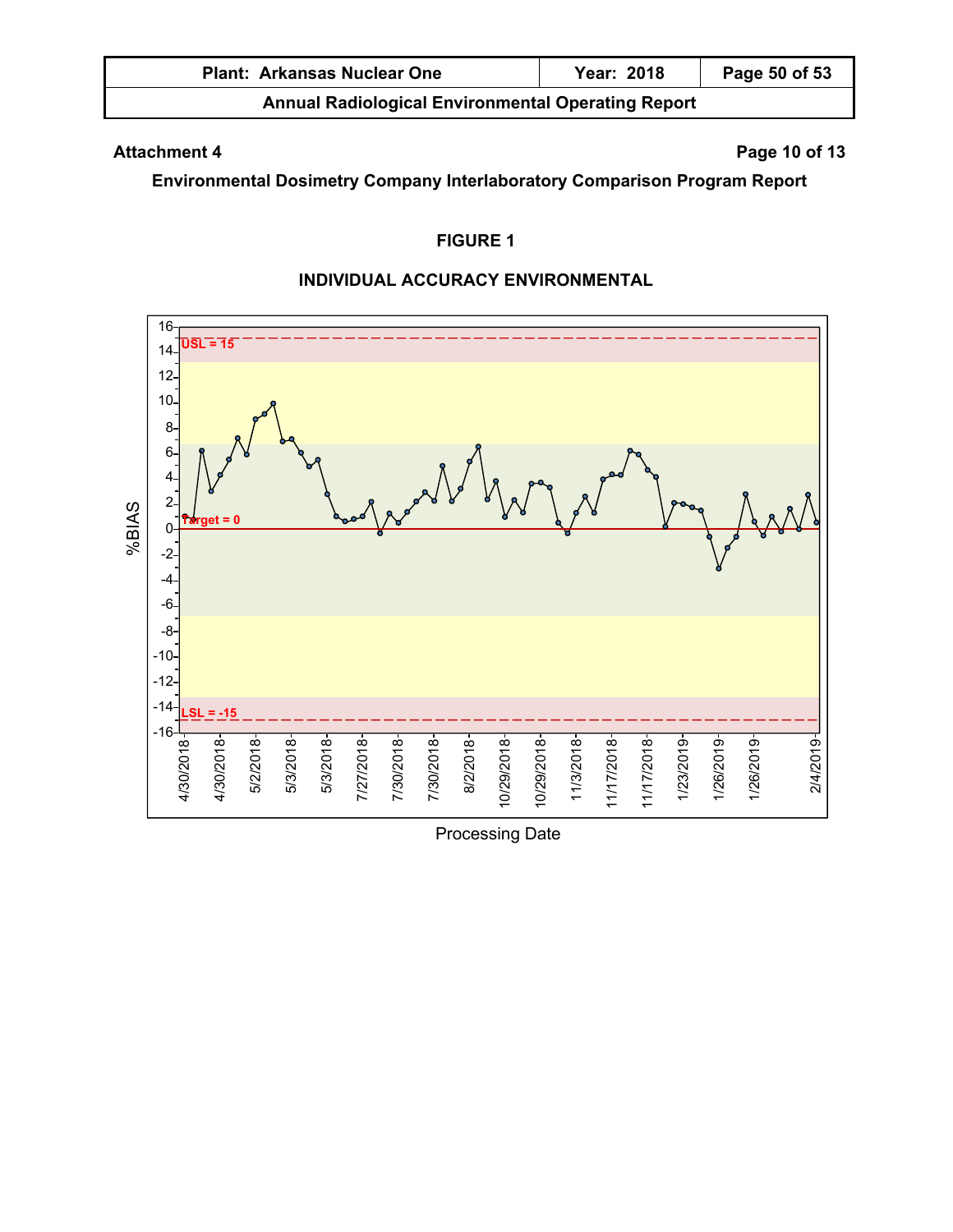Attachment 4 — Page 10 of 13

**Environmental Dosimetry Company Interlaboratory Comparison Program Report**

## FIGURE 1

### INDIVIDUAL ACCURACY ENVIRONMENTAL

USL = 15

Target = 0

LSL = -15

%BIAS

4/30/2018, 4/30/2018, 5/2/2018, 5/3/2018, 5/3/2018, 7/27/2018, 7/30/2018, 7/30/2018, 8/2/2018, 10/29/2018, 10/29/2018, 11/3/2018, 11/17/2018, 11/17/2018, 1/23/2019, 1/26/2019, 1/26/2019, 2/4/2019

Processing Date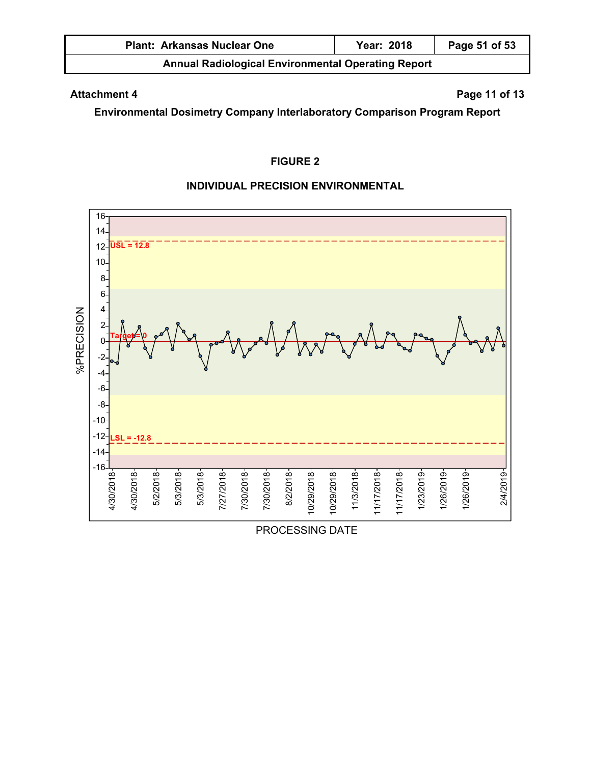**Attachment 4**

**Environmental Dosimetry Company Interlaboratory Comparison Program Report**

**FIGURE 2**

**INDIVIDUAL PRECISION ENVIRONMENTAL**

USL = 12.8

Target = 0

LSL = -12.8

%PRECISION

PROCESSING DATE

4/30/2018, 4/30/2018, 5/2/2018, 5/3/2018, 5/3/2018, 7/27/2018, 7/30/2018, 7/30/2018, 8/2/2018, 10/29/2018, 10/29/2018, 11/3/2018, 11/17/2018, 11/17/2018, 1/23/2019, 1/26/2019, 1/26/2019, 2/4/2019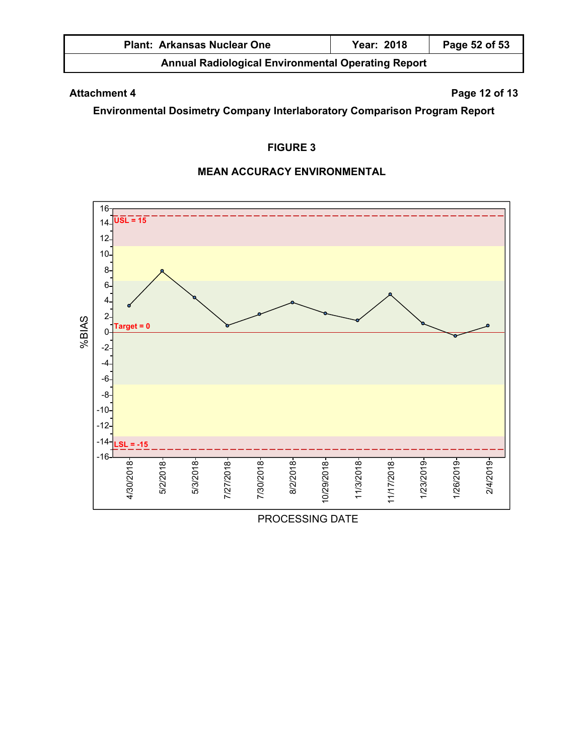Attachment 4

Environmental Dosimetry Company Interlaboratory Comparison Program Report

**FIGURE 3**

**MEAN ACCURACY ENVIRONMENTAL**

%BIAS

USL = 15

Target = 0

LSL = -15

| PROCESSING DATE | 4/30/2018 | 5/2/2018 | 5/3/2018 | 7/27/2018 | 7/30/2018 | 8/2/2018 | 10/29/2018 | 11/3/2018 | 11/17/2018 | 1/23/2019 | 1/26/2019 | 2/4/2019 |
|---|---|---|---|---|---|---|---|---|---|---|---|---|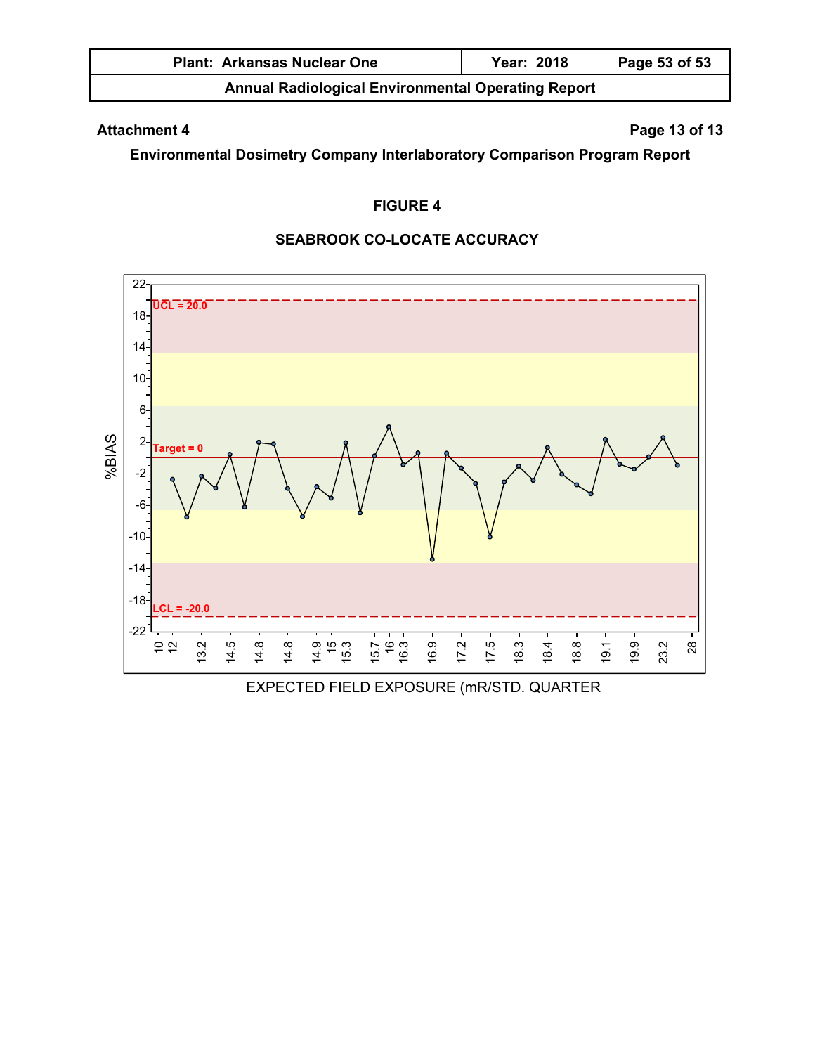**Attachment 4**

**Page 13 of 13**

**Environmental Dosimetry Company Interlaboratory Comparison Program Report**

**FIGURE 4**

**SEABROOK CO-LOCATE ACCURACY**

UCL = 20.0

Target = 0

LCL = -20.0

%BIAS

22
18
14
10
6
2
-2
-6
-10
-14
-18
-22

10 12 13.2 14.5 14.8 14.8 14.9 15 15.3 15.7 16 16.3 16.9 17.2 17.5 18.3 18.4 18.8 19.1 19.9 23.2 28

EXPECTED FIELD EXPOSURE (mR/STD. QUARTER